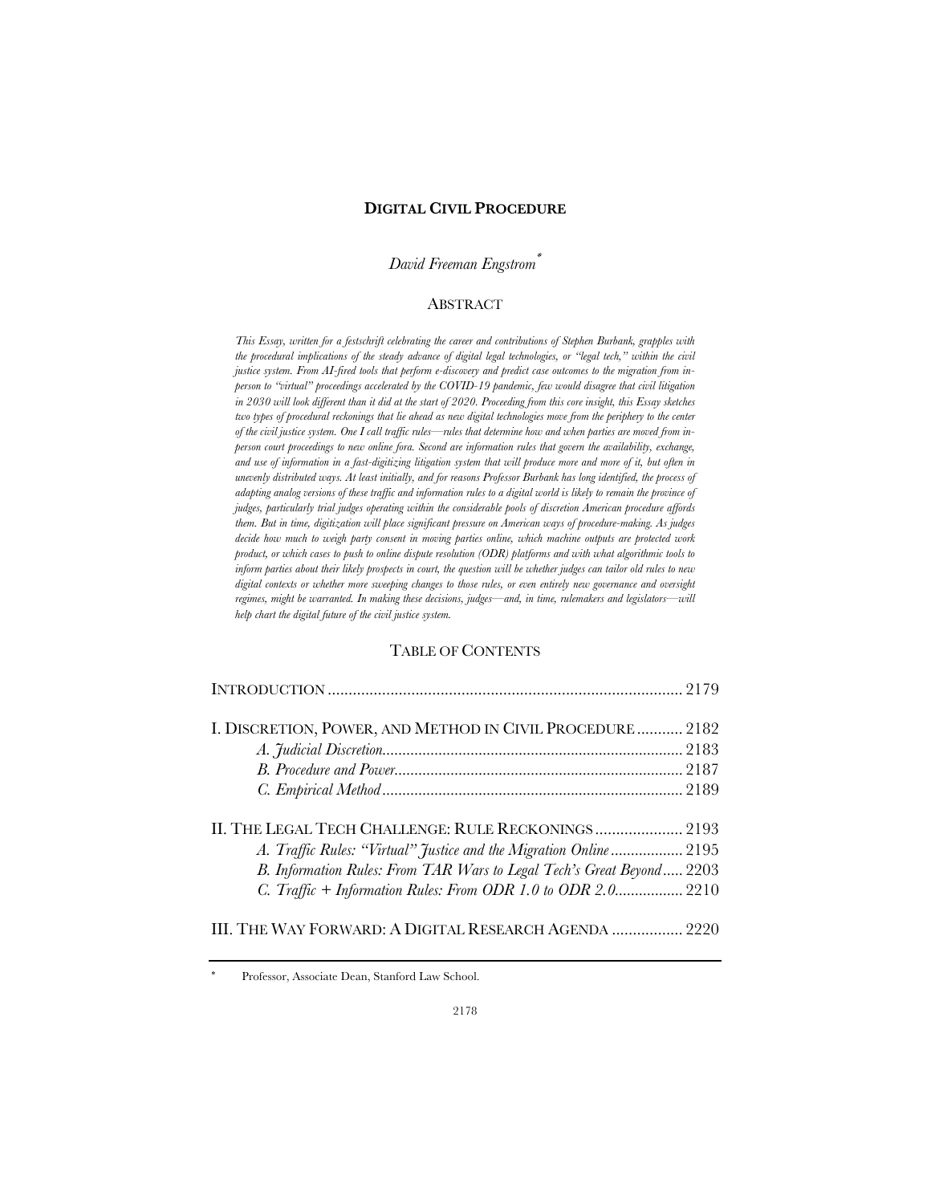# DIGITAL CIVIL PROCEDURE

*David Freeman Engstrom*[*]

## ABSTRACT

*This Essay, written for a festschrift celebrating the career and contributions of Stephen Burbank, grapples with the procedural implications of the steady advance of digital legal technologies, or "legal tech," within the civil justice system. From AI-fired tools that perform e-discovery and predict case outcomes to the migration from in-person to "virtual" proceedings accelerated by the COVID-19 pandemic, few would disagree that civil litigation in 2030 will look different than it did at the start of 2020. Proceeding from this core insight, this Essay sketches two types of procedural reckonings that lie ahead as new digital technologies move from the periphery to the center of the civil justice system. One I call traffic rules—rules that determine how and when parties are moved from in-person court proceedings to new online fora. Second are information rules that govern the availability, exchange, and use of information in a fast-digitizing litigation system that will produce more and more of it, but often in unevenly distributed ways. At least initially, and for reasons Professor Burbank has long identified, the process of adapting analog versions of these traffic and information rules to a digital world is likely to remain the province of judges, particularly trial judges operating within the considerable pools of discretion American procedure affords them. But in time, digitization will place significant pressure on American ways of procedure-making. As judges decide how much to weigh party consent in moving parties online, which machine outputs are protected work product, or which cases to push to online dispute resolution (ODR) platforms and with what algorithmic tools to inform parties about their likely prospects in court, the question will be whether judges can tailor old rules to new digital contexts or whether more sweeping changes to those rules, or even entirely new governance and oversight regimes, might be warranted. In making these decisions, judges—and, in time, rulemakers and legislators—will help chart the digital future of the civil justice system.*

## TABLE OF CONTENTS

| | |
|---|---|
| INTRODUCTION | 2179 |
| I. DISCRETION, POWER, AND METHOD IN CIVIL PROCEDURE | 2182 |
| *A. Judicial Discretion* | 2183 |
| *B. Procedure and Power* | 2187 |
| *C. Empirical Method* | 2189 |
| II. THE LEGAL TECH CHALLENGE: RULE RECKONINGS | 2193 |
| *A. Traffic Rules: "Virtual" Justice and the Migration Online* | 2195 |
| *B. Information Rules: From TAR Wars to Legal Tech's Great Beyond* | 2203 |
| *C. Traffic + Information Rules: From ODR 1.0 to ODR 2.0* | 2210 |
| III. THE WAY FORWARD: A DIGITAL RESEARCH AGENDA | 2220 |

[*] Professor, Associate Dean, Stanford Law School.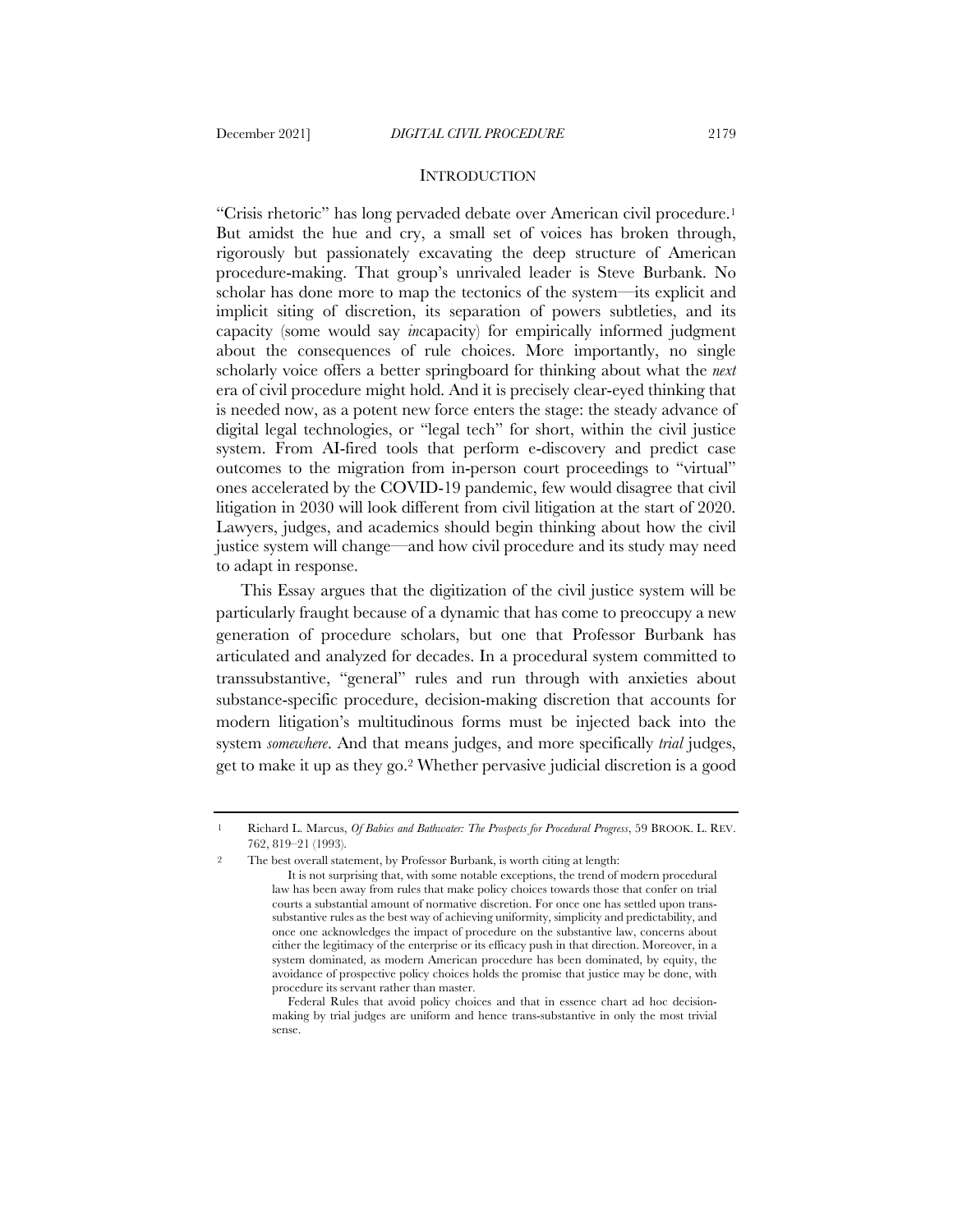## INTRODUCTION

"Crisis rhetoric" has long pervaded debate over American civil procedure.[1] But amidst the hue and cry, a small set of voices has broken through, rigorously but passionately excavating the deep structure of American procedure-making. That group's unrivaled leader is Steve Burbank. No scholar has done more to map the tectonics of the system—its explicit and implicit siting of discretion, its separation of powers subtleties, and its capacity (some would say *in*capacity) for empirically informed judgment about the consequences of rule choices. More importantly, no single scholarly voice offers a better springboard for thinking about what the *next* era of civil procedure might hold. And it is precisely clear-eyed thinking that is needed now, as a potent new force enters the stage: the steady advance of digital legal technologies, or "legal tech" for short, within the civil justice system. From AI-fired tools that perform e-discovery and predict case outcomes to the migration from in-person court proceedings to "virtual" ones accelerated by the COVID-19 pandemic, few would disagree that civil litigation in 2030 will look different from civil litigation at the start of 2020. Lawyers, judges, and academics should begin thinking about how the civil justice system will change—and how civil procedure and its study may need to adapt in response.

This Essay argues that the digitization of the civil justice system will be particularly fraught because of a dynamic that has come to preoccupy a new generation of procedure scholars, but one that Professor Burbank has articulated and analyzed for decades. In a procedural system committed to transsubstantive, "general" rules and run through with anxieties about substance-specific procedure, decision-making discretion that accounts for modern litigation's multitudinous forms must be injected back into the system *somewhere*. And that means judges, and more specifically *trial* judges, get to make it up as they go.[2] Whether pervasive judicial discretion is a good

---

[1] Richard L. Marcus, *Of Babies and Bathwater: The Prospects for Procedural Progress*, 59 BROOK. L. REV. 762, 819–21 (1993).

[2] The best overall statement, by Professor Burbank, is worth citing at length:

> It is not surprising that, with some notable exceptions, the trend of modern procedural law has been away from rules that make policy choices towards those that confer on trial courts a substantial amount of normative discretion. For once one has settled upon trans-substantive rules as the best way of achieving uniformity, simplicity and predictability, and once one acknowledges the impact of procedure on the substantive law, concerns about either the legitimacy of the enterprise or its efficacy push in that direction. Moreover, in a system dominated, as modern American procedure has been dominated, by equity, the avoidance of prospective policy choices holds the promise that justice may be done, with procedure its servant rather than master.
>
> Federal Rules that avoid policy choices and that in essence chart ad hoc decision-making by trial judges are uniform and hence trans-substantive in only the most trivial sense.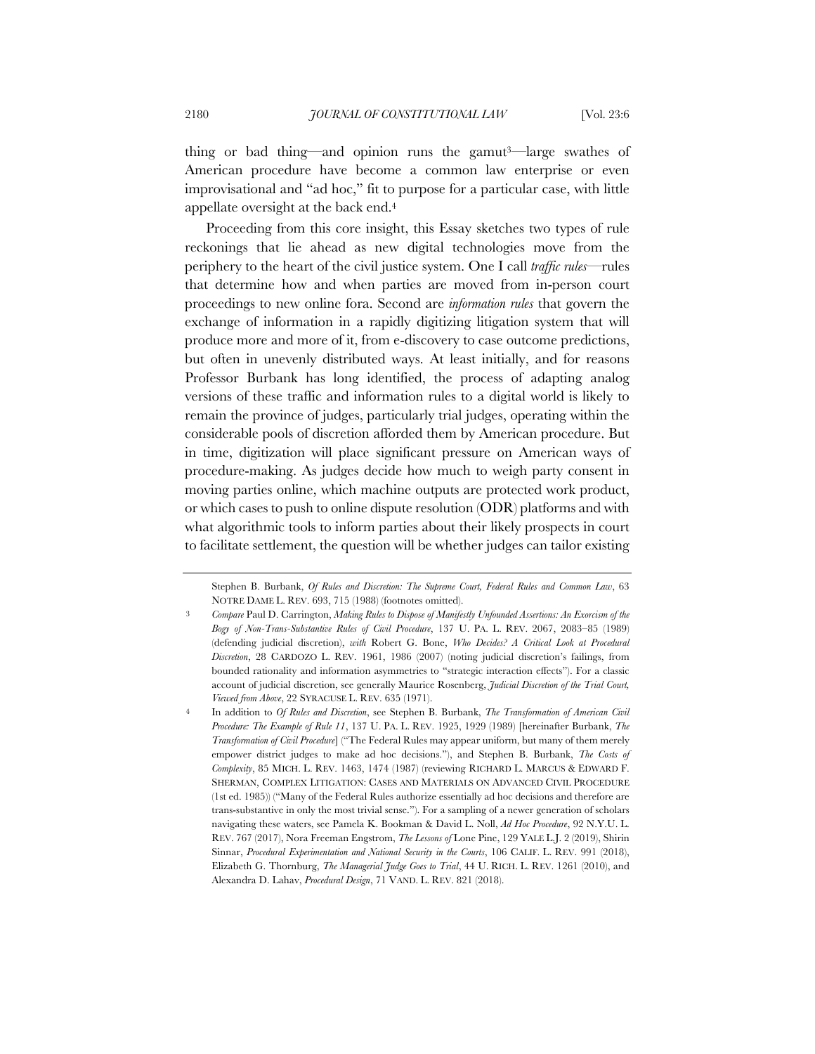thing or bad thing—and opinion runs the gamut[3]—large swathes of American procedure have become a common law enterprise or even improvisational and "ad hoc," fit to purpose for a particular case, with little appellate oversight at the back end.[4]

Proceeding from this core insight, this Essay sketches two types of rule reckonings that lie ahead as new digital technologies move from the periphery to the heart of the civil justice system. One I call *traffic rules*—rules that determine how and when parties are moved from in-person court proceedings to new online fora. Second are *information rules* that govern the exchange of information in a rapidly digitizing litigation system that will produce more and more of it, from e-discovery to case outcome predictions, but often in unevenly distributed ways. At least initially, and for reasons Professor Burbank has long identified, the process of adapting analog versions of these traffic and information rules to a digital world is likely to remain the province of judges, particularly trial judges, operating within the considerable pools of discretion afforded them by American procedure. But in time, digitization will place significant pressure on American ways of procedure-making. As judges decide how much to weigh party consent in moving parties online, which machine outputs are protected work product, or which cases to push to online dispute resolution (ODR) platforms and with what algorithmic tools to inform parties about their likely prospects in court to facilitate settlement, the question will be whether judges can tailor existing

---

Stephen B. Burbank, *Of Rules and Discretion: The Supreme Court, Federal Rules and Common Law*, 63 NOTRE DAME L. REV. 693, 715 (1988) (footnotes omitted).

3 *Compare* Paul D. Carrington, *Making Rules to Dispose of Manifestly Unfounded Assertions: An Exorcism of the Bogy of Non-Trans-Substantive Rules of Civil Procedure*, 137 U. PA. L. REV. 2067, 2083–85 (1989) (defending judicial discretion), *with* Robert G. Bone, *Who Decides? A Critical Look at Procedural Discretion*, 28 CARDOZO L. REV. 1961, 1986 (2007) (noting judicial discretion's failings, from bounded rationality and information asymmetries to "strategic interaction effects"). For a classic account of judicial discretion, see generally Maurice Rosenberg, *Judicial Discretion of the Trial Court, Viewed from Above*, 22 SYRACUSE L. REV. 635 (1971).

4 In addition to *Of Rules and Discretion*, see Stephen B. Burbank, *The Transformation of American Civil Procedure: The Example of Rule 11*, 137 U. PA. L. REV. 1925, 1929 (1989) [hereinafter Burbank, *The Transformation of Civil Procedure*] ("The Federal Rules may appear uniform, but many of them merely empower district judges to make ad hoc decisions."), and Stephen B. Burbank, *The Costs of Complexity*, 85 MICH. L. REV. 1463, 1474 (1987) (reviewing RICHARD L. MARCUS & EDWARD F. SHERMAN, COMPLEX LITIGATION: CASES AND MATERIALS ON ADVANCED CIVIL PROCEDURE (1st ed. 1985)) ("Many of the Federal Rules authorize essentially ad hoc decisions and therefore are trans-substantive in only the most trivial sense."). For a sampling of a newer generation of scholars navigating these waters, see Pamela K. Bookman & David L. Noll, *Ad Hoc Procedure*, 92 N.Y.U. L. REV. 767 (2017), Nora Freeman Engstrom, *The Lessons of* Lone Pine, 129 YALE L.J. 2 (2019), Shirin Sinnar, *Procedural Experimentation and National Security in the Courts*, 106 CALIF. L. REV. 991 (2018), Elizabeth G. Thornburg, *The Managerial Judge Goes to Trial*, 44 U. RICH. L. REV. 1261 (2010), and Alexandra D. Lahav, *Procedural Design*, 71 VAND. L. REV. 821 (2018).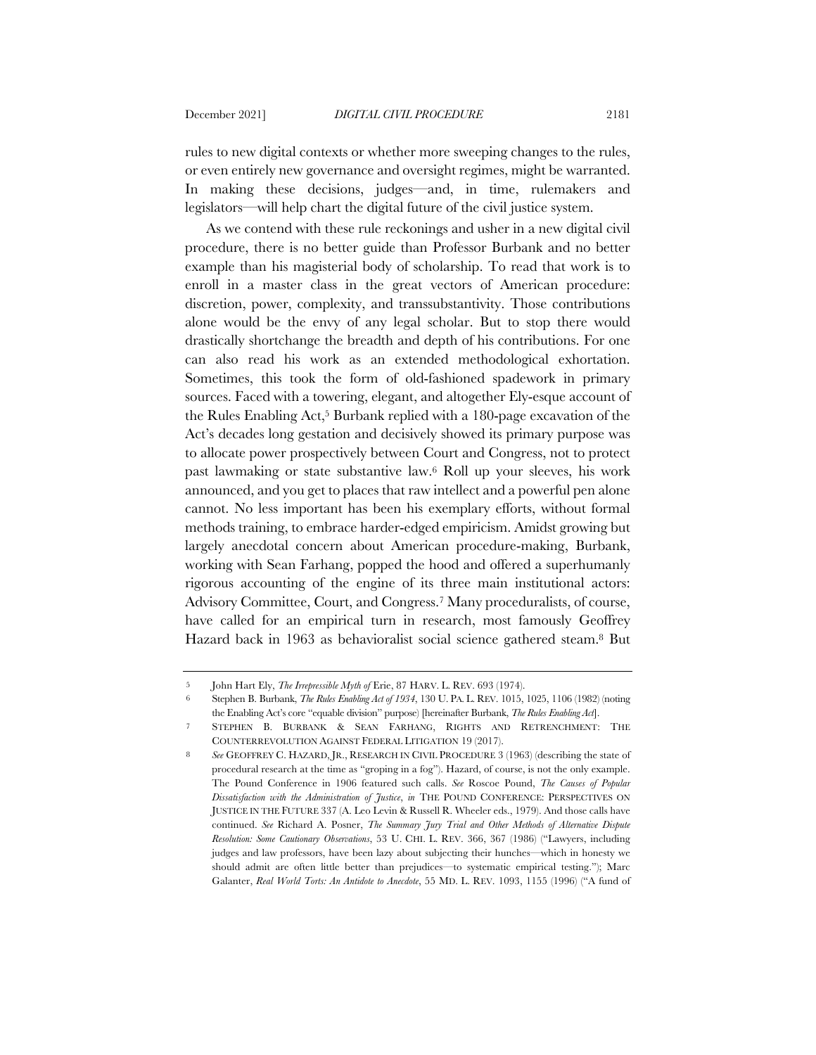rules to new digital contexts or whether more sweeping changes to the rules, or even entirely new governance and oversight regimes, might be warranted. In making these decisions, judges—and, in time, rulemakers and legislators—will help chart the digital future of the civil justice system.

As we contend with these rule reckonings and usher in a new digital civil procedure, there is no better guide than Professor Burbank and no better example than his magisterial body of scholarship. To read that work is to enroll in a master class in the great vectors of American procedure: discretion, power, complexity, and transsubstantivity. Those contributions alone would be the envy of any legal scholar. But to stop there would drastically shortchange the breadth and depth of his contributions. For one can also read his work as an extended methodological exhortation. Sometimes, this took the form of old-fashioned spadework in primary sources. Faced with a towering, elegant, and altogether Ely-esque account of the Rules Enabling Act,[5] Burbank replied with a 180-page excavation of the Act's decades long gestation and decisively showed its primary purpose was to allocate power prospectively between Court and Congress, not to protect past lawmaking or state substantive law.[6] Roll up your sleeves, his work announced, and you get to places that raw intellect and a powerful pen alone cannot. No less important has been his exemplary efforts, without formal methods training, to embrace harder-edged empiricism. Amidst growing but largely anecdotal concern about American procedure-making, Burbank, working with Sean Farhang, popped the hood and offered a superhumanly rigorous accounting of the engine of its three main institutional actors: Advisory Committee, Court, and Congress.[7] Many proceduralists, of course, have called for an empirical turn in research, most famously Geoffrey Hazard back in 1963 as behavioralist social science gathered steam.[8] But

---

[5] John Hart Ely, *The Irrepressible Myth of* Erie, 87 HARV. L. REV. 693 (1974).

[6] Stephen B. Burbank, *The Rules Enabling Act of 1934*, 130 U. PA. L. REV. 1015, 1025, 1106 (1982) (noting the Enabling Act's core "equable division" purpose) [hereinafter Burbank, *The Rules Enabling Act*].

[7] STEPHEN B. BURBANK & SEAN FARHANG, RIGHTS AND RETRENCHMENT: THE COUNTERREVOLUTION AGAINST FEDERAL LITIGATION 19 (2017).

[8] *See* GEOFFREY C. HAZARD, JR., RESEARCH IN CIVIL PROCEDURE 3 (1963) (describing the state of procedural research at the time as "groping in a fog"). Hazard, of course, is not the only example. The Pound Conference in 1906 featured such calls. *See* Roscoe Pound, *The Causes of Popular Dissatisfaction with the Administration of Justice*, *in* THE POUND CONFERENCE: PERSPECTIVES ON JUSTICE IN THE FUTURE 337 (A. Leo Levin & Russell R. Wheeler eds., 1979). And those calls have continued. *See* Richard A. Posner, *The Summary Jury Trial and Other Methods of Alternative Dispute Resolution: Some Cautionary Observations*, 53 U. CHI. L. REV. 366, 367 (1986) ("Lawyers, including judges and law professors, have been lazy about subjecting their hunches—which in honesty we should admit are often little better than prejudices—to systematic empirical testing."); Marc Galanter, *Real World Torts: An Antidote to Anecdote*, 55 MD. L. REV. 1093, 1155 (1996) ("A fund of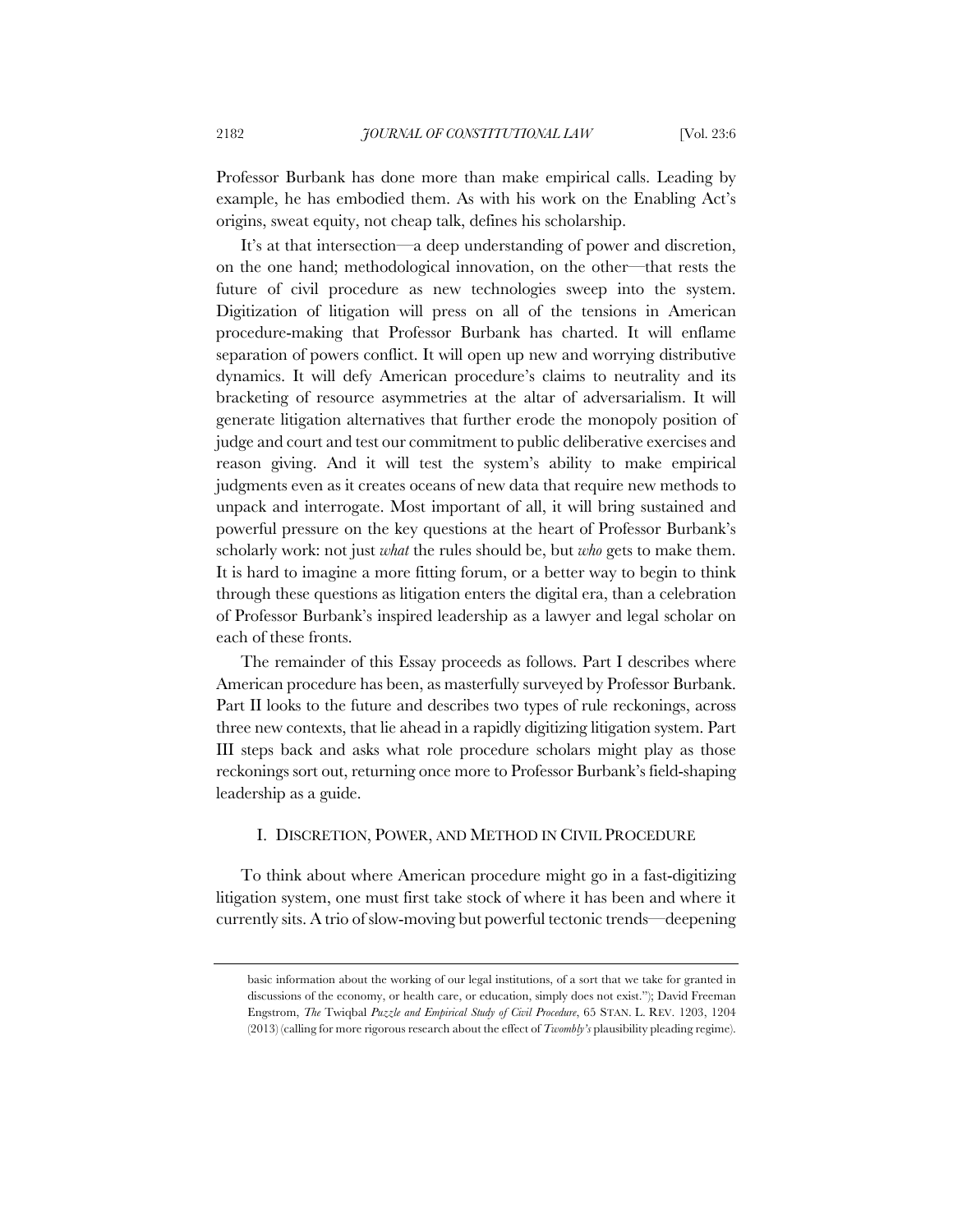Professor Burbank has done more than make empirical calls. Leading by example, he has embodied them. As with his work on the Enabling Act's origins, sweat equity, not cheap talk, defines his scholarship.

It's at that intersection—a deep understanding of power and discretion, on the one hand; methodological innovation, on the other—that rests the future of civil procedure as new technologies sweep into the system. Digitization of litigation will press on all of the tensions in American procedure-making that Professor Burbank has charted. It will enflame separation of powers conflict. It will open up new and worrying distributive dynamics. It will defy American procedure's claims to neutrality and its bracketing of resource asymmetries at the altar of adversarialism. It will generate litigation alternatives that further erode the monopoly position of judge and court and test our commitment to public deliberative exercises and reason giving. And it will test the system's ability to make empirical judgments even as it creates oceans of new data that require new methods to unpack and interrogate. Most important of all, it will bring sustained and powerful pressure on the key questions at the heart of Professor Burbank's scholarly work: not just *what* the rules should be, but *who* gets to make them. It is hard to imagine a more fitting forum, or a better way to begin to think through these questions as litigation enters the digital era, than a celebration of Professor Burbank's inspired leadership as a lawyer and legal scholar on each of these fronts.

The remainder of this Essay proceeds as follows. Part I describes where American procedure has been, as masterfully surveyed by Professor Burbank. Part II looks to the future and describes two types of rule reckonings, across three new contexts, that lie ahead in a rapidly digitizing litigation system. Part III steps back and asks what role procedure scholars might play as those reckonings sort out, returning once more to Professor Burbank's field-shaping leadership as a guide.

## I. DISCRETION, POWER, AND METHOD IN CIVIL PROCEDURE

To think about where American procedure might go in a fast-digitizing litigation system, one must first take stock of where it has been and where it currently sits. A trio of slow-moving but powerful tectonic trends—deepening

---

basic information about the working of our legal institutions, of a sort that we take for granted in discussions of the economy, or health care, or education, simply does not exist."); David Freeman Engstrom, *The* Twiqbal *Puzzle and Empirical Study of Civil Procedure*, 65 STAN. L. REV. 1203, 1204 (2013) (calling for more rigorous research about the effect of *Twombly's* plausibility pleading regime).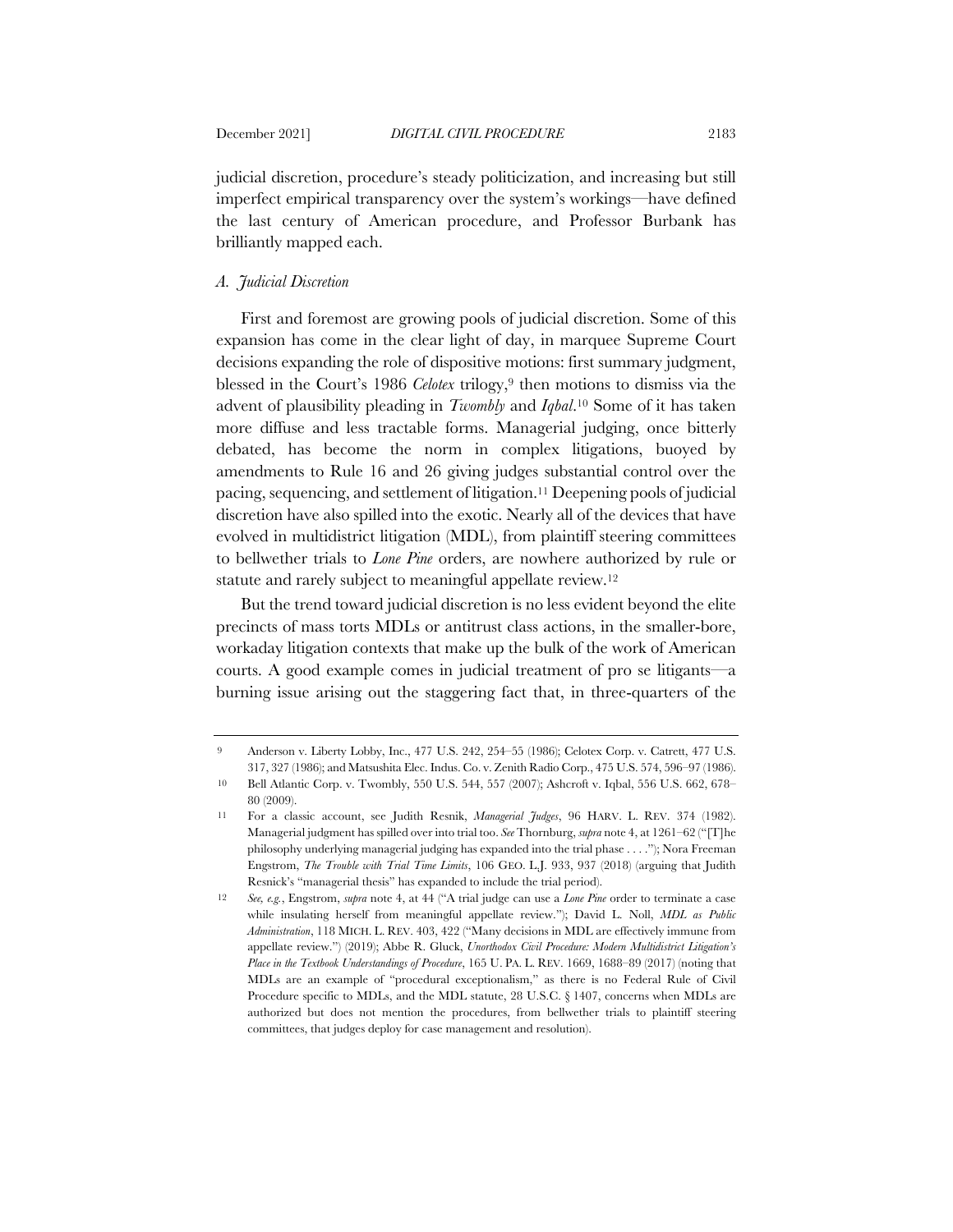judicial discretion, procedure's steady politicization, and increasing but still imperfect empirical transparency over the system's workings—have defined the last century of American procedure, and Professor Burbank has brilliantly mapped each.

### A. *Judicial Discretion*

First and foremost are growing pools of judicial discretion. Some of this expansion has come in the clear light of day, in marquee Supreme Court decisions expanding the role of dispositive motions: first summary judgment, blessed in the Court's 1986 *Celotex* trilogy,[9] then motions to dismiss via the advent of plausibility pleading in *Twombly* and *Iqbal*.[10] Some of it has taken more diffuse and less tractable forms. Managerial judging, once bitterly debated, has become the norm in complex litigations, buoyed by amendments to Rule 16 and 26 giving judges substantial control over the pacing, sequencing, and settlement of litigation.[11] Deepening pools of judicial discretion have also spilled into the exotic. Nearly all of the devices that have evolved in multidistrict litigation (MDL), from plaintiff steering committees to bellwether trials to *Lone Pine* orders, are nowhere authorized by rule or statute and rarely subject to meaningful appellate review.[12]

But the trend toward judicial discretion is no less evident beyond the elite precincts of mass torts MDLs or antitrust class actions, in the smaller-bore, workaday litigation contexts that make up the bulk of the work of American courts. A good example comes in judicial treatment of pro se litigants—a burning issue arising out the staggering fact that, in three-quarters of the

---

9 Anderson v. Liberty Lobby, Inc., 477 U.S. 242, 254–55 (1986); Celotex Corp. v. Catrett, 477 U.S. 317, 327 (1986); and Matsushita Elec. Indus. Co. v. Zenith Radio Corp., 475 U.S. 574, 596–97 (1986).

10 Bell Atlantic Corp. v. Twombly, 550 U.S. 544, 557 (2007); Ashcroft v. Iqbal, 556 U.S. 662, 678–80 (2009).

11 For a classic account, see Judith Resnik, *Managerial Judges*, 96 HARV. L. REV. 374 (1982). Managerial judgment has spilled over into trial too. *See* Thornburg, *supra* note 4, at 1261–62 ("[T]he philosophy underlying managerial judging has expanded into the trial phase . . . ."); Nora Freeman Engstrom, *The Trouble with Trial Time Limits*, 106 GEO. L.J. 933, 937 (2018) (arguing that Judith Resnick's "managerial thesis" has expanded to include the trial period).

12 *See, e.g.*, Engstrom, *supra* note 4, at 44 ("A trial judge can use a *Lone Pine* order to terminate a case while insulating herself from meaningful appellate review."); David L. Noll, *MDL as Public Administration*, 118 MICH. L. REV. 403, 422 ("Many decisions in MDL are effectively immune from appellate review.") (2019); Abbe R. Gluck, *Unorthodox Civil Procedure: Modern Multidistrict Litigation's Place in the Textbook Understandings of Procedure*, 165 U. PA. L. REV. 1669, 1688–89 (2017) (noting that MDLs are an example of "procedural exceptionalism," as there is no Federal Rule of Civil Procedure specific to MDLs, and the MDL statute, 28 U.S.C. § 1407, concerns when MDLs are authorized but does not mention the procedures, from bellwether trials to plaintiff steering committees, that judges deploy for case management and resolution).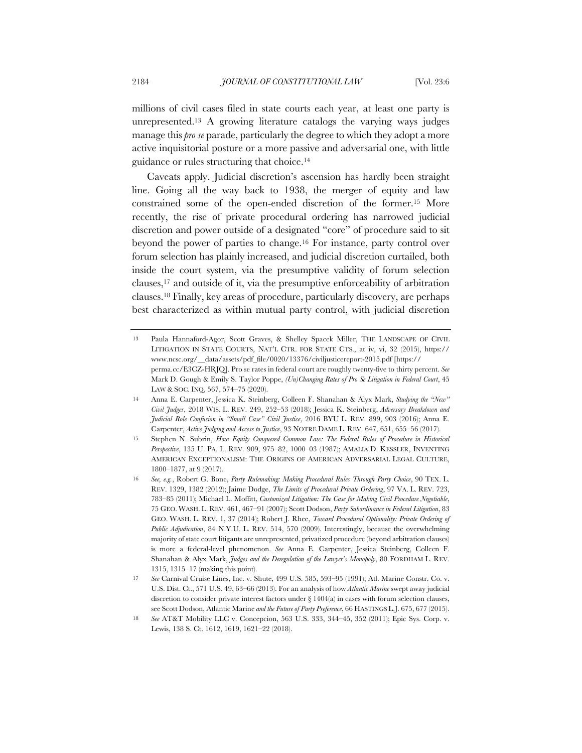millions of civil cases filed in state courts each year, at least one party is unrepresented.[13] A growing literature catalogs the varying ways judges manage this *pro se* parade, particularly the degree to which they adopt a more active inquisitorial posture or a more passive and adversarial one, with little guidance or rules structuring that choice.[14]

Caveats apply. Judicial discretion's ascension has hardly been straight line. Going all the way back to 1938, the merger of equity and law constrained some of the open-ended discretion of the former.[15] More recently, the rise of private procedural ordering has narrowed judicial discretion and power outside of a designated "core" of procedure said to sit beyond the power of parties to change.[16] For instance, party control over forum selection has plainly increased, and judicial discretion curtailed, both inside the court system, via the presumptive validity of forum selection clauses,[17] and outside of it, via the presumptive enforceability of arbitration clauses.[18] Finally, key areas of procedure, particularly discovery, are perhaps best characterized as within mutual party control, with judicial discretion

---

13 Paula Hannaford-Agor, Scott Graves, & Shelley Spacek Miller, THE LANDSCAPE OF CIVIL LITIGATION IN STATE COURTS, NAT'L CTR. FOR STATE CTS., at iv, vi, 32 (2015), https://www.ncsc.org/__data/assets/pdf_file/0020/13376/civiljusticereport-2015.pdf [https://perma.cc/E3CZ-HRJQ]. Pro se rates in federal court are roughly twenty-five to thirty percent. *See* Mark D. Gough & Emily S. Taylor Poppe, *(Un)Changing Rates of Pro Se Litigation in Federal Court*, 45 LAW & SOC. INQ. 567, 574–75 (2020).

14 Anna E. Carpenter, Jessica K. Steinberg, Colleen F. Shanahan & Alyx Mark, *Studying the "New" Civil Judges*, 2018 WIS. L. REV. 249, 252–53 (2018); Jessica K. Steinberg, *Adversary Breakdown and Judicial Role Confusion in "Small Case" Civil Justice*, 2016 BYU L. REV. 899, 903 (2016); Anna E. Carpenter, *Active Judging and Access to Justice*, 93 NOTRE DAME L. REV. 647, 651, 655–56 (2017).

15 Stephen N. Subrin, *How Equity Conquered Common Law: The Federal Rules of Procedure in Historical Perspective*, 135 U. PA. L. REV. 909, 975–82, 1000–03 (1987); AMALIA D. KESSLER, INVENTING AMERICAN EXCEPTIONALISM: THE ORIGINS OF AMERICAN ADVERSARIAL LEGAL CULTURE, 1800–1877, at 9 (2017).

16 *See, e.g.*, Robert G. Bone, *Party Rulemaking: Making Procedural Rules Through Party Choice*, 90 TEX. L. REV. 1329, 1382 (2012); Jaime Dodge, *The Limits of Procedural Private Ordering*, 97 VA. L. REV. 723, 783–85 (2011); Michael L. Moffitt, *Customized Litigation: The Case for Making Civil Procedure Negotiable*, 75 GEO. WASH. L. REV. 461, 467–91 (2007); Scott Dodson, *Party Subordinance in Federal Litigation*, 83 GEO. WASH. L. REV. 1, 37 (2014); Robert J. Rhee, *Toward Procedural Optionality: Private Ordering of Public Adjudication*, 84 N.Y.U. L. REV. 514, 570 (2009). Interestingly, because the overwhelming majority of state court litigants are unrepresented, privatized procedure (beyond arbitration clauses) is more a federal-level phenomenon. *See* Anna E. Carpenter, Jessica Steinberg, Colleen F. Shanahan & Alyx Mark, *Judges and the Deregulation of the Lawyer's Monopoly*, 80 FORDHAM L. REV. 1315, 1315–17 (making this point).

17 *See* Carnival Cruise Lines, Inc. v. Shute, 499 U.S. 585, 593–95 (1991); Atl. Marine Constr. Co. v. U.S. Dist. Ct., 571 U.S. 49, 63–66 (2013). For an analysis of how *Atlantic Marine* swept away judicial discretion to consider private interest factors under § 1404(a) in cases with forum selection clauses, see Scott Dodson, Atlantic Marine *and the Future of Party Preference*, 66 HASTINGS L.J. 675, 677 (2015).

18 *See* AT&T Mobility LLC v. Concepcion, 563 U.S. 333, 344–45, 352 (2011); Epic Sys. Corp. v. Lewis, 138 S. Ct. 1612, 1619, 1621–22 (2018).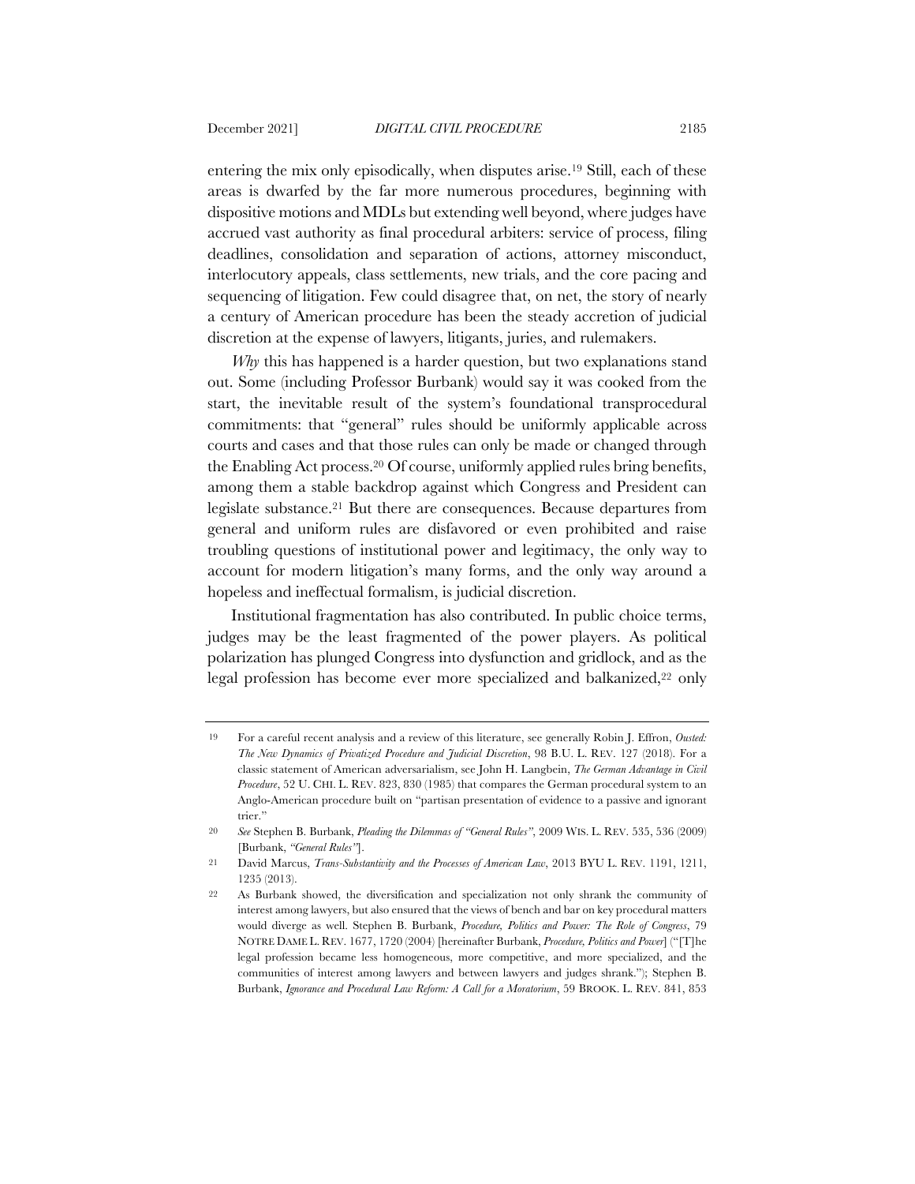entering the mix only episodically, when disputes arise.[19] Still, each of these areas is dwarfed by the far more numerous procedures, beginning with dispositive motions and MDLs but extending well beyond, where judges have accrued vast authority as final procedural arbiters: service of process, filing deadlines, consolidation and separation of actions, attorney misconduct, interlocutory appeals, class settlements, new trials, and the core pacing and sequencing of litigation. Few could disagree that, on net, the story of nearly a century of American procedure has been the steady accretion of judicial discretion at the expense of lawyers, litigants, juries, and rulemakers.

*Why* this has happened is a harder question, but two explanations stand out. Some (including Professor Burbank) would say it was cooked from the start, the inevitable result of the system's foundational transprocedural commitments: that "general" rules should be uniformly applicable across courts and cases and that those rules can only be made or changed through the Enabling Act process.[20] Of course, uniformly applied rules bring benefits, among them a stable backdrop against which Congress and President can legislate substance.[21] But there are consequences. Because departures from general and uniform rules are disfavored or even prohibited and raise troubling questions of institutional power and legitimacy, the only way to account for modern litigation's many forms, and the only way around a hopeless and ineffectual formalism, is judicial discretion.

Institutional fragmentation has also contributed. In public choice terms, judges may be the least fragmented of the power players. As political polarization has plunged Congress into dysfunction and gridlock, and as the legal profession has become ever more specialized and balkanized,[22] only

---

[19] For a careful recent analysis and a review of this literature, see generally Robin J. Effron, *Ousted: The New Dynamics of Privatized Procedure and Judicial Discretion*, 98 B.U. L. REV. 127 (2018). For a classic statement of American adversarialism, see John H. Langbein, *The German Advantage in Civil Procedure*, 52 U. CHI. L. REV. 823, 830 (1985) that compares the German procedural system to an Anglo-American procedure built on "partisan presentation of evidence to a passive and ignorant trier."

[20] *See* Stephen B. Burbank, *Pleading the Dilemmas of "General Rules"*, 2009 WIS. L. REV. 535, 536 (2009) [Burbank, *"General Rules"*].

[21] David Marcus, *Trans-Substantivity and the Processes of American Law*, 2013 BYU L. REV. 1191, 1211, 1235 (2013).

[22] As Burbank showed, the diversification and specialization not only shrank the community of interest among lawyers, but also ensured that the views of bench and bar on key procedural matters would diverge as well. Stephen B. Burbank, *Procedure, Politics and Power: The Role of Congress*, 79 NOTRE DAME L. REV. 1677, 1720 (2004) [hereinafter Burbank, *Procedure, Politics and Power*] ("[T]he legal profession became less homogeneous, more competitive, and more specialized, and the communities of interest among lawyers and between lawyers and judges shrank."); Stephen B. Burbank, *Ignorance and Procedural Law Reform: A Call for a Moratorium*, 59 BROOK. L. REV. 841, 853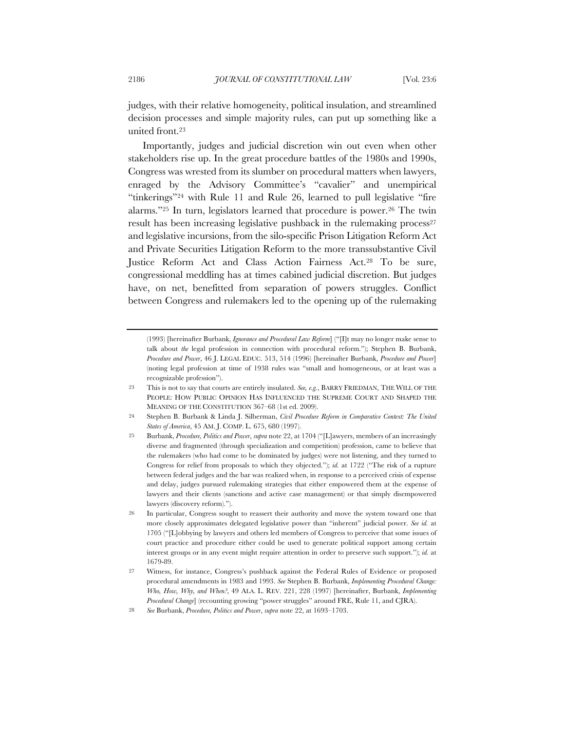judges, with their relative homogeneity, political insulation, and streamlined decision processes and simple majority rules, can put up something like a united front.[23]

Importantly, judges and judicial discretion win out even when other stakeholders rise up. In the great procedure battles of the 1980s and 1990s, Congress was wrested from its slumber on procedural matters when lawyers, enraged by the Advisory Committee's "cavalier" and unempirical "tinkerings"[24] with Rule 11 and Rule 26, learned to pull legislative "fire alarms."[25] In turn, legislators learned that procedure is power.[26] The twin result has been increasing legislative pushback in the rulemaking process[27] and legislative incursions, from the silo-specific Prison Litigation Reform Act and Private Securities Litigation Reform to the more transsubstantive Civil Justice Reform Act and Class Action Fairness Act.[28] To be sure, congressional meddling has at times cabined judicial discretion. But judges have, on net, benefitted from separation of powers struggles. Conflict between Congress and rulemakers led to the opening up of the rulemaking

---

(1993) [hereinafter Burbank, *Ignorance and Procedural Law Reform*] ("[I]t may no longer make sense to talk about *the* legal profession in connection with procedural reform."); Stephen B. Burbank, *Procedure and Power*, 46 J. LEGAL EDUC. 513, 514 (1996) [hereinafter Burbank, *Procedure and Power*] (noting legal profession at time of 1938 rules was "small and homogeneous, or at least was a recognizable profession").

23 This is not to say that courts are entirely insulated. *See, e.g.*, BARRY FRIEDMAN, THE WILL OF THE PEOPLE: HOW PUBLIC OPINION HAS INFLUENCED THE SUPREME COURT AND SHAPED THE MEANING OF THE CONSTITUTION 367–68 (1st ed. 2009).

24 Stephen B. Burbank & Linda J. Silberman, *Civil Procedure Reform in Comparative Context: The United States of America*, 45 AM. J. COMP. L. 675, 680 (1997).

25 Burbank, *Procedure, Politics and Power*, *supra* note 22, at 1704 ("[L]awyers, members of an increasingly diverse and fragmented (through specialization and competition) profession, came to believe that the rulemakers (who had come to be dominated by judges) were not listening, and they turned to Congress for relief from proposals to which they objected."); *id.* at 1722 ("The risk of a rupture between federal judges and the bar was realized when, in response to a perceived crisis of expense and delay, judges pursued rulemaking strategies that either empowered them at the expense of lawyers and their clients (sanctions and active case management) or that simply disempowered lawyers (discovery reform).").

26 In particular, Congress sought to reassert their authority and move the system toward one that more closely approximates delegated legislative power than "inherent" judicial power. *See id.* at 1705 ("[L]obbying by lawyers and others led members of Congress to perceive that some issues of court practice and procedure either could be used to generate political support among certain interest groups or in any event might require attention in order to preserve such support."); *id.* at 1679-89.

27 Witness, for instance, Congress's pushback against the Federal Rules of Evidence or proposed procedural amendments in 1983 and 1993. *See* Stephen B. Burbank, *Implementing Procedural Change: Who, How, Why, and When?*, 49 ALA. L. REV. 221, 228 (1997) [hereinafter, Burbank, *Implementing Procedural Change*] (recounting growing "power struggles" around FRE, Rule 11, and CJRA).

28 *See* Burbank, *Procedure, Politics and Power*, *supra* note 22, at 1693–1703.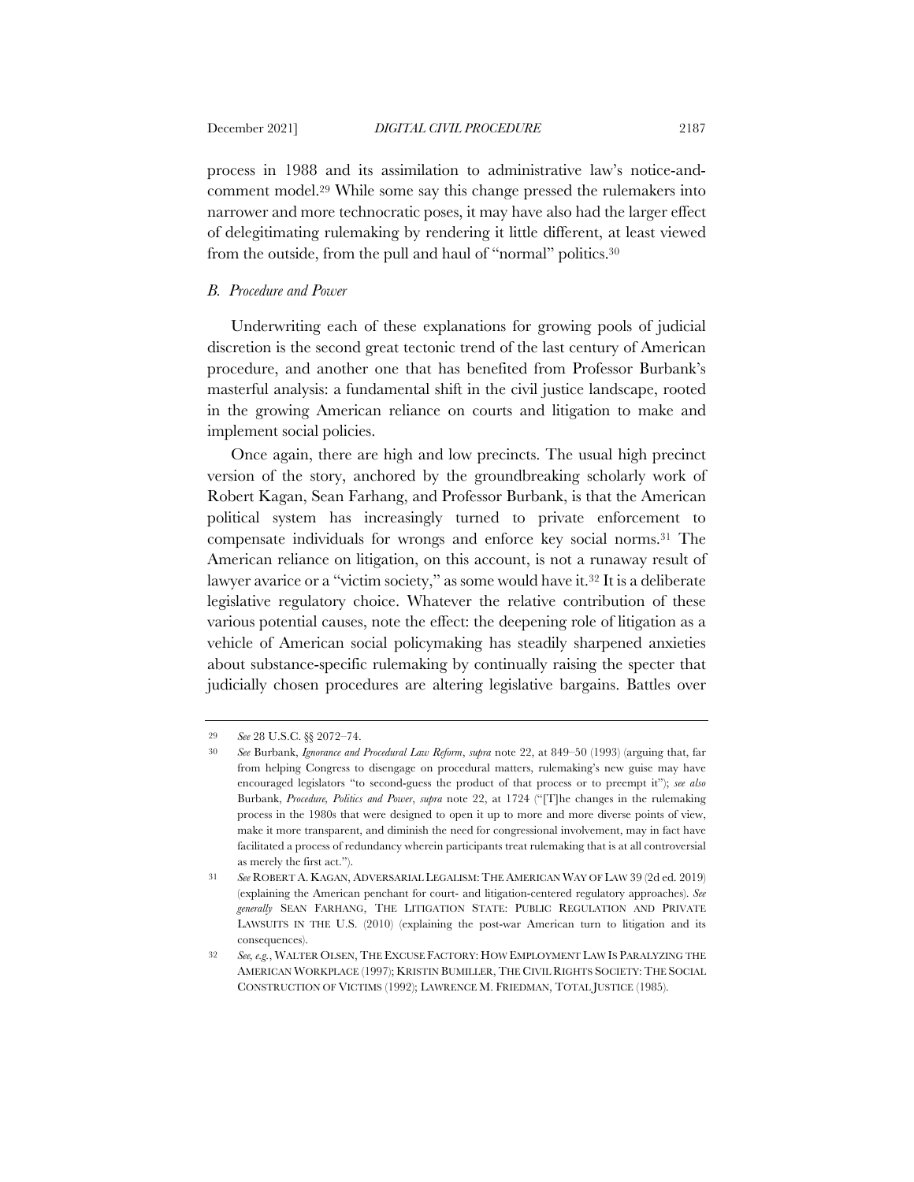process in 1988 and its assimilation to administrative law's notice-and-comment model.[29] While some say this change pressed the rulemakers into narrower and more technocratic poses, it may have also had the larger effect of delegitimating rulemaking by rendering it little different, at least viewed from the outside, from the pull and haul of "normal" politics.[30]

### *B. Procedure and Power*

Underwriting each of these explanations for growing pools of judicial discretion is the second great tectonic trend of the last century of American procedure, and another one that has benefited from Professor Burbank's masterful analysis: a fundamental shift in the civil justice landscape, rooted in the growing American reliance on courts and litigation to make and implement social policies.

Once again, there are high and low precincts. The usual high precinct version of the story, anchored by the groundbreaking scholarly work of Robert Kagan, Sean Farhang, and Professor Burbank, is that the American political system has increasingly turned to private enforcement to compensate individuals for wrongs and enforce key social norms.[31] The American reliance on litigation, on this account, is not a runaway result of lawyer avarice or a "victim society," as some would have it.[32] It is a deliberate legislative regulatory choice. Whatever the relative contribution of these various potential causes, note the effect: the deepening role of litigation as a vehicle of American social policymaking has steadily sharpened anxieties about substance-specific rulemaking by continually raising the specter that judicially chosen procedures are altering legislative bargains. Battles over

---

29 *See* 28 U.S.C. §§ 2072–74.

30 *See* Burbank, *Ignorance and Procedural Law Reform*, *supra* note 22, at 849–50 (1993) (arguing that, far from helping Congress to disengage on procedural matters, rulemaking's new guise may have encouraged legislators "to second-guess the product of that process or to preempt it"); *see also* Burbank, *Procedure, Politics and Power*, *supra* note 22, at 1724 ("[T]he changes in the rulemaking process in the 1980s that were designed to open it up to more and more diverse points of view, make it more transparent, and diminish the need for congressional involvement, may in fact have facilitated a process of redundancy wherein participants treat rulemaking that is at all controversial as merely the first act.").

31 *See* ROBERT A. KAGAN, ADVERSARIAL LEGALISM: THE AMERICAN WAY OF LAW 39 (2d ed. 2019) (explaining the American penchant for court- and litigation-centered regulatory approaches). *See generally* SEAN FARHANG, THE LITIGATION STATE: PUBLIC REGULATION AND PRIVATE LAWSUITS IN THE U.S. (2010) (explaining the post-war American turn to litigation and its consequences).

32 *See, e.g.*, WALTER OLSEN, THE EXCUSE FACTORY: HOW EMPLOYMENT LAW IS PARALYZING THE AMERICAN WORKPLACE (1997); KRISTIN BUMILLER, THE CIVIL RIGHTS SOCIETY: THE SOCIAL CONSTRUCTION OF VICTIMS (1992); LAWRENCE M. FRIEDMAN, TOTAL JUSTICE (1985).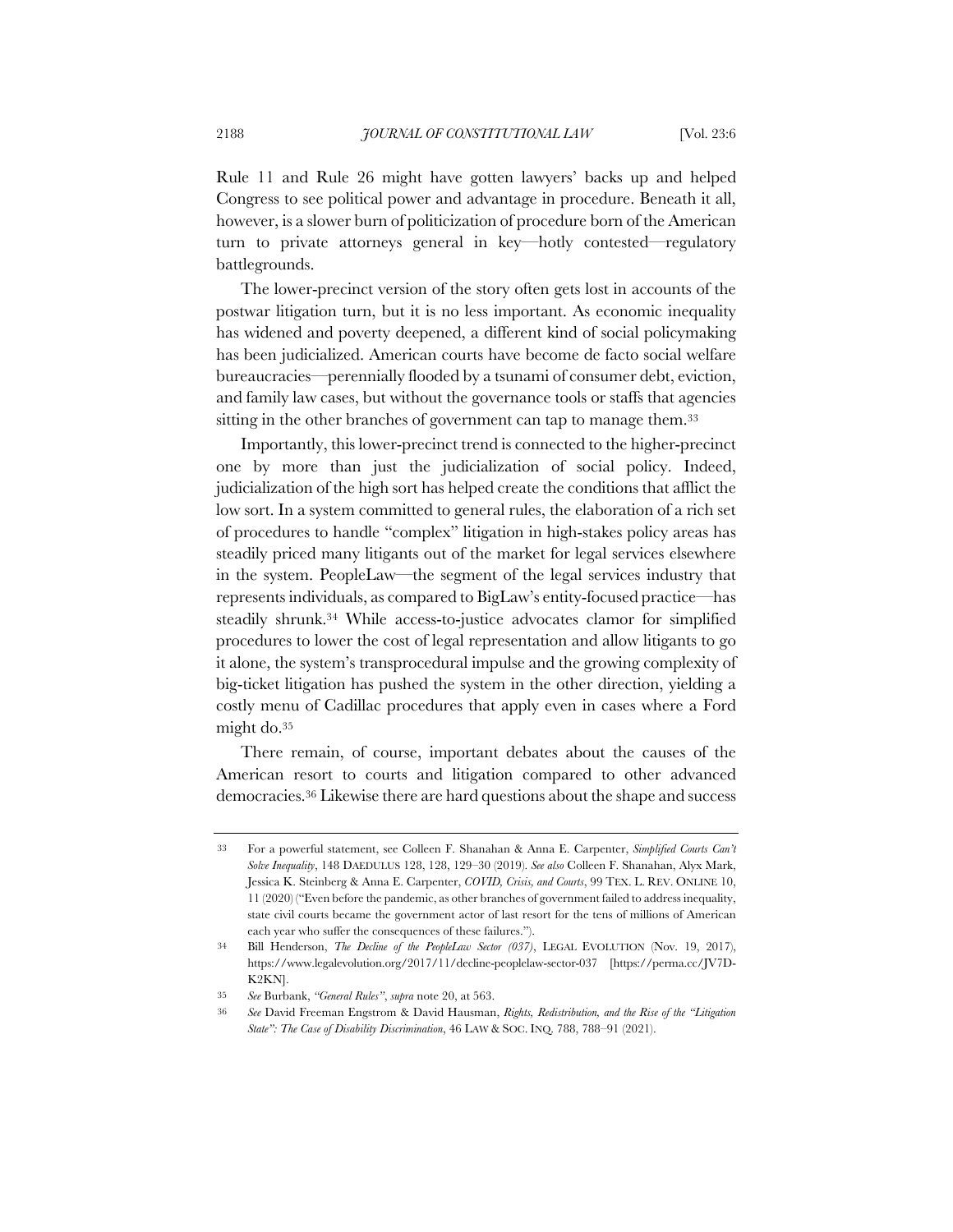Rule 11 and Rule 26 might have gotten lawyers' backs up and helped Congress to see political power and advantage in procedure. Beneath it all, however, is a slower burn of politicization of procedure born of the American turn to private attorneys general in key—hotly contested—regulatory battlegrounds.

The lower-precinct version of the story often gets lost in accounts of the postwar litigation turn, but it is no less important. As economic inequality has widened and poverty deepened, a different kind of social policymaking has been judicialized. American courts have become de facto social welfare bureaucracies—perennially flooded by a tsunami of consumer debt, eviction, and family law cases, but without the governance tools or staffs that agencies sitting in the other branches of government can tap to manage them.[33]

Importantly, this lower-precinct trend is connected to the higher-precinct one by more than just the judicialization of social policy. Indeed, judicialization of the high sort has helped create the conditions that afflict the low sort. In a system committed to general rules, the elaboration of a rich set of procedures to handle "complex" litigation in high-stakes policy areas has steadily priced many litigants out of the market for legal services elsewhere in the system. PeopleLaw—the segment of the legal services industry that represents individuals, as compared to BigLaw's entity-focused practice—has steadily shrunk.[34] While access-to-justice advocates clamor for simplified procedures to lower the cost of legal representation and allow litigants to go it alone, the system's transprocedural impulse and the growing complexity of big-ticket litigation has pushed the system in the other direction, yielding a costly menu of Cadillac procedures that apply even in cases where a Ford might do.[35]

There remain, of course, important debates about the causes of the American resort to courts and litigation compared to other advanced democracies.[36] Likewise there are hard questions about the shape and success

---

33 For a powerful statement, see Colleen F. Shanahan & Anna E. Carpenter, *Simplified Courts Can't Solve Inequality*, 148 DAEDULUS 128, 128, 129–30 (2019). *See also* Colleen F. Shanahan, Alyx Mark, Jessica K. Steinberg & Anna E. Carpenter, *COVID, Crisis, and Courts*, 99 TEX. L. REV. ONLINE 10, 11 (2020) ("Even before the pandemic, as other branches of government failed to address inequality, state civil courts became the government actor of last resort for the tens of millions of American each year who suffer the consequences of these failures.").

34 Bill Henderson, *The Decline of the PeopleLaw Sector (037)*, LEGAL EVOLUTION (Nov. 19, 2017), https://www.legalevolution.org/2017/11/decline-peoplelaw-sector-037 [https://perma.cc/JV7D-K2KN].

35 *See* Burbank, *"General Rules"*, *supra* note 20, at 563.

36 *See* David Freeman Engstrom & David Hausman, *Rights, Redistribution, and the Rise of the "Litigation State": The Case of Disability Discrimination*, 46 LAW & SOC. INQ. 788, 788–91 (2021).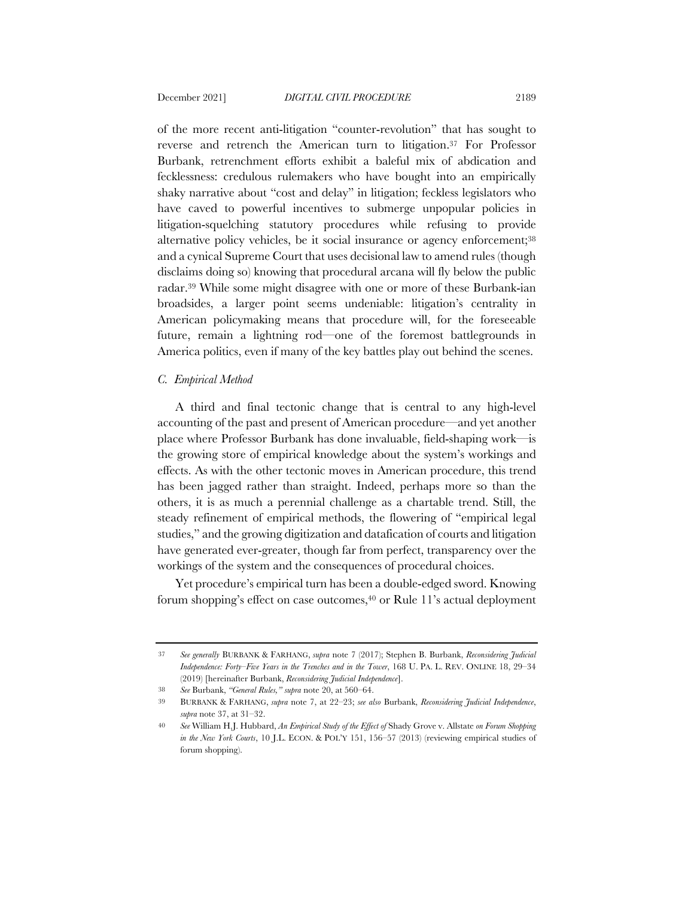of the more recent anti-litigation "counter-revolution" that has sought to reverse and retrench the American turn to litigation.[37] For Professor Burbank, retrenchment efforts exhibit a baleful mix of abdication and fecklessness: credulous rulemakers who have bought into an empirically shaky narrative about "cost and delay" in litigation; feckless legislators who have caved to powerful incentives to submerge unpopular policies in litigation-squelching statutory procedures while refusing to provide alternative policy vehicles, be it social insurance or agency enforcement;[38] and a cynical Supreme Court that uses decisional law to amend rules (though disclaims doing so) knowing that procedural arcana will fly below the public radar.[39] While some might disagree with one or more of these Burbank-ian broadsides, a larger point seems undeniable: litigation's centrality in American policymaking means that procedure will, for the foreseeable future, remain a lightning rod—one of the foremost battlegrounds in America politics, even if many of the key battles play out behind the scenes.

### C. *Empirical Method*

A third and final tectonic change that is central to any high-level accounting of the past and present of American procedure—and yet another place where Professor Burbank has done invaluable, field-shaping work—is the growing store of empirical knowledge about the system's workings and effects. As with the other tectonic moves in American procedure, this trend has been jagged rather than straight. Indeed, perhaps more so than the others, it is as much a perennial challenge as a chartable trend. Still, the steady refinement of empirical methods, the flowering of "empirical legal studies," and the growing digitization and datafication of courts and litigation have generated ever-greater, though far from perfect, transparency over the workings of the system and the consequences of procedural choices.

Yet procedure's empirical turn has been a double-edged sword. Knowing forum shopping's effect on case outcomes,[40] or Rule 11's actual deployment

---

37 *See generally* BURBANK & FARHANG, *supra* note 7 (2017); Stephen B. Burbank, *Reconsidering Judicial Independence: Forty–Five Years in the Trenches and in the Tower*, 168 U. PA. L. REV. ONLINE 18, 29–34 (2019) [hereinafter Burbank, *Reconsidering Judicial Independence*].

38 *See* Burbank, *"General Rules," supra* note 20, at 560–64.

39 BURBANK & FARHANG, *supra* note 7, at 22–23; *see also* Burbank, *Reconsidering Judicial Independence*, *supra* note 37, at 31–32.

40 *See* William H.J. Hubbard, *An Empirical Study of the Effect of* Shady Grove v. Allstate *on Forum Shopping in the New York Courts*, 10 J.L. ECON. & POL'Y 151, 156–57 (2013) (reviewing empirical studies of forum shopping).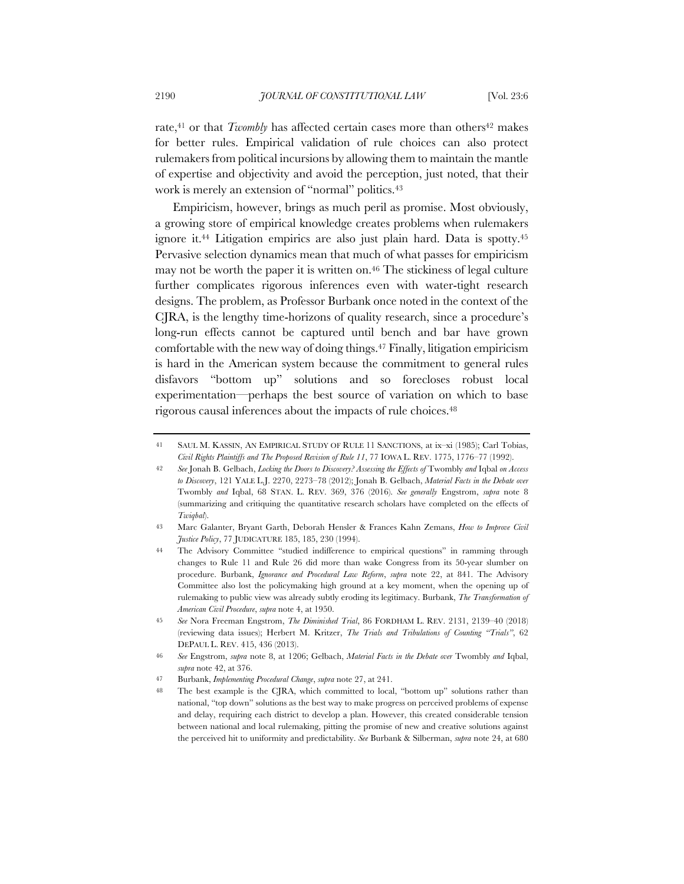rate,[41] or that *Twombly* has affected certain cases more than others[42] makes for better rules. Empirical validation of rule choices can also protect rulemakers from political incursions by allowing them to maintain the mantle of expertise and objectivity and avoid the perception, just noted, that their work is merely an extension of "normal" politics.[43]

Empiricism, however, brings as much peril as promise. Most obviously, a growing store of empirical knowledge creates problems when rulemakers ignore it.[44] Litigation empirics are also just plain hard. Data is spotty.[45] Pervasive selection dynamics mean that much of what passes for empiricism may not be worth the paper it is written on.[46] The stickiness of legal culture further complicates rigorous inferences even with water-tight research designs. The problem, as Professor Burbank once noted in the context of the CJRA, is the lengthy time-horizons of quality research, since a procedure's long-run effects cannot be captured until bench and bar have grown comfortable with the new way of doing things.[47] Finally, litigation empiricism is hard in the American system because the commitment to general rules disfavors "bottom up" solutions and so forecloses robust local experimentation—perhaps the best source of variation on which to base rigorous causal inferences about the impacts of rule choices.[48]

---

41 SAUL M. KASSIN, AN EMPIRICAL STUDY OF RULE 11 SANCTIONS, at ix–xi (1985); Carl Tobias, *Civil Rights Plaintiffs and The Proposed Revision of Rule 11*, 77 IOWA L. REV. 1775, 1776–77 (1992).

42 *See* Jonah B. Gelbach, *Locking the Doors to Discovery? Assessing the Effects of* Twombly *and* Iqbal *on Access to Discovery*, 121 YALE L.J. 2270, 2273–78 (2012); Jonah B. Gelbach, *Material Facts in the Debate over* Twombly *and* Iqbal, 68 STAN. L. REV. 369, 376 (2016). *See generally* Engstrom, *supra* note 8 (summarizing and critiquing the quantitative research scholars have completed on the effects of *Twiqbal*).

43 Marc Galanter, Bryant Garth, Deborah Hensler & Frances Kahn Zemans, *How to Improve Civil Justice Policy*, 77 JUDICATURE 185, 185, 230 (1994).

44 The Advisory Committee "studied indifference to empirical questions" in ramming through changes to Rule 11 and Rule 26 did more than wake Congress from its 50-year slumber on procedure. Burbank, *Ignorance and Procedural Law Reform*, *supra* note 22, at 841. The Advisory Committee also lost the policymaking high ground at a key moment, when the opening up of rulemaking to public view was already subtly eroding its legitimacy. Burbank, *The Transformation of American Civil Procedure*, *supra* note 4, at 1950.

45 *See* Nora Freeman Engstrom, *The Diminished Trial*, 86 FORDHAM L. REV. 2131, 2139–40 (2018) (reviewing data issues); Herbert M. Kritzer, *The Trials and Tribulations of Counting "Trials"*, 62 DEPAUL L. REV. 415, 436 (2013).

46 *See* Engstrom, *supra* note 8, at 1206; Gelbach, *Material Facts in the Debate over* Twombly *and* Iqbal, *supra* note 42, at 376.

47 Burbank, *Implementing Procedural Change*, *supra* note 27, at 241.

48 The best example is the CJRA, which committed to local, "bottom up" solutions rather than national, "top down" solutions as the best way to make progress on perceived problems of expense and delay, requiring each district to develop a plan. However, this created considerable tension between national and local rulemaking, pitting the promise of new and creative solutions against the perceived hit to uniformity and predictability. *See* Burbank & Silberman, *supra* note 24, at 680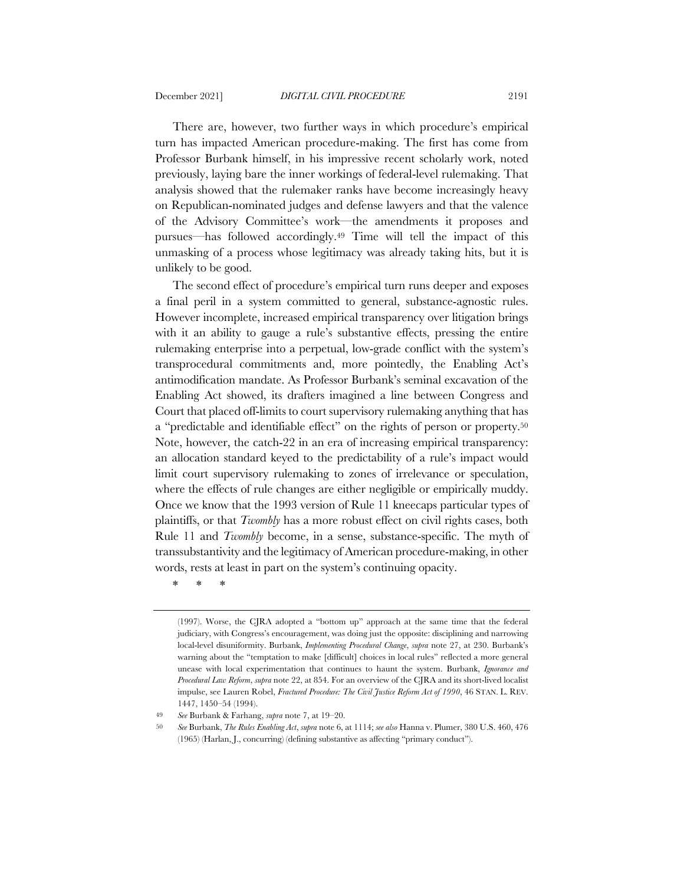There are, however, two further ways in which procedure's empirical turn has impacted American procedure-making. The first has come from Professor Burbank himself, in his impressive recent scholarly work, noted previously, laying bare the inner workings of federal-level rulemaking. That analysis showed that the rulemaker ranks have become increasingly heavy on Republican-nominated judges and defense lawyers and that the valence of the Advisory Committee's work—the amendments it proposes and pursues—has followed accordingly.[49] Time will tell the impact of this unmasking of a process whose legitimacy was already taking hits, but it is unlikely to be good.

The second effect of procedure's empirical turn runs deeper and exposes a final peril in a system committed to general, substance-agnostic rules. However incomplete, increased empirical transparency over litigation brings with it an ability to gauge a rule's substantive effects, pressing the entire rulemaking enterprise into a perpetual, low-grade conflict with the system's transprocedural commitments and, more pointedly, the Enabling Act's antimodification mandate. As Professor Burbank's seminal excavation of the Enabling Act showed, its drafters imagined a line between Congress and Court that placed off-limits to court supervisory rulemaking anything that has a "predictable and identifiable effect" on the rights of person or property.[50] Note, however, the catch-22 in an era of increasing empirical transparency: an allocation standard keyed to the predictability of a rule's impact would limit court supervisory rulemaking to zones of irrelevance or speculation, where the effects of rule changes are either negligible or empirically muddy. Once we know that the 1993 version of Rule 11 kneecaps particular types of plaintiffs, or that *Twombly* has a more robust effect on civil rights cases, both Rule 11 and *Twombly* become, in a sense, substance-specific. The myth of transsubstantivity and the legitimacy of American procedure-making, in other words, rests at least in part on the system's continuing opacity.

\* \* \*

(1997). Worse, the CJRA adopted a "bottom up" approach at the same time that the federal judiciary, with Congress's encouragement, was doing just the opposite: disciplining and narrowing local-level disuniformity. Burbank, *Implementing Procedural Change*, *supra* note 27, at 230. Burbank's warning about the "temptation to make [difficult] choices in local rules" reflected a more general unease with local experimentation that continues to haunt the system. Burbank, *Ignorance and Procedural Law Reform*, *supra* note 22, at 854. For an overview of the CJRA and its short-lived localist impulse, see Lauren Robel, *Fractured Procedure: The Civil Justice Reform Act of 1990*, 46 STAN. L. REV. 1447, 1450–54 (1994).

[49] *See* Burbank & Farhang, *supra* note 7, at 19–20.

[50] *See* Burbank, *The Rules Enabling Act*, *supra* note 6, at 1114; *see also* Hanna v. Plumer, 380 U.S. 460, 476 (1965) (Harlan, J., concurring) (defining substantive as affecting "primary conduct").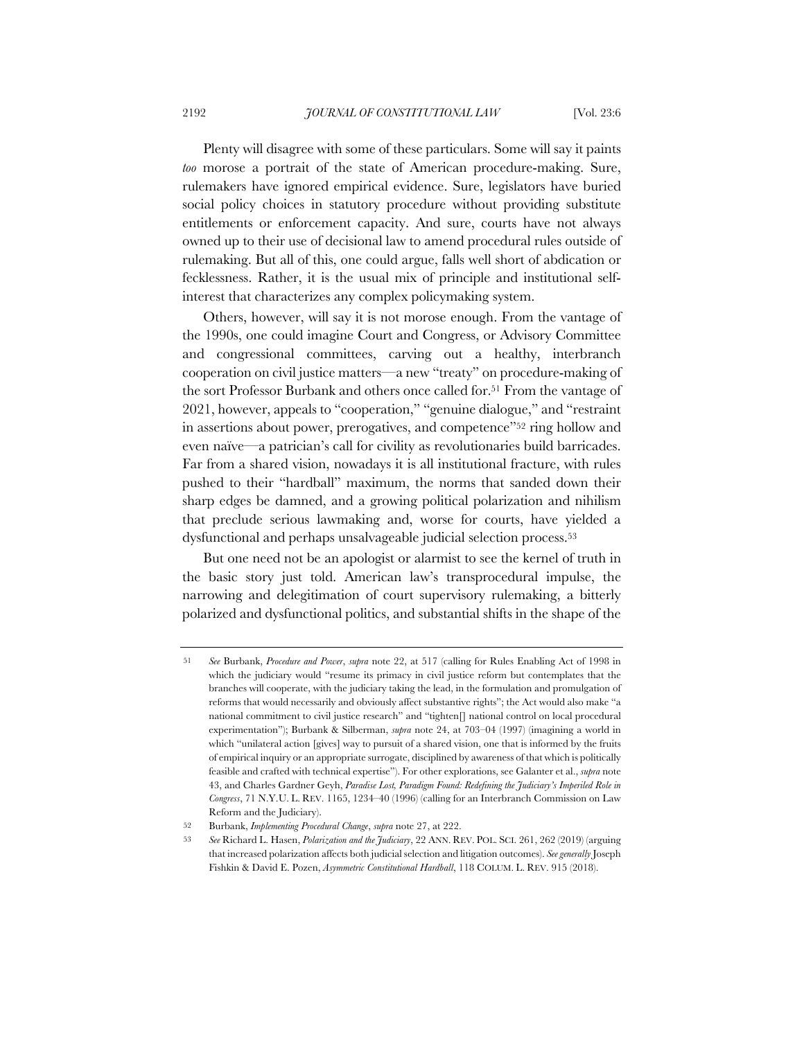Plenty will disagree with some of these particulars. Some will say it paints *too* morose a portrait of the state of American procedure-making. Sure, rulemakers have ignored empirical evidence. Sure, legislators have buried social policy choices in statutory procedure without providing substitute entitlements or enforcement capacity. And sure, courts have not always owned up to their use of decisional law to amend procedural rules outside of rulemaking. But all of this, one could argue, falls well short of abdication or fecklessness. Rather, it is the usual mix of principle and institutional self-interest that characterizes any complex policymaking system.

Others, however, will say it is not morose enough. From the vantage of the 1990s, one could imagine Court and Congress, or Advisory Committee and congressional committees, carving out a healthy, interbranch cooperation on civil justice matters—a new "treaty" on procedure-making of the sort Professor Burbank and others once called for.[51] From the vantage of 2021, however, appeals to "cooperation," "genuine dialogue," and "restraint in assertions about power, prerogatives, and competence"[52] ring hollow and even naïve—a patrician's call for civility as revolutionaries build barricades. Far from a shared vision, nowadays it is all institutional fracture, with rules pushed to their "hardball" maximum, the norms that sanded down their sharp edges be damned, and a growing political polarization and nihilism that preclude serious lawmaking and, worse for courts, have yielded a dysfunctional and perhaps unsalvageable judicial selection process.[53]

But one need not be an apologist or alarmist to see the kernel of truth in the basic story just told. American law's transprocedural impulse, the narrowing and delegitimation of court supervisory rulemaking, a bitterly polarized and dysfunctional politics, and substantial shifts in the shape of the

---

51 *See* Burbank, *Procedure and Power*, *supra* note 22, at 517 (calling for Rules Enabling Act of 1998 in which the judiciary would "resume its primacy in civil justice reform but contemplates that the branches will cooperate, with the judiciary taking the lead, in the formulation and promulgation of reforms that would necessarily and obviously affect substantive rights"; the Act would also make "a national commitment to civil justice research" and "tighten[] national control on local procedural experimentation"); Burbank & Silberman, *supra* note 24, at 703–04 (1997) (imagining a world in which "unilateral action [gives] way to pursuit of a shared vision, one that is informed by the fruits of empirical inquiry or an appropriate surrogate, disciplined by awareness of that which is politically feasible and crafted with technical expertise"). For other explorations, see Galanter et al., *supra* note 43, and Charles Gardner Geyh, *Paradise Lost, Paradigm Found: Redefining the Judiciary's Imperiled Role in Congress*, 71 N.Y.U. L. REV. 1165, 1234–40 (1996) (calling for an Interbranch Commission on Law Reform and the Judiciary).

52 Burbank, *Implementing Procedural Change*, *supra* note 27, at 222.

53 *See* Richard L. Hasen, *Polarization and the Judiciary*, 22 ANN. REV. POL. SCI. 261, 262 (2019) (arguing that increased polarization affects both judicial selection and litigation outcomes). *See generally* Joseph Fishkin & David E. Pozen, *Asymmetric Constitutional Hardball*, 118 COLUM. L. REV. 915 (2018).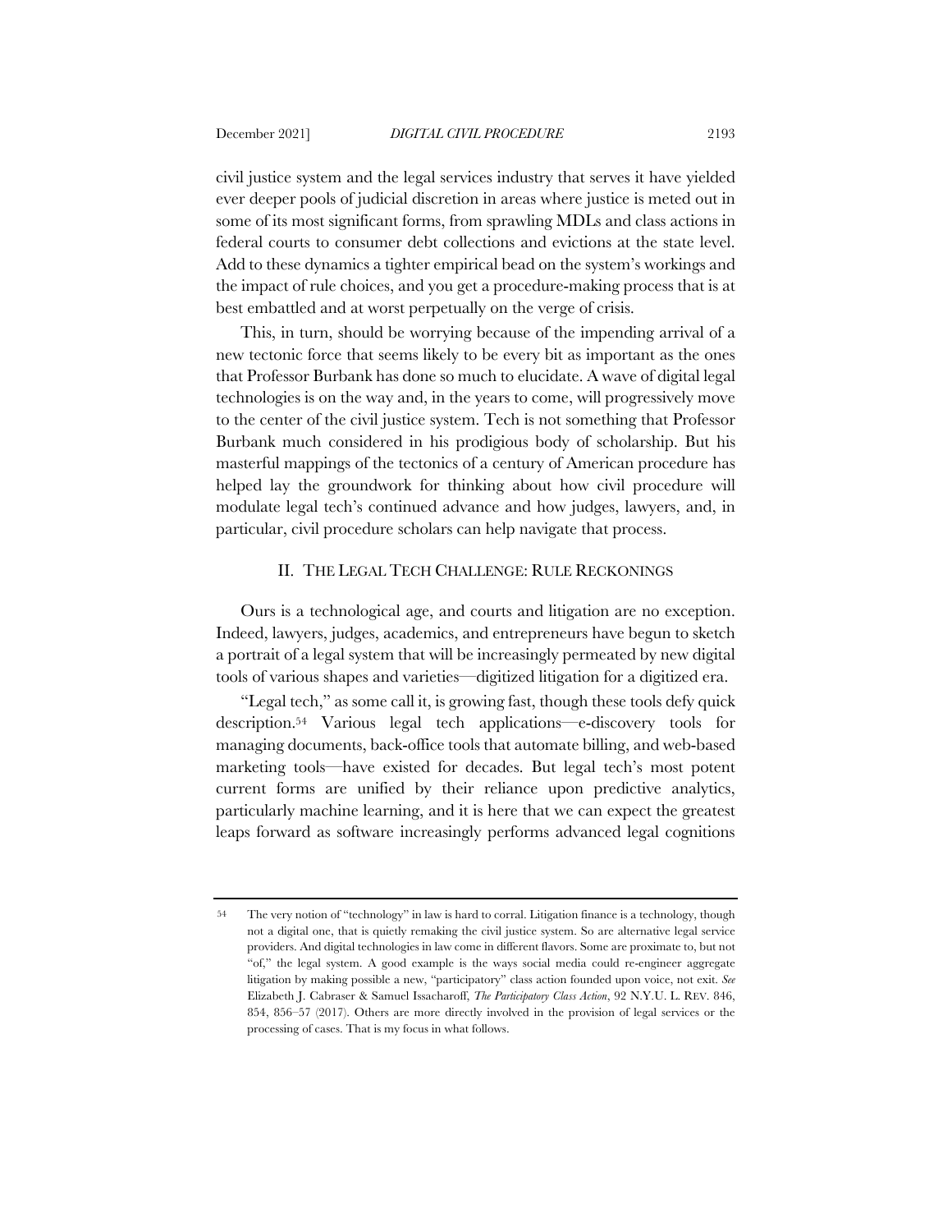civil justice system and the legal services industry that serves it have yielded ever deeper pools of judicial discretion in areas where justice is meted out in some of its most significant forms, from sprawling MDLs and class actions in federal courts to consumer debt collections and evictions at the state level. Add to these dynamics a tighter empirical bead on the system's workings and the impact of rule choices, and you get a procedure-making process that is at best embattled and at worst perpetually on the verge of crisis.

This, in turn, should be worrying because of the impending arrival of a new tectonic force that seems likely to be every bit as important as the ones that Professor Burbank has done so much to elucidate. A wave of digital legal technologies is on the way and, in the years to come, will progressively move to the center of the civil justice system. Tech is not something that Professor Burbank much considered in his prodigious body of scholarship. But his masterful mappings of the tectonics of a century of American procedure has helped lay the groundwork for thinking about how civil procedure will modulate legal tech's continued advance and how judges, lawyers, and, in particular, civil procedure scholars can help navigate that process.

## II. THE LEGAL TECH CHALLENGE: RULE RECKONINGS

Ours is a technological age, and courts and litigation are no exception. Indeed, lawyers, judges, academics, and entrepreneurs have begun to sketch a portrait of a legal system that will be increasingly permeated by new digital tools of various shapes and varieties—digitized litigation for a digitized era.

"Legal tech," as some call it, is growing fast, though these tools defy quick description.[54] Various legal tech applications—e-discovery tools for managing documents, back-office tools that automate billing, and web-based marketing tools—have existed for decades. But legal tech's most potent current forms are unified by their reliance upon predictive analytics, particularly machine learning, and it is here that we can expect the greatest leaps forward as software increasingly performs advanced legal cognitions

---

54 The very notion of "technology" in law is hard to corral. Litigation finance is a technology, though not a digital one, that is quietly remaking the civil justice system. So are alternative legal service providers. And digital technologies in law come in different flavors. Some are proximate to, but not "of," the legal system. A good example is the ways social media could re-engineer aggregate litigation by making possible a new, "participatory" class action founded upon voice, not exit. *See* Elizabeth J. Cabraser & Samuel Issacharoff, *The Participatory Class Action*, 92 N.Y.U. L. REV. 846, 854, 856–57 (2017). Others are more directly involved in the provision of legal services or the processing of cases. That is my focus in what follows.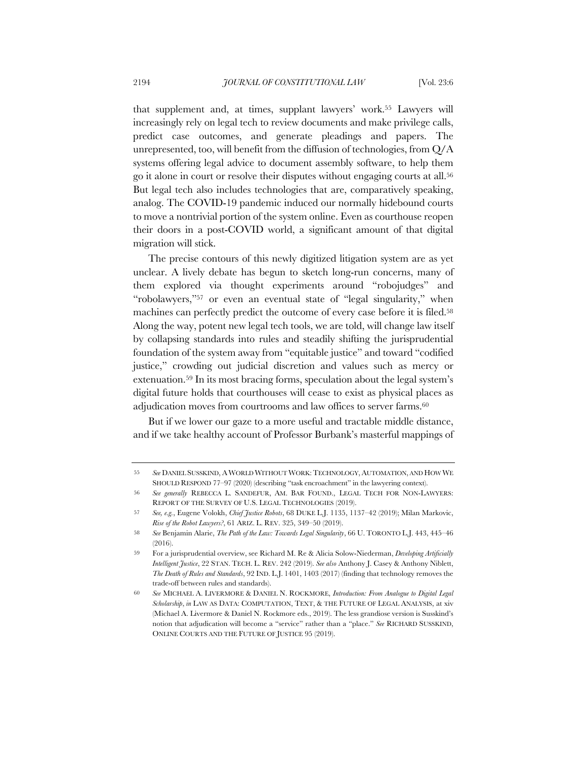that supplement and, at times, supplant lawyers' work.[55] Lawyers will increasingly rely on legal tech to review documents and make privilege calls, predict case outcomes, and generate pleadings and papers. The unrepresented, too, will benefit from the diffusion of technologies, from Q/A systems offering legal advice to document assembly software, to help them go it alone in court or resolve their disputes without engaging courts at all.[56] But legal tech also includes technologies that are, comparatively speaking, analog. The COVID-19 pandemic induced our normally hidebound courts to move a nontrivial portion of the system online. Even as courthouse reopen their doors in a post-COVID world, a significant amount of that digital migration will stick.

The precise contours of this newly digitized litigation system are as yet unclear. A lively debate has begun to sketch long-run concerns, many of them explored via thought experiments around "robojudges" and "robolawyers,"[57] or even an eventual state of "legal singularity," when machines can perfectly predict the outcome of every case before it is filed.[58] Along the way, potent new legal tech tools, we are told, will change law itself by collapsing standards into rules and steadily shifting the jurisprudential foundation of the system away from "equitable justice" and toward "codified justice," crowding out judicial discretion and values such as mercy or extenuation.[59] In its most bracing forms, speculation about the legal system's digital future holds that courthouses will cease to exist as physical places as adjudication moves from courtrooms and law offices to server farms.[60]

But if we lower our gaze to a more useful and tractable middle distance, and if we take healthy account of Professor Burbank's masterful mappings of

---

55 *See* DANIEL SUSSKIND, A WORLD WITHOUT WORK: TECHNOLOGY, AUTOMATION, AND HOW WE SHOULD RESPOND 77–97 (2020) (describing "task encroachment" in the lawyering context).

56 *See generally* REBECCA L. SANDEFUR, AM. BAR FOUND., LEGAL TECH FOR NON-LAWYERS: REPORT OF THE SURVEY OF U.S. LEGAL TECHNOLOGIES (2019).

57 *See, e.g.*, Eugene Volokh, *Chief Justice Robots*, 68 DUKE L.J. 1135, 1137–42 (2019); Milan Markovic, *Rise of the Robot Lawyers?*, 61 ARIZ. L. REV. 325, 349–50 (2019).

58 *See* Benjamin Alarie, *The Path of the Law: Towards Legal Singularity*, 66 U. TORONTO L.J. 443, 445–46 (2016).

59 For a jurisprudential overview, see Richard M. Re & Alicia Solow-Niederman, *Developing Artificially Intelligent Justice*, 22 STAN. TECH. L. REV. 242 (2019). *See also* Anthony J. Casey & Anthony Niblett, *The Death of Rules and Standards*, 92 IND. L.J. 1401, 1403 (2017) (finding that technology removes the trade-off between rules and standards).

60 *See* MICHAEL A. LIVERMORE & DANIEL N. ROCKMORE, *Introduction: From Analogue to Digital Legal Scholarship*, *in* LAW AS DATA: COMPUTATION, TEXT, & THE FUTURE OF LEGAL ANALYSIS, at xiv (Michael A. Livermore & Daniel N. Rockmore eds., 2019). The less grandiose version is Susskind's notion that adjudication will become a "service" rather than a "place." *See* RICHARD SUSSKIND, ONLINE COURTS AND THE FUTURE OF JUSTICE 95 (2019).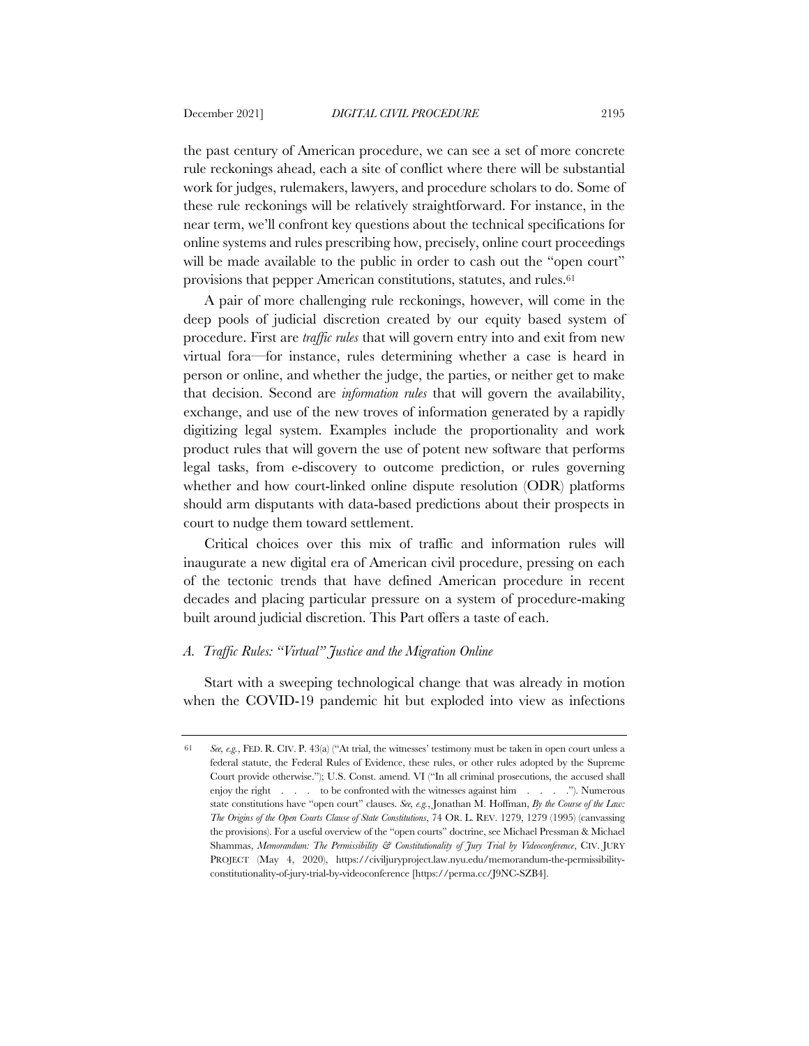the past century of American procedure, we can see a set of more concrete rule reckonings ahead, each a site of conflict where there will be substantial work for judges, rulemakers, lawyers, and procedure scholars to do. Some of these rule reckonings will be relatively straightforward. For instance, in the near term, we'll confront key questions about the technical specifications for online systems and rules prescribing how, precisely, online court proceedings will be made available to the public in order to cash out the "open court" provisions that pepper American constitutions, statutes, and rules.[61]

A pair of more challenging rule reckonings, however, will come in the deep pools of judicial discretion created by our equity based system of procedure. First are *traffic rules* that will govern entry into and exit from new virtual fora—for instance, rules determining whether a case is heard in person or online, and whether the judge, the parties, or neither get to make that decision. Second are *information rules* that will govern the availability, exchange, and use of the new troves of information generated by a rapidly digitizing legal system. Examples include the proportionality and work product rules that will govern the use of potent new software that performs legal tasks, from e-discovery to outcome prediction, or rules governing whether and how court-linked online dispute resolution (ODR) platforms should arm disputants with data-based predictions about their prospects in court to nudge them toward settlement.

Critical choices over this mix of traffic and information rules will inaugurate a new digital era of American civil procedure, pressing on each of the tectonic trends that have defined American procedure in recent decades and placing particular pressure on a system of procedure-making built around judicial discretion. This Part offers a taste of each.

### A. *Traffic Rules: "Virtual" Justice and the Migration Online*

Start with a sweeping technological change that was already in motion when the COVID-19 pandemic hit but exploded into view as infections

---

61 *See, e.g.*, FED. R. CIV. P. 43(a) ("At trial, the witnesses' testimony must be taken in open court unless a federal statute, the Federal Rules of Evidence, these rules, or other rules adopted by the Supreme Court provide otherwise."); U.S. Const. amend. VI ("In all criminal prosecutions, the accused shall enjoy the right . . . to be confronted with the witnesses against him . . . ."). Numerous state constitutions have "open court" clauses. *See, e.g.*, Jonathan M. Hoffman, *By the Course of the Law: The Origins of the Open Courts Clause of State Constitutions*, 74 OR. L. REV. 1279, 1279 (1995) (canvassing the provisions). For a useful overview of the "open courts" doctrine, see Michael Pressman & Michael Shammas, *Memorandum: The Permissibility & Constitutionality of Jury Trial by Videoconference*, CIV. JURY PROJECT (May 4, 2020), https://civiljuryproject.law.nyu.edu/memorandum-the-permissibility-constitutionality-of-jury-trial-by-videoconference [https://perma.cc/J9NC-SZB4].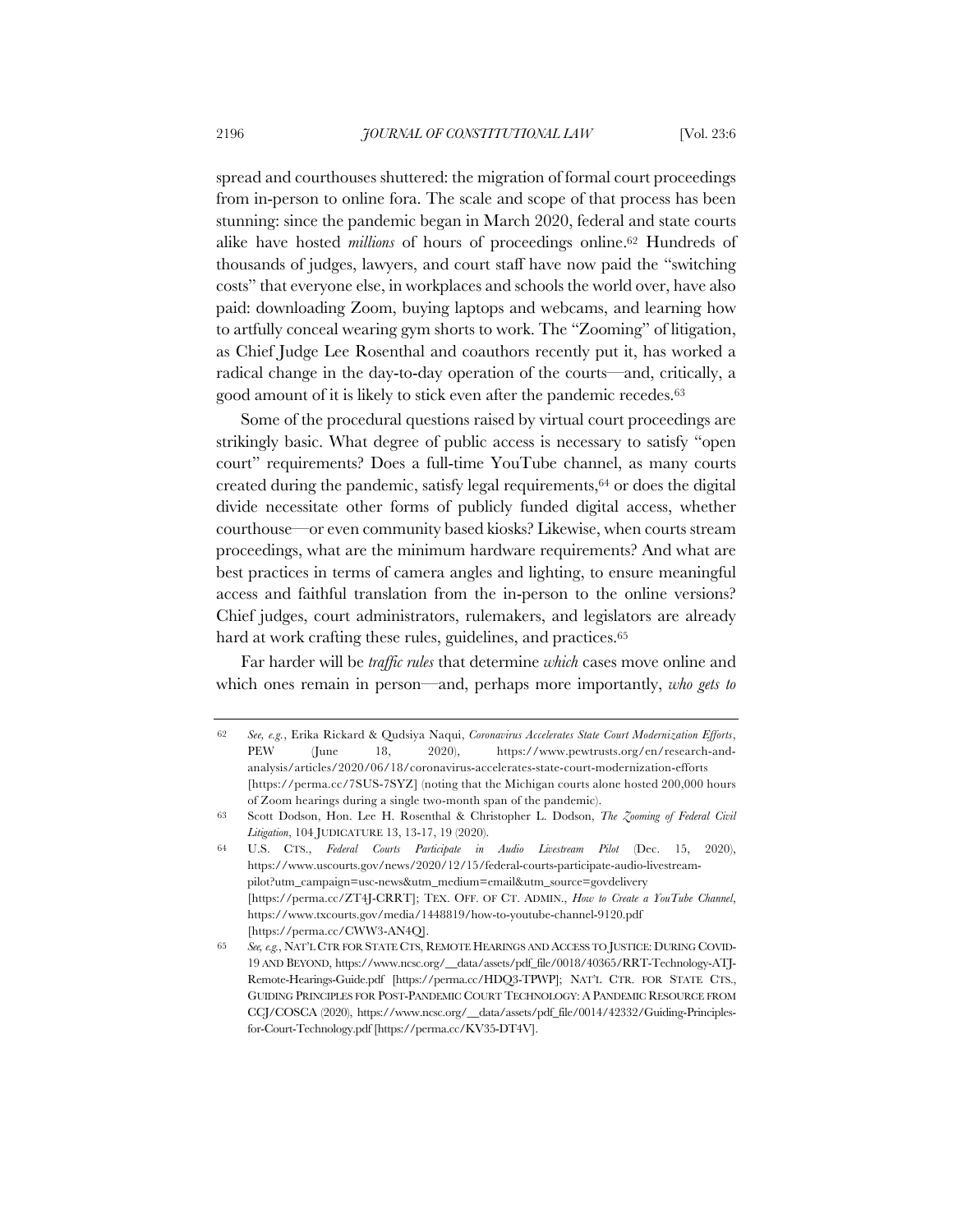spread and courthouses shuttered: the migration of formal court proceedings from in-person to online fora. The scale and scope of that process has been stunning: since the pandemic began in March 2020, federal and state courts alike have hosted *millions* of hours of proceedings online.[62] Hundreds of thousands of judges, lawyers, and court staff have now paid the "switching costs" that everyone else, in workplaces and schools the world over, have also paid: downloading Zoom, buying laptops and webcams, and learning how to artfully conceal wearing gym shorts to work. The "Zooming" of litigation, as Chief Judge Lee Rosenthal and coauthors recently put it, has worked a radical change in the day-to-day operation of the courts—and, critically, a good amount of it is likely to stick even after the pandemic recedes.[63]

Some of the procedural questions raised by virtual court proceedings are strikingly basic. What degree of public access is necessary to satisfy "open court" requirements? Does a full-time YouTube channel, as many courts created during the pandemic, satisfy legal requirements,[64] or does the digital divide necessitate other forms of publicly funded digital access, whether courthouse—or even community based kiosks? Likewise, when courts stream proceedings, what are the minimum hardware requirements? And what are best practices in terms of camera angles and lighting, to ensure meaningful access and faithful translation from the in-person to the online versions? Chief judges, court administrators, rulemakers, and legislators are already hard at work crafting these rules, guidelines, and practices.[65]

Far harder will be *traffic rules* that determine *which* cases move online and which ones remain in person—and, perhaps more importantly, *who gets to*

---

62 *See, e.g.*, Erika Rickard & Qudsiya Naqui, *Coronavirus Accelerates State Court Modernization Efforts*, PEW (June 18, 2020), https://www.pewtrusts.org/en/research-and-analysis/articles/2020/06/18/coronavirus-accelerates-state-court-modernization-efforts [https://perma.cc/7SUS-7SYZ] (noting that the Michigan courts alone hosted 200,000 hours of Zoom hearings during a single two-month span of the pandemic).

63 Scott Dodson, Hon. Lee H. Rosenthal & Christopher L. Dodson, *The Zooming of Federal Civil Litigation*, 104 JUDICATURE 13, 13-17, 19 (2020).

64 U.S. CTS., *Federal Courts Participate in Audio Livestream Pilot* (Dec. 15, 2020), https://www.uscourts.gov/news/2020/12/15/federal-courts-participate-audio-livestream-pilot?utm_campaign=usc-news&utm_medium=email&utm_source=govdelivery [https://perma.cc/ZT4J-CRRT]; TEX. OFF. OF CT. ADMIN., *How to Create a YouTube Channel*, https://www.txcourts.gov/media/1448819/how-to-youtube-channel-9120.pdf [https://perma.cc/CWW3-AN4Q].

65 *See, e.g.*, NAT'L CTR FOR STATE CTS, REMOTE HEARINGS AND ACCESS TO JUSTICE: DURING COVID-19 AND BEYOND, https://www.ncsc.org/__data/assets/pdf_file/0018/40365/RRT-Technology-ATJ-Remote-Hearings-Guide.pdf [https://perma.cc/HDQ3-TPWP]; NAT'L CTR. FOR STATE CTS., GUIDING PRINCIPLES FOR POST-PANDEMIC COURT TECHNOLOGY: A PANDEMIC RESOURCE FROM CCJ/COSCA (2020), https://www.ncsc.org/__data/assets/pdf_file/0014/42332/Guiding-Principles-for-Court-Technology.pdf [https://perma.cc/KV35-DT4V].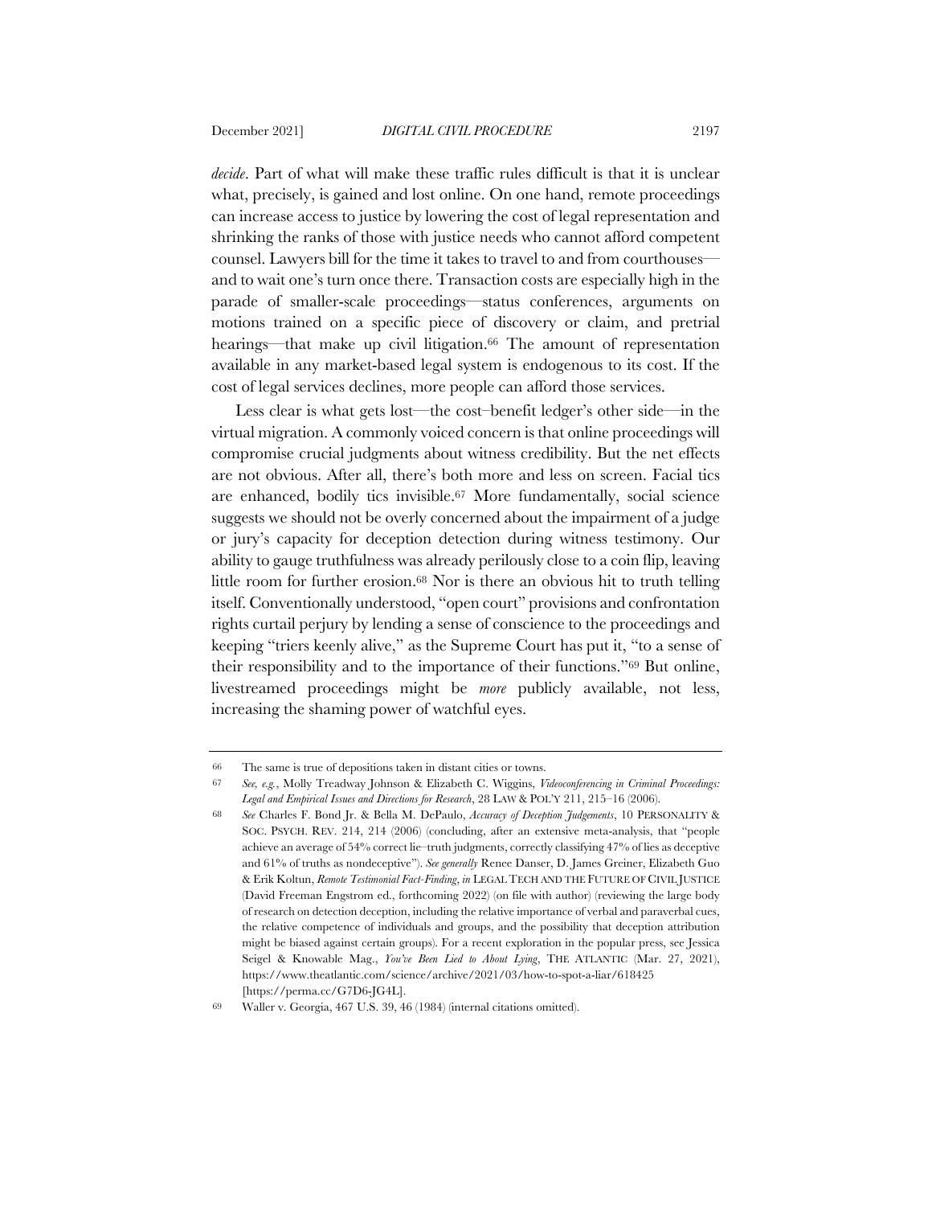*decide*. Part of what will make these traffic rules difficult is that it is unclear what, precisely, is gained and lost online. On one hand, remote proceedings can increase access to justice by lowering the cost of legal representation and shrinking the ranks of those with justice needs who cannot afford competent counsel. Lawyers bill for the time it takes to travel to and from courthouses—and to wait one's turn once there. Transaction costs are especially high in the parade of smaller-scale proceedings—status conferences, arguments on motions trained on a specific piece of discovery or claim, and pretrial hearings—that make up civil litigation.[66] The amount of representation available in any market-based legal system is endogenous to its cost. If the cost of legal services declines, more people can afford those services.

Less clear is what gets lost—the cost–benefit ledger's other side—in the virtual migration. A commonly voiced concern is that online proceedings will compromise crucial judgments about witness credibility. But the net effects are not obvious. After all, there's both more and less on screen. Facial tics are enhanced, bodily tics invisible.[67] More fundamentally, social science suggests we should not be overly concerned about the impairment of a judge or jury's capacity for deception detection during witness testimony. Our ability to gauge truthfulness was already perilously close to a coin flip, leaving little room for further erosion.[68] Nor is there an obvious hit to truth telling itself. Conventionally understood, "open court" provisions and confrontation rights curtail perjury by lending a sense of conscience to the proceedings and keeping "triers keenly alive," as the Supreme Court has put it, "to a sense of their responsibility and to the importance of their functions."[69] But online, livestreamed proceedings might be *more* publicly available, not less, increasing the shaming power of watchful eyes.

---

66 The same is true of depositions taken in distant cities or towns.

67 *See, e.g.*, Molly Treadway Johnson & Elizabeth C. Wiggins, *Videoconferencing in Criminal Proceedings: Legal and Empirical Issues and Directions for Research*, 28 LAW & POL'Y 211, 215–16 (2006).

68 *See* Charles F. Bond Jr. & Bella M. DePaulo, *Accuracy of Deception Judgements*, 10 PERSONALITY & SOC. PSYCH. REV. 214, 214 (2006) (concluding, after an extensive meta-analysis, that "people achieve an average of 54% correct lie–truth judgments, correctly classifying 47% of lies as deceptive and 61% of truths as nondeceptive"). *See generally* Renee Danser, D. James Greiner, Elizabeth Guo & Erik Koltun, *Remote Testimonial Fact-Finding*, *in* LEGAL TECH AND THE FUTURE OF CIVIL JUSTICE (David Freeman Engstrom ed., forthcoming 2022) (on file with author) (reviewing the large body of research on detection deception, including the relative importance of verbal and paraverbal cues, the relative competence of individuals and groups, and the possibility that deception attribution might be biased against certain groups). For a recent exploration in the popular press, see Jessica Seigel & Knowable Mag., *You've Been Lied to About Lying*, THE ATLANTIC (Mar. 27, 2021), https://www.theatlantic.com/science/archive/2021/03/how-to-spot-a-liar/618425 [https://perma.cc/G7D6-JG4L].

69 Waller v. Georgia, 467 U.S. 39, 46 (1984) (internal citations omitted).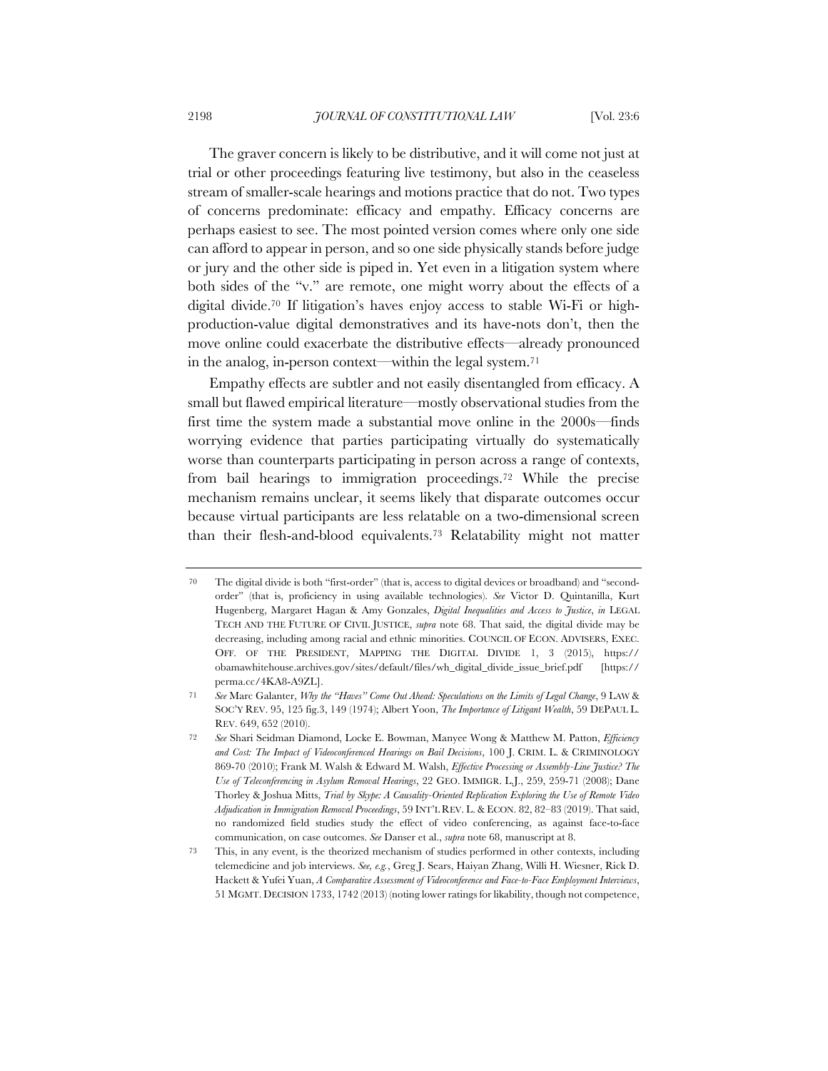The graver concern is likely to be distributive, and it will come not just at trial or other proceedings featuring live testimony, but also in the ceaseless stream of smaller-scale hearings and motions practice that do not. Two types of concerns predominate: efficacy and empathy. Efficacy concerns are perhaps easiest to see. The most pointed version comes where only one side can afford to appear in person, and so one side physically stands before judge or jury and the other side is piped in. Yet even in a litigation system where both sides of the "v." are remote, one might worry about the effects of a digital divide.[70] If litigation's haves enjoy access to stable Wi-Fi or high-production-value digital demonstratives and its have-nots don't, then the move online could exacerbate the distributive effects—already pronounced in the analog, in-person context—within the legal system.[71]

Empathy effects are subtler and not easily disentangled from efficacy. A small but flawed empirical literature—mostly observational studies from the first time the system made a substantial move online in the 2000s—finds worrying evidence that parties participating virtually do systematically worse than counterparts participating in person across a range of contexts, from bail hearings to immigration proceedings.[72] While the precise mechanism remains unclear, it seems likely that disparate outcomes occur because virtual participants are less relatable on a two-dimensional screen than their flesh-and-blood equivalents.[73] Relatability might not matter

---

70 The digital divide is both "first-order" (that is, access to digital devices or broadband) and "second-order" (that is, proficiency in using available technologies). *See* Victor D. Quintanilla, Kurt Hugenberg, Margaret Hagan & Amy Gonzales, *Digital Inequalities and Access to Justice*, *in* LEGAL TECH AND THE FUTURE OF CIVIL JUSTICE, *supra* note 68. That said, the digital divide may be decreasing, including among racial and ethnic minorities. COUNCIL OF ECON. ADVISERS, EXEC. OFF. OF THE PRESIDENT, MAPPING THE DIGITAL DIVIDE 1, 3 (2015), https://obamawhitehouse.archives.gov/sites/default/files/wh_digital_divide_issue_brief.pdf [https://perma.cc/4KA8-A9ZL].

71 *See* Marc Galanter, *Why the "Haves" Come Out Ahead: Speculations on the Limits of Legal Change*, 9 LAW & SOC'Y REV. 95, 125 fig.3, 149 (1974); Albert Yoon, *The Importance of Litigant Wealth*, 59 DEPAUL L. REV. 649, 652 (2010).

72 *See* Shari Seidman Diamond, Locke E. Bowman, Manyee Wong & Matthew M. Patton, *Efficiency and Cost: The Impact of Videoconferenced Hearings on Bail Decisions*, 100 J. CRIM. L. & CRIMINOLOGY 869-70 (2010); Frank M. Walsh & Edward M. Walsh, *Effective Processing or Assembly-Line Justice? The Use of Teleconferencing in Asylum Removal Hearings*, 22 GEO. IMMIGR. L.J., 259, 259-71 (2008); Dane Thorley & Joshua Mitts, *Trial by Skype: A Causality-Oriented Replication Exploring the Use of Remote Video Adjudication in Immigration Removal Proceedings*, 59 INT'L REV. L. & ECON. 82, 82–83 (2019). That said, no randomized field studies study the effect of video conferencing, as against face-to-face communication, on case outcomes. *See* Danser et al., *supra* note 68, manuscript at 8.

73 This, in any event, is the theorized mechanism of studies performed in other contexts, including telemedicine and job interviews. *See, e.g.*, Greg J. Sears, Haiyan Zhang, Willi H. Wiesner, Rick D. Hackett & Yufei Yuan, *A Comparative Assessment of Videoconference and Face-to-Face Employment Interviews*, 51 MGMT. DECISION 1733, 1742 (2013) (noting lower ratings for likability, though not competence,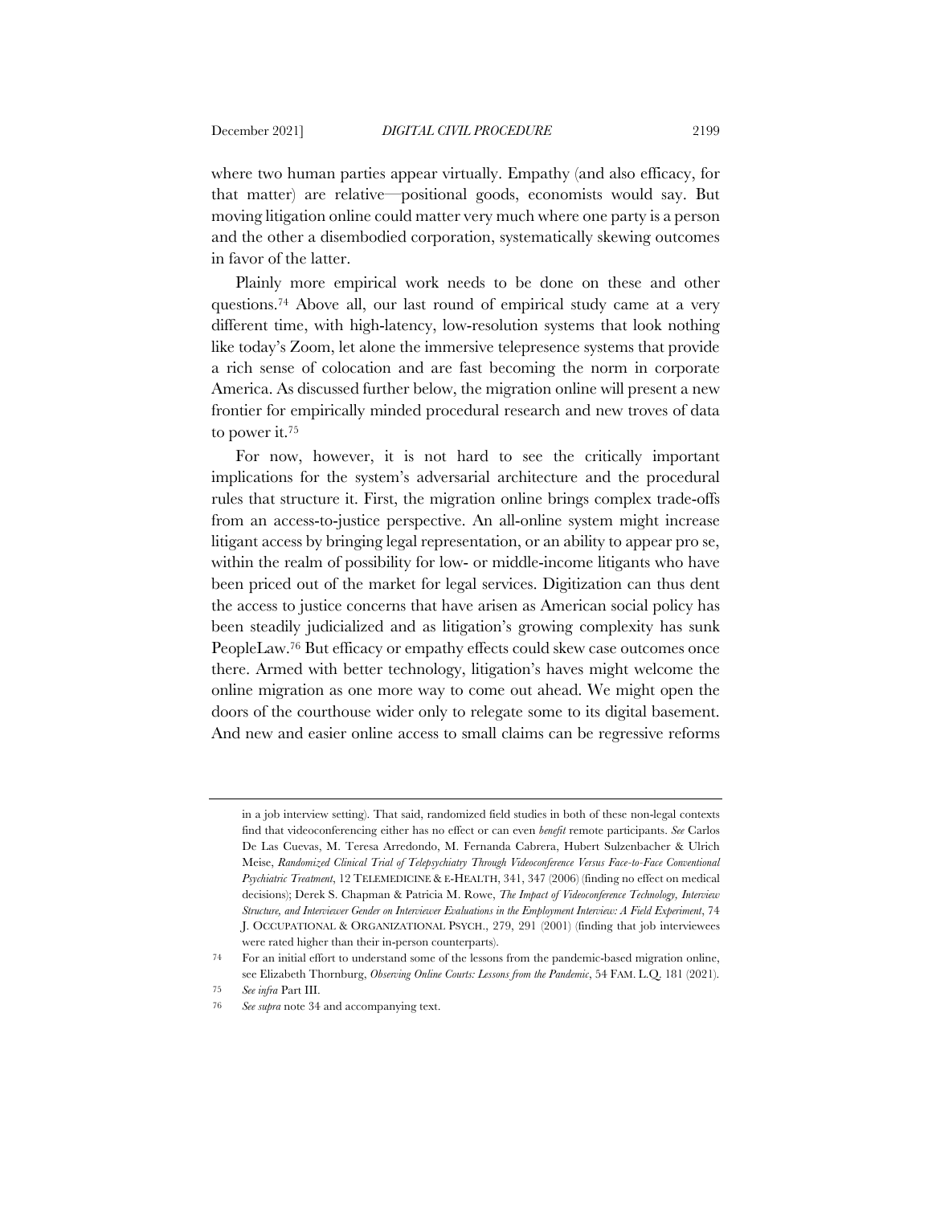where two human parties appear virtually. Empathy (and also efficacy, for that matter) are relative—positional goods, economists would say. But moving litigation online could matter very much where one party is a person and the other a disembodied corporation, systematically skewing outcomes in favor of the latter.

Plainly more empirical work needs to be done on these and other questions.[74] Above all, our last round of empirical study came at a very different time, with high-latency, low-resolution systems that look nothing like today's Zoom, let alone the immersive telepresence systems that provide a rich sense of colocation and are fast becoming the norm in corporate America. As discussed further below, the migration online will present a new frontier for empirically minded procedural research and new troves of data to power it.[75]

For now, however, it is not hard to see the critically important implications for the system's adversarial architecture and the procedural rules that structure it. First, the migration online brings complex trade-offs from an access-to-justice perspective. An all-online system might increase litigant access by bringing legal representation, or an ability to appear pro se, within the realm of possibility for low- or middle-income litigants who have been priced out of the market for legal services. Digitization can thus dent the access to justice concerns that have arisen as American social policy has been steadily judicialized and as litigation's growing complexity has sunk PeopleLaw.[76] But efficacy or empathy effects could skew case outcomes once there. Armed with better technology, litigation's haves might welcome the online migration as one more way to come out ahead. We might open the doors of the courthouse wider only to relegate some to its digital basement. And new and easier online access to small claims can be regressive reforms

---

in a job interview setting). That said, randomized field studies in both of these non-legal contexts find that videoconferencing either has no effect or can even *benefit* remote participants. *See* Carlos De Las Cuevas, M. Teresa Arredondo, M. Fernanda Cabrera, Hubert Sulzenbacher & Ulrich Meise, *Randomized Clinical Trial of Telepsychiatry Through Videoconference Versus Face-to-Face Conventional Psychiatric Treatment*, 12 TELEMEDICINE & E-HEALTH, 341, 347 (2006) (finding no effect on medical decisions); Derek S. Chapman & Patricia M. Rowe, *The Impact of Videoconference Technology, Interview Structure, and Interviewer Gender on Interviewer Evaluations in the Employment Interview: A Field Experiment*, 74 J. OCCUPATIONAL & ORGANIZATIONAL PSYCH., 279, 291 (2001) (finding that job interviewees were rated higher than their in-person counterparts).

[74] For an initial effort to understand some of the lessons from the pandemic-based migration online, see Elizabeth Thornburg, *Observing Online Courts: Lessons from the Pandemic*, 54 FAM. L.Q. 181 (2021).

[75] *See infra* Part III.

[76] *See supra* note 34 and accompanying text.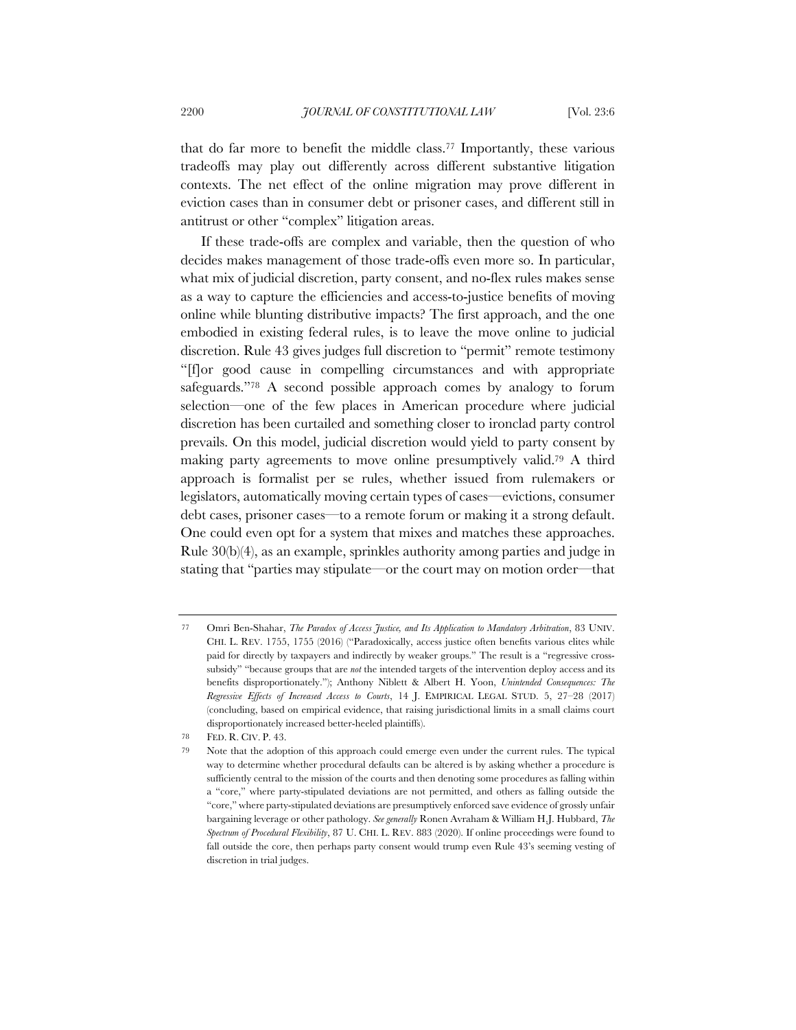that do far more to benefit the middle class.[77] Importantly, these various tradeoffs may play out differently across different substantive litigation contexts. The net effect of the online migration may prove different in eviction cases than in consumer debt or prisoner cases, and different still in antitrust or other "complex" litigation areas.

If these trade-offs are complex and variable, then the question of who decides makes management of those trade-offs even more so. In particular, what mix of judicial discretion, party consent, and no-flex rules makes sense as a way to capture the efficiencies and access-to-justice benefits of moving online while blunting distributive impacts? The first approach, and the one embodied in existing federal rules, is to leave the move online to judicial discretion. Rule 43 gives judges full discretion to "permit" remote testimony "[f]or good cause in compelling circumstances and with appropriate safeguards."[78] A second possible approach comes by analogy to forum selection—one of the few places in American procedure where judicial discretion has been curtailed and something closer to ironclad party control prevails. On this model, judicial discretion would yield to party consent by making party agreements to move online presumptively valid.[79] A third approach is formalist per se rules, whether issued from rulemakers or legislators, automatically moving certain types of cases—evictions, consumer debt cases, prisoner cases—to a remote forum or making it a strong default. One could even opt for a system that mixes and matches these approaches. Rule 30(b)(4), as an example, sprinkles authority among parties and judge in stating that "parties may stipulate—or the court may on motion order—that

---

77 Omri Ben-Shahar, *The Paradox of Access Justice, and Its Application to Mandatory Arbitration*, 83 UNIV. CHI. L. REV. 1755, 1755 (2016) ("Paradoxically, access justice often benefits various elites while paid for directly by taxpayers and indirectly by weaker groups." The result is a "regressive cross-subsidy" "because groups that are *not* the intended targets of the intervention deploy access and its benefits disproportionately."); Anthony Niblett & Albert H. Yoon, *Unintended Consequences: The Regressive Effects of Increased Access to Courts*, 14 J. EMPIRICAL LEGAL STUD. 5, 27–28 (2017) (concluding, based on empirical evidence, that raising jurisdictional limits in a small claims court disproportionately increased better-heeled plaintiffs).

78 FED. R. CIV. P. 43.

79 Note that the adoption of this approach could emerge even under the current rules. The typical way to determine whether procedural defaults can be altered is by asking whether a procedure is sufficiently central to the mission of the courts and then denoting some procedures as falling within a "core," where party-stipulated deviations are not permitted, and others as falling outside the "core," where party-stipulated deviations are presumptively enforced save evidence of grossly unfair bargaining leverage or other pathology. *See generally* Ronen Avraham & William H.J. Hubbard, *The Spectrum of Procedural Flexibility*, 87 U. CHI. L. REV. 883 (2020). If online proceedings were found to fall outside the core, then perhaps party consent would trump even Rule 43's seeming vesting of discretion in trial judges.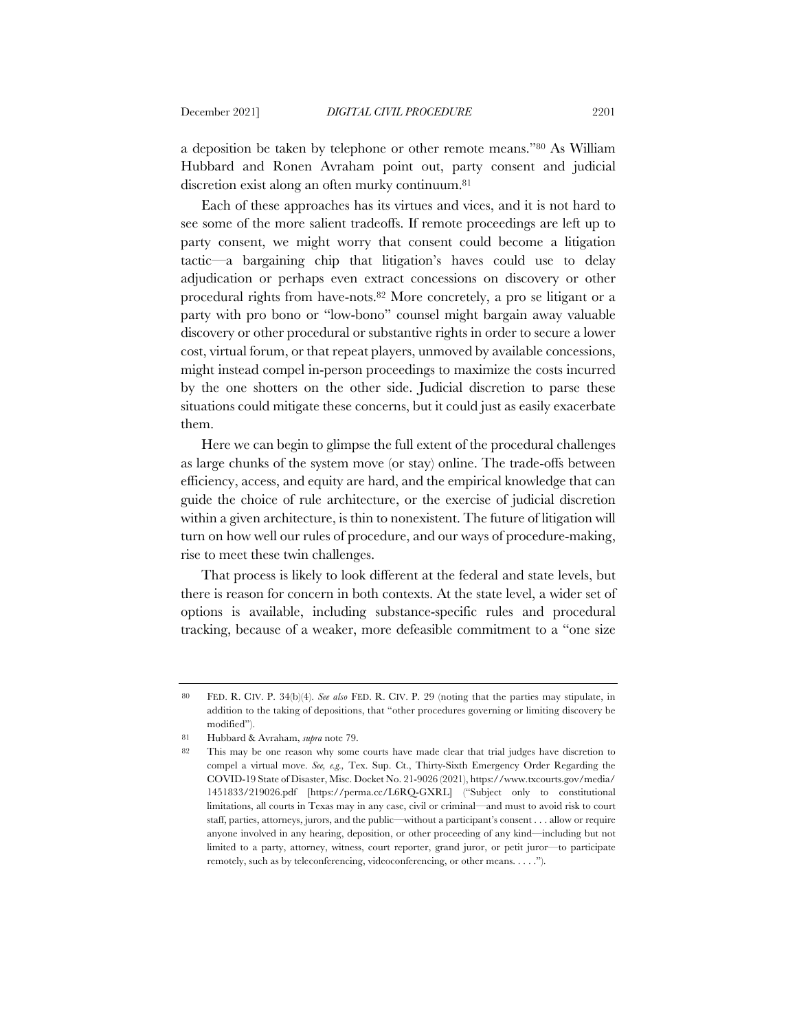a deposition be taken by telephone or other remote means."[80] As William Hubbard and Ronen Avraham point out, party consent and judicial discretion exist along an often murky continuum.[81]

Each of these approaches has its virtues and vices, and it is not hard to see some of the more salient tradeoffs. If remote proceedings are left up to party consent, we might worry that consent could become a litigation tactic—a bargaining chip that litigation's haves could use to delay adjudication or perhaps even extract concessions on discovery or other procedural rights from have-nots.[82] More concretely, a pro se litigant or a party with pro bono or "low-bono" counsel might bargain away valuable discovery or other procedural or substantive rights in order to secure a lower cost, virtual forum, or that repeat players, unmoved by available concessions, might instead compel in-person proceedings to maximize the costs incurred by the one shotters on the other side. Judicial discretion to parse these situations could mitigate these concerns, but it could just as easily exacerbate them.

Here we can begin to glimpse the full extent of the procedural challenges as large chunks of the system move (or stay) online. The trade-offs between efficiency, access, and equity are hard, and the empirical knowledge that can guide the choice of rule architecture, or the exercise of judicial discretion within a given architecture, is thin to nonexistent. The future of litigation will turn on how well our rules of procedure, and our ways of procedure-making, rise to meet these twin challenges.

That process is likely to look different at the federal and state levels, but there is reason for concern in both contexts. At the state level, a wider set of options is available, including substance-specific rules and procedural tracking, because of a weaker, more defeasible commitment to a "one size

---

80 FED. R. CIV. P. 34(b)(4). *See also* FED. R. CIV. P. 29 (noting that the parties may stipulate, in addition to the taking of depositions, that "other procedures governing or limiting discovery be modified").

81 Hubbard & Avraham, *supra* note 79.

82 This may be one reason why some courts have made clear that trial judges have discretion to compel a virtual move. *See, e.g.,* Tex. Sup. Ct., Thirty-Sixth Emergency Order Regarding the COVID-19 State of Disaster, Misc. Docket No. 21-9026 (2021), https://www.txcourts.gov/media/1451833/219026.pdf [https://perma.cc/L6RQ-GXRL] ("Subject only to constitutional limitations, all courts in Texas may in any case, civil or criminal—and must to avoid risk to court staff, parties, attorneys, jurors, and the public—without a participant's consent . . . allow or require anyone involved in any hearing, deposition, or other proceeding of any kind—including but not limited to a party, attorney, witness, court reporter, grand juror, or petit juror—to participate remotely, such as by teleconferencing, videoconferencing, or other means. . . . .").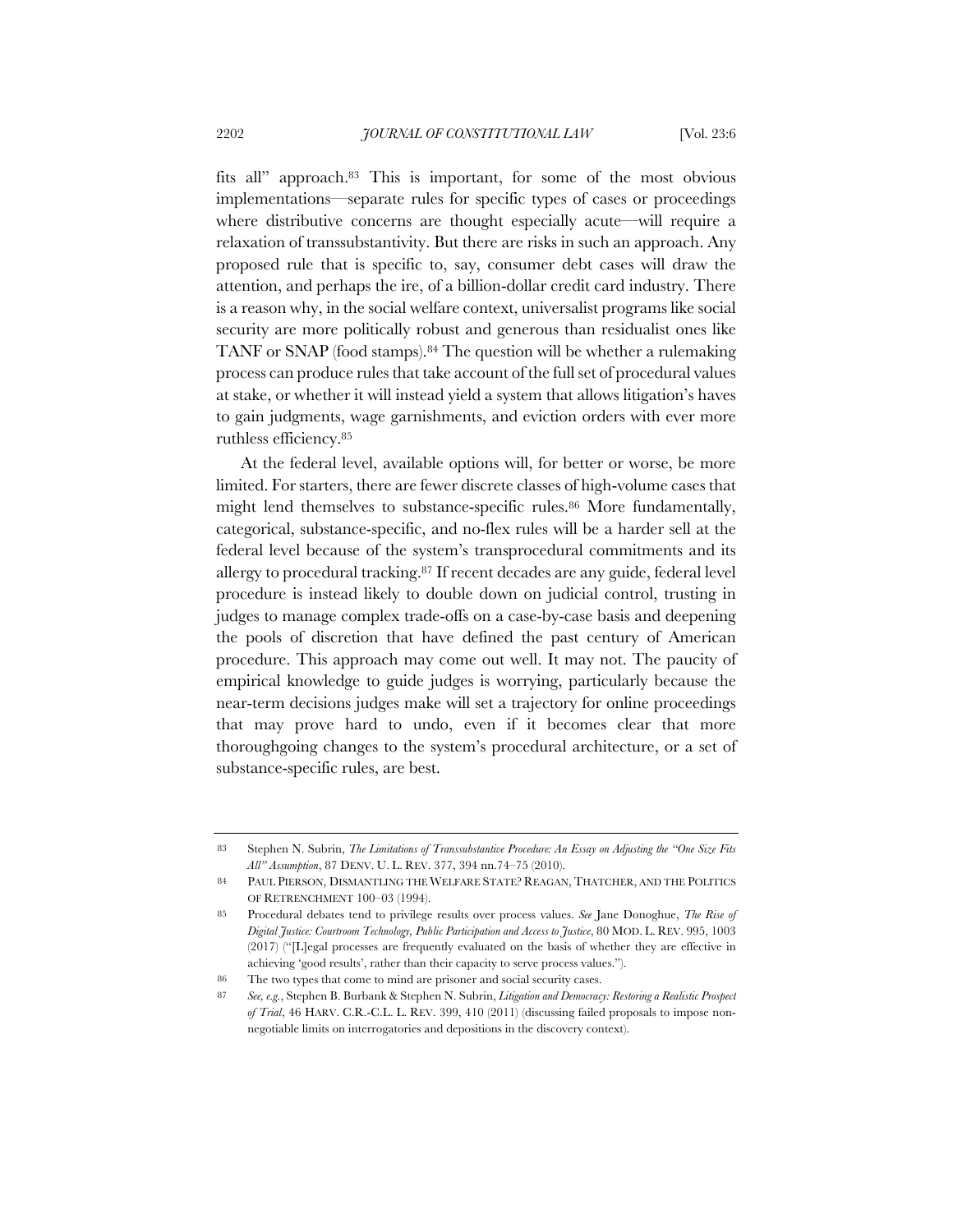fits all" approach.[83] This is important, for some of the most obvious implementations—separate rules for specific types of cases or proceedings where distributive concerns are thought especially acute—will require a relaxation of transsubstantivity. But there are risks in such an approach. Any proposed rule that is specific to, say, consumer debt cases will draw the attention, and perhaps the ire, of a billion-dollar credit card industry. There is a reason why, in the social welfare context, universalist programs like social security are more politically robust and generous than residualist ones like TANF or SNAP (food stamps).[84] The question will be whether a rulemaking process can produce rules that take account of the full set of procedural values at stake, or whether it will instead yield a system that allows litigation's haves to gain judgments, wage garnishments, and eviction orders with ever more ruthless efficiency.[85]

At the federal level, available options will, for better or worse, be more limited. For starters, there are fewer discrete classes of high-volume cases that might lend themselves to substance-specific rules.[86] More fundamentally, categorical, substance-specific, and no-flex rules will be a harder sell at the federal level because of the system's transprocedural commitments and its allergy to procedural tracking.[87] If recent decades are any guide, federal level procedure is instead likely to double down on judicial control, trusting in judges to manage complex trade-offs on a case-by-case basis and deepening the pools of discretion that have defined the past century of American procedure. This approach may come out well. It may not. The paucity of empirical knowledge to guide judges is worrying, particularly because the near-term decisions judges make will set a trajectory for online proceedings that may prove hard to undo, even if it becomes clear that more thoroughgoing changes to the system's procedural architecture, or a set of substance-specific rules, are best.

---

83 Stephen N. Subrin, *The Limitations of Transsubstantive Procedure: An Essay on Adjusting the "One Size Fits All" Assumption*, 87 DENV. U. L. REV. 377, 394 nn.74–75 (2010).

84 PAUL PIERSON, DISMANTLING THE WELFARE STATE? REAGAN, THATCHER, AND THE POLITICS OF RETRENCHMENT 100–03 (1994).

85 Procedural debates tend to privilege results over process values. *See* Jane Donoghue, *The Rise of Digital Justice: Courtroom Technology, Public Participation and Access to Justice*, 80 MOD. L. REV. 995, 1003 (2017) ("[L]egal processes are frequently evaluated on the basis of whether they are effective in achieving 'good results', rather than their capacity to serve process values.").

86 The two types that come to mind are prisoner and social security cases.

87 *See, e.g.*, Stephen B. Burbank & Stephen N. Subrin, *Litigation and Democracy: Restoring a Realistic Prospect of Trial*, 46 HARV. C.R.-C.L. L. REV. 399, 410 (2011) (discussing failed proposals to impose non-negotiable limits on interrogatories and depositions in the discovery context).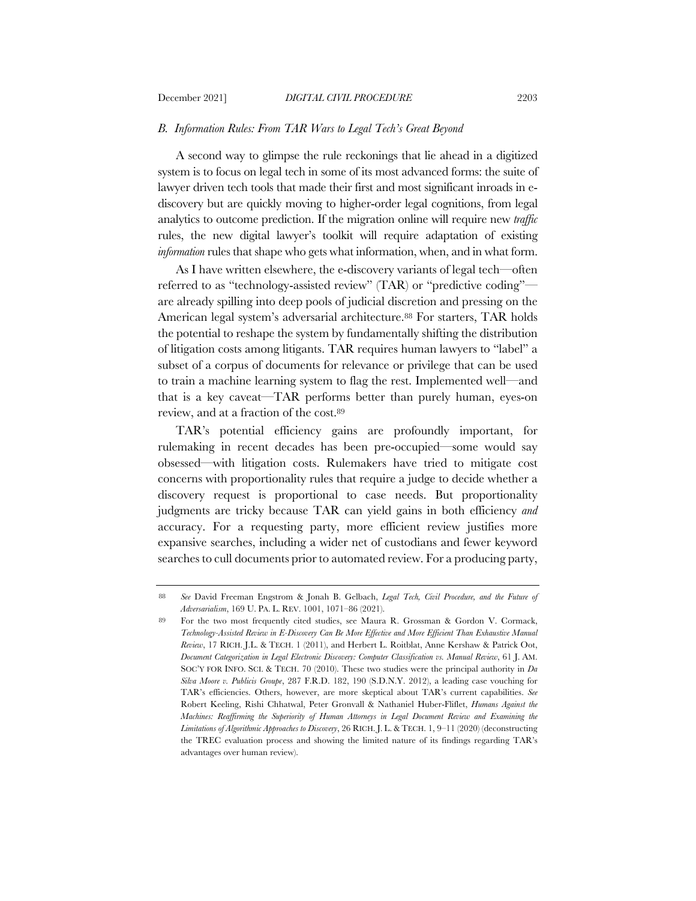### *B. Information Rules: From TAR Wars to Legal Tech's Great Beyond*

A second way to glimpse the rule reckonings that lie ahead in a digitized system is to focus on legal tech in some of its most advanced forms: the suite of lawyer driven tech tools that made their first and most significant inroads in e-discovery but are quickly moving to higher-order legal cognitions, from legal analytics to outcome prediction. If the migration online will require new *traffic* rules, the new digital lawyer's toolkit will require adaptation of existing *information* rules that shape who gets what information, when, and in what form.

As I have written elsewhere, the e-discovery variants of legal tech—often referred to as "technology-assisted review" (TAR) or "predictive coding"—are already spilling into deep pools of judicial discretion and pressing on the American legal system's adversarial architecture.[88] For starters, TAR holds the potential to reshape the system by fundamentally shifting the distribution of litigation costs among litigants. TAR requires human lawyers to "label" a subset of a corpus of documents for relevance or privilege that can be used to train a machine learning system to flag the rest. Implemented well—and that is a key caveat—TAR performs better than purely human, eyes-on review, and at a fraction of the cost.[89]

TAR's potential efficiency gains are profoundly important, for rulemaking in recent decades has been pre-occupied—some would say obsessed—with litigation costs. Rulemakers have tried to mitigate cost concerns with proportionality rules that require a judge to decide whether a discovery request is proportional to case needs. But proportionality judgments are tricky because TAR can yield gains in both efficiency *and* accuracy. For a requesting party, more efficient review justifies more expansive searches, including a wider net of custodians and fewer keyword searches to cull documents prior to automated review. For a producing party,

---

[88] *See* David Freeman Engstrom & Jonah B. Gelbach, *Legal Tech, Civil Procedure, and the Future of Adversarialism*, 169 U. PA. L. REV. 1001, 1071–86 (2021).

[89] For the two most frequently cited studies, see Maura R. Grossman & Gordon V. Cormack, *Technology-Assisted Review in E-Discovery Can Be More Effective and More Efficient Than Exhaustive Manual Review*, 17 RICH. J.L. & TECH. 1 (2011), and Herbert L. Roitblat, Anne Kershaw & Patrick Oot, *Document Categorization in Legal Electronic Discovery: Computer Classification vs. Manual Review*, 61 J. AM. SOC'Y FOR INFO. SCI. & TECH. 70 (2010). These two studies were the principal authority in *Da Silva Moore v. Publicis Groupe*, 287 F.R.D. 182, 190 (S.D.N.Y. 2012), a leading case vouching for TAR's efficiencies. Others, however, are more skeptical about TAR's current capabilities. *See* Robert Keeling, Rishi Chhatwal, Peter Gronvall & Nathaniel Huber-Fliflet, *Humans Against the Machines: Reaffirming the Superiority of Human Attorneys in Legal Document Review and Examining the Limitations of Algorithmic Approaches to Discovery*, 26 RICH. J. L. & TECH. 1, 9–11 (2020) (deconstructing the TREC evaluation process and showing the limited nature of its findings regarding TAR's advantages over human review).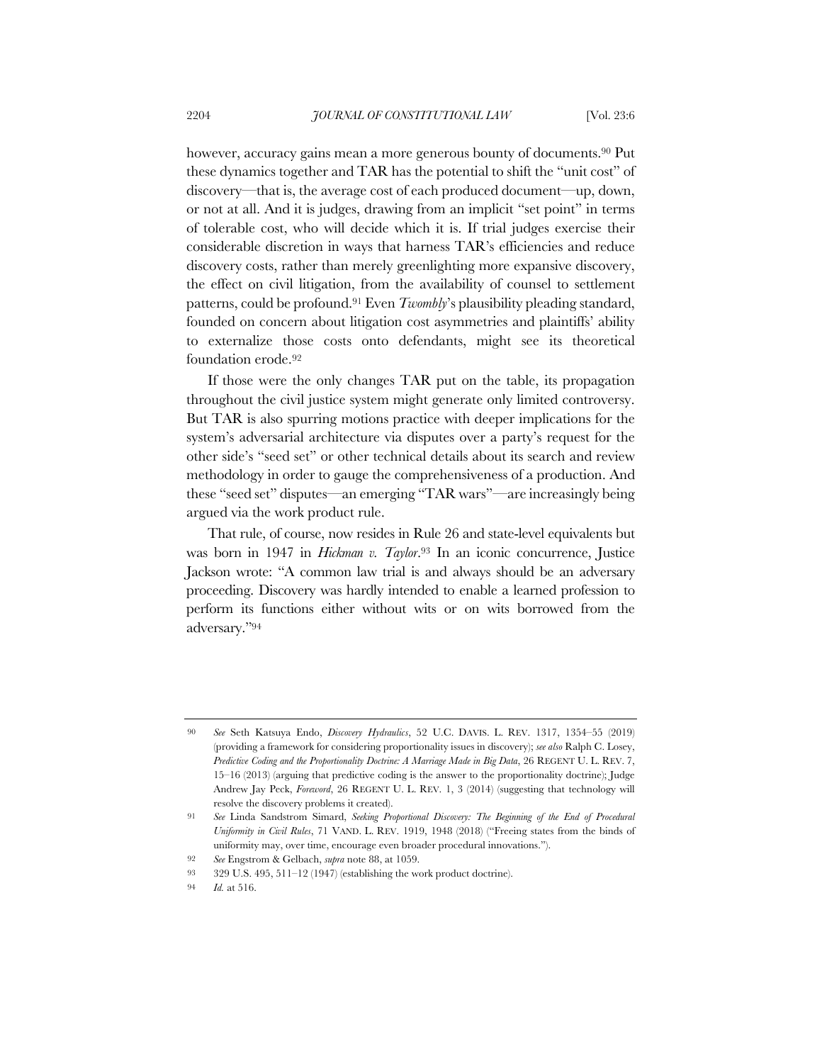however, accuracy gains mean a more generous bounty of documents.[90] Put these dynamics together and TAR has the potential to shift the "unit cost" of discovery—that is, the average cost of each produced document—up, down, or not at all. And it is judges, drawing from an implicit "set point" in terms of tolerable cost, who will decide which it is. If trial judges exercise their considerable discretion in ways that harness TAR's efficiencies and reduce discovery costs, rather than merely greenlighting more expansive discovery, the effect on civil litigation, from the availability of counsel to settlement patterns, could be profound.[91] Even *Twombly*'s plausibility pleading standard, founded on concern about litigation cost asymmetries and plaintiffs' ability to externalize those costs onto defendants, might see its theoretical foundation erode.[92]

If those were the only changes TAR put on the table, its propagation throughout the civil justice system might generate only limited controversy. But TAR is also spurring motions practice with deeper implications for the system's adversarial architecture via disputes over a party's request for the other side's "seed set" or other technical details about its search and review methodology in order to gauge the comprehensiveness of a production. And these "seed set" disputes—an emerging "TAR wars"—are increasingly being argued via the work product rule.

That rule, of course, now resides in Rule 26 and state-level equivalents but was born in 1947 in *Hickman v. Taylor*.[93] In an iconic concurrence, Justice Jackson wrote: "A common law trial is and always should be an adversary proceeding. Discovery was hardly intended to enable a learned profession to perform its functions either without wits or on wits borrowed from the adversary."[94]

---

90 *See* Seth Katsuya Endo, *Discovery Hydraulics*, 52 U.C. DAVIS. L. REV. 1317, 1354–55 (2019) (providing a framework for considering proportionality issues in discovery); *see also* Ralph C. Losey, *Predictive Coding and the Proportionality Doctrine: A Marriage Made in Big Data*, 26 REGENT U. L. REV. 7, 15–16 (2013) (arguing that predictive coding is the answer to the proportionality doctrine); Judge Andrew Jay Peck, *Foreword*, 26 REGENT U. L. REV. 1, 3 (2014) (suggesting that technology will resolve the discovery problems it created).

91 *See* Linda Sandstrom Simard, *Seeking Proportional Discovery: The Beginning of the End of Procedural Uniformity in Civil Rules*, 71 VAND. L. REV. 1919, 1948 (2018) ("Freeing states from the binds of uniformity may, over time, encourage even broader procedural innovations.").

92 *See* Engstrom & Gelbach, *supra* note 88, at 1059.

93 329 U.S. 495, 511–12 (1947) (establishing the work product doctrine).

94 *Id.* at 516.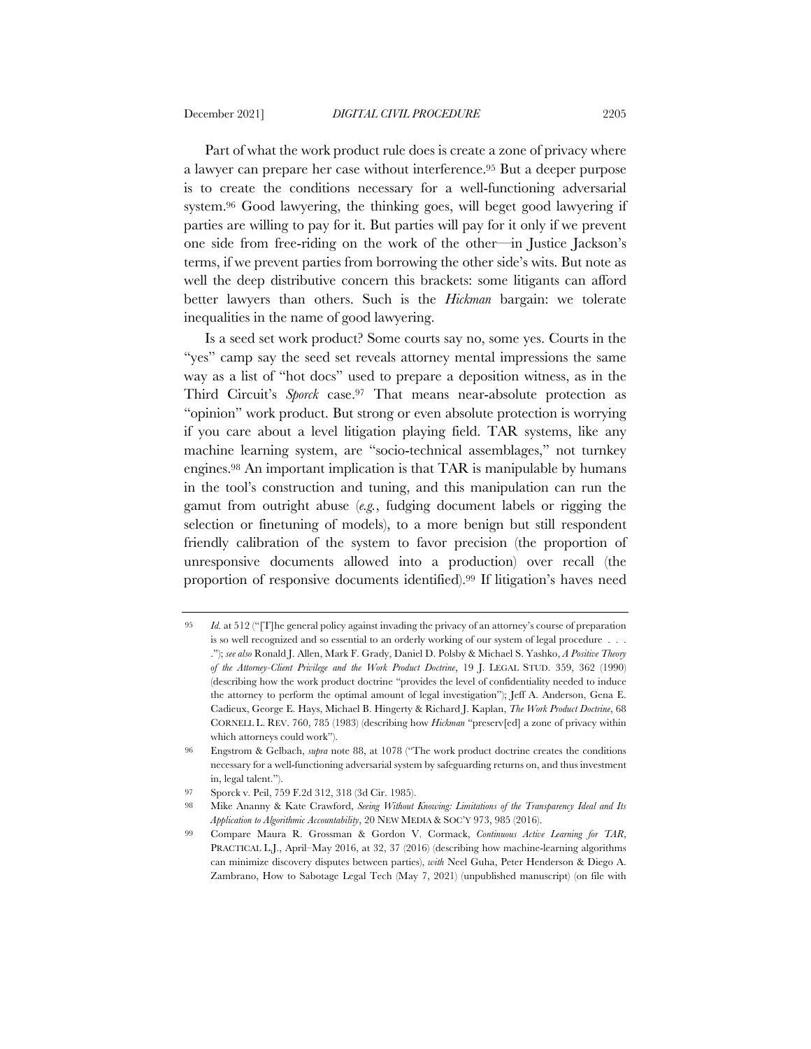Part of what the work product rule does is create a zone of privacy where a lawyer can prepare her case without interference.[95] But a deeper purpose is to create the conditions necessary for a well-functioning adversarial system.[96] Good lawyering, the thinking goes, will beget good lawyering if parties are willing to pay for it. But parties will pay for it only if we prevent one side from free-riding on the work of the other—in Justice Jackson's terms, if we prevent parties from borrowing the other side's wits. But note as well the deep distributive concern this brackets: some litigants can afford better lawyers than others. Such is the *Hickman* bargain: we tolerate inequalities in the name of good lawyering.

Is a seed set work product? Some courts say no, some yes. Courts in the "yes" camp say the seed set reveals attorney mental impressions the same way as a list of "hot docs" used to prepare a deposition witness, as in the Third Circuit's *Sporck* case.[97] That means near-absolute protection as "opinion" work product. But strong or even absolute protection is worrying if you care about a level litigation playing field. TAR systems, like any machine learning system, are "socio-technical assemblages," not turnkey engines.[98] An important implication is that TAR is manipulable by humans in the tool's construction and tuning, and this manipulation can run the gamut from outright abuse (*e.g.*, fudging document labels or rigging the selection or finetuning of models), to a more benign but still respondent friendly calibration of the system to favor precision (the proportion of unresponsive documents allowed into a production) over recall (the proportion of responsive documents identified).[99] If litigation's haves need

---

95 *Id.* at 512 ("[T]he general policy against invading the privacy of an attorney's course of preparation is so well recognized and so essential to an orderly working of our system of legal procedure . . . ."); *see also* Ronald J. Allen, Mark F. Grady, Daniel D. Polsby & Michael S. Yashko, *A Positive Theory of the Attorney-Client Privilege and the Work Product Doctrine*, 19 J. LEGAL STUD. 359, 362 (1990) (describing how the work product doctrine "provides the level of confidentiality needed to induce the attorney to perform the optimal amount of legal investigation"); Jeff A. Anderson, Gena E. Cadieux, George E. Hays, Michael B. Hingerty & Richard J. Kaplan, *The Work Product Doctrine*, 68 CORNELL L. REV. 760, 785 (1983) (describing how *Hickman* "preserv[ed] a zone of privacy within which attorneys could work").

96 Engstrom & Gelbach, *supra* note 88, at 1078 ("The work product doctrine creates the conditions necessary for a well-functioning adversarial system by safeguarding returns on, and thus investment in, legal talent.").

97 Sporck v. Peil, 759 F.2d 312, 318 (3d Cir. 1985).

98 Mike Ananny & Kate Crawford, *Seeing Without Knowing: Limitations of the Transparency Ideal and Its Application to Algorithmic Accountability*, 20 NEW MEDIA & SOC'Y 973, 985 (2016).

99 Compare Maura R. Grossman & Gordon V. Cormack, *Continuous Active Learning for TAR*, PRACTICAL L.J., April–May 2016, at 32, 37 (2016) (describing how machine-learning algorithms can minimize discovery disputes between parties), *with* Neel Guha, Peter Henderson & Diego A. Zambrano, How to Sabotage Legal Tech (May 7, 2021) (unpublished manuscript) (on file with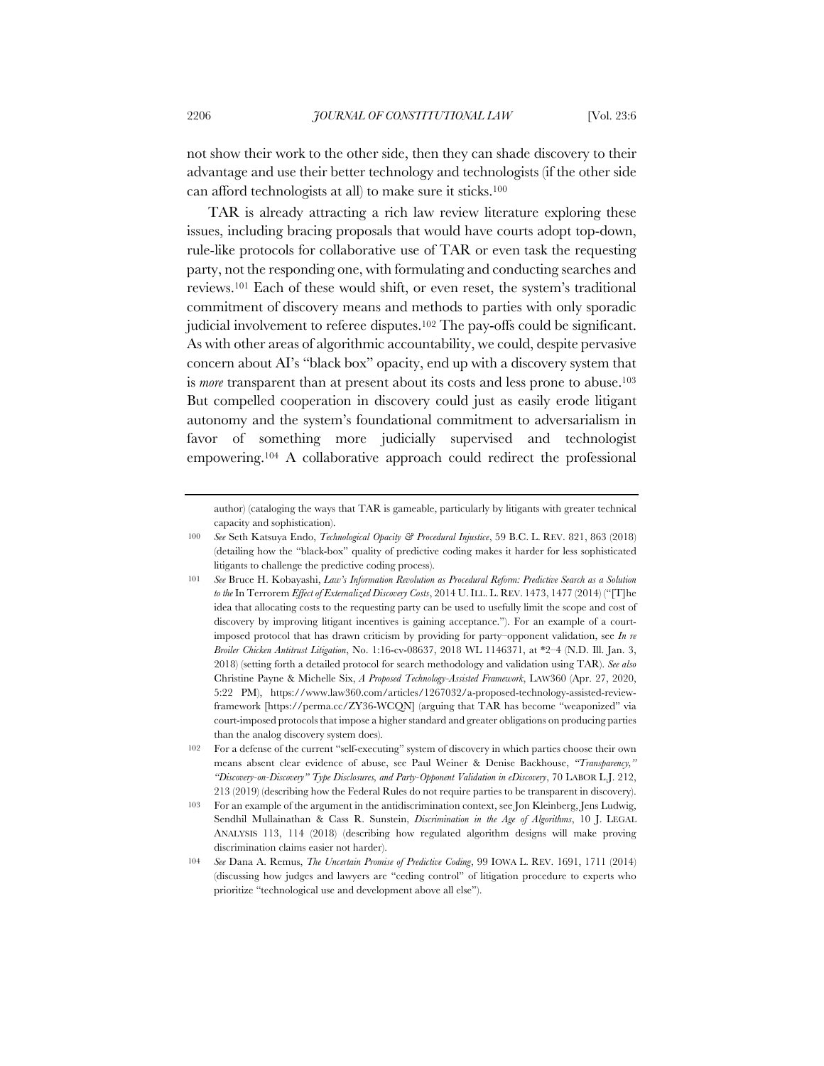not show their work to the other side, then they can shade discovery to their advantage and use their better technology and technologists (if the other side can afford technologists at all) to make sure it sticks.[100]

TAR is already attracting a rich law review literature exploring these issues, including bracing proposals that would have courts adopt top-down, rule-like protocols for collaborative use of TAR or even task the requesting party, not the responding one, with formulating and conducting searches and reviews.[101] Each of these would shift, or even reset, the system's traditional commitment of discovery means and methods to parties with only sporadic judicial involvement to referee disputes.[102] The pay-offs could be significant. As with other areas of algorithmic accountability, we could, despite pervasive concern about AI's "black box" opacity, end up with a discovery system that is *more* transparent than at present about its costs and less prone to abuse.[103] But compelled cooperation in discovery could just as easily erode litigant autonomy and the system's foundational commitment to adversarialism in favor of something more judicially supervised and technologist empowering.[104] A collaborative approach could redirect the professional

---

author) (cataloging the ways that TAR is gameable, particularly by litigants with greater technical capacity and sophistication).

100 *See* Seth Katsuya Endo, *Technological Opacity & Procedural Injustice*, 59 B.C. L. REV. 821, 863 (2018) (detailing how the "black-box" quality of predictive coding makes it harder for less sophisticated litigants to challenge the predictive coding process).

101 *See* Bruce H. Kobayashi, *Law's Information Revolution as Procedural Reform: Predictive Search as a Solution to the* In Terrorem *Effect of Externalized Discovery Costs*, 2014 U. ILL. L. REV. 1473, 1477 (2014) ("[T]he idea that allocating costs to the requesting party can be used to usefully limit the scope and cost of discovery by improving litigant incentives is gaining acceptance."). For an example of a court-imposed protocol that has drawn criticism by providing for party–opponent validation, see *In re Broiler Chicken Antitrust Litigation*, No. 1:16-cv-08637, 2018 WL 1146371, at *2–4 (N.D. Ill. Jan. 3, 2018) (setting forth a detailed protocol for search methodology and validation using TAR). *See also* Christine Payne & Michelle Six, *A Proposed Technology-Assisted Framework*, LAW360 (Apr. 27, 2020, 5:22 PM), https://www.law360.com/articles/1267032/a-proposed-technology-assisted-review-framework [https://perma.cc/ZY36-WCQN] (arguing that TAR has become "weaponized" via court-imposed protocols that impose a higher standard and greater obligations on producing parties than the analog discovery system does).

102 For a defense of the current "self-executing" system of discovery in which parties choose their own means absent clear evidence of abuse, see Paul Weiner & Denise Backhouse, *"Transparency," "Discovery-on-Discovery" Type Disclosures, and Party-Opponent Validation in eDiscovery*, 70 LABOR L.J. 212, 213 (2019) (describing how the Federal Rules do not require parties to be transparent in discovery).

103 For an example of the argument in the antidiscrimination context, see Jon Kleinberg, Jens Ludwig, Sendhil Mullainathan & Cass R. Sunstein, *Discrimination in the Age of Algorithms*, 10 J. LEGAL ANALYSIS 113, 114 (2018) (describing how regulated algorithm designs will make proving discrimination claims easier not harder).

104 *See* Dana A. Remus, *The Uncertain Promise of Predictive Coding*, 99 IOWA L. REV. 1691, 1711 (2014) (discussing how judges and lawyers are "ceding control" of litigation procedure to experts who prioritize "technological use and development above all else").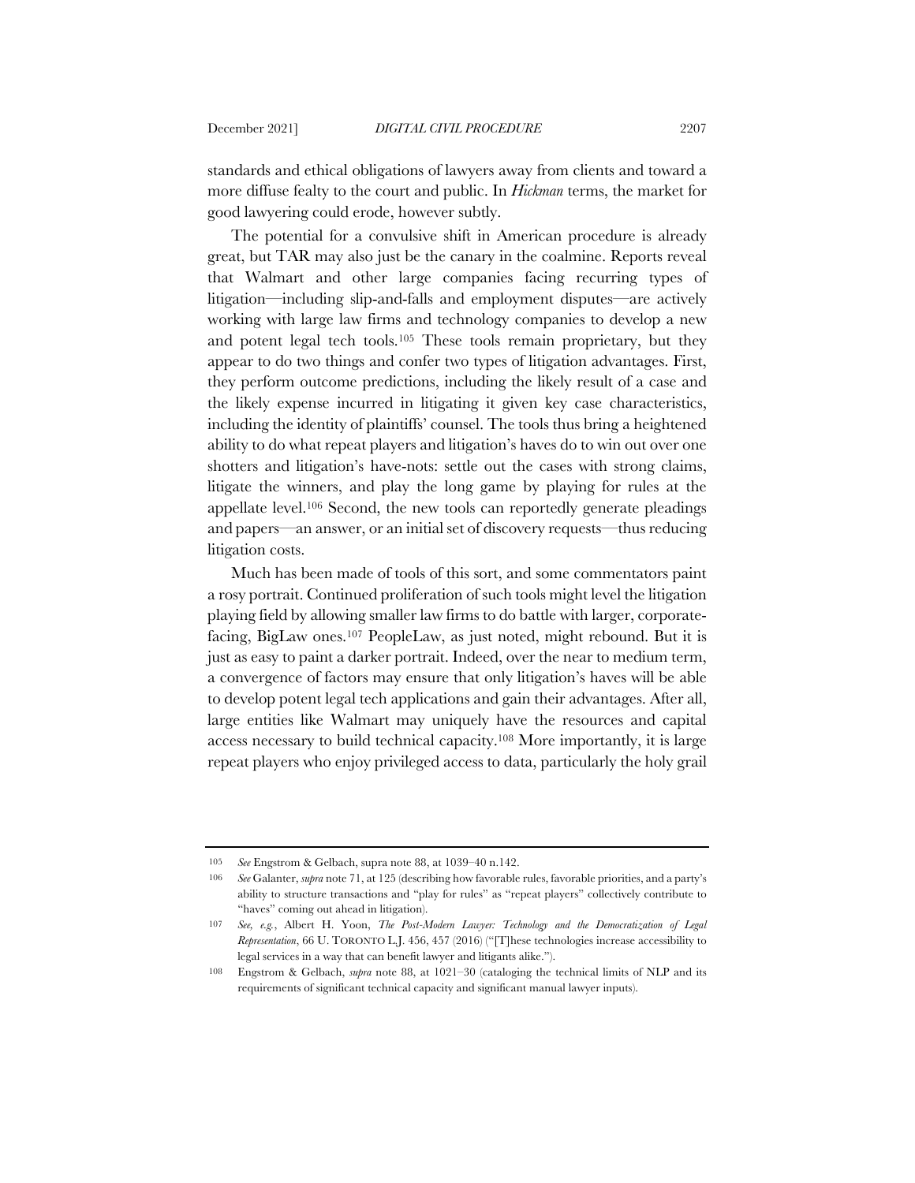standards and ethical obligations of lawyers away from clients and toward a more diffuse fealty to the court and public. In *Hickman* terms, the market for good lawyering could erode, however subtly.

The potential for a convulsive shift in American procedure is already great, but TAR may also just be the canary in the coalmine. Reports reveal that Walmart and other large companies facing recurring types of litigation—including slip-and-falls and employment disputes—are actively working with large law firms and technology companies to develop a new and potent legal tech tools.[105] These tools remain proprietary, but they appear to do two things and confer two types of litigation advantages. First, they perform outcome predictions, including the likely result of a case and the likely expense incurred in litigating it given key case characteristics, including the identity of plaintiffs' counsel. The tools thus bring a heightened ability to do what repeat players and litigation's haves do to win out over one shotters and litigation's have-nots: settle out the cases with strong claims, litigate the winners, and play the long game by playing for rules at the appellate level.[106] Second, the new tools can reportedly generate pleadings and papers—an answer, or an initial set of discovery requests—thus reducing litigation costs.

Much has been made of tools of this sort, and some commentators paint a rosy portrait. Continued proliferation of such tools might level the litigation playing field by allowing smaller law firms to do battle with larger, corporate-facing, BigLaw ones.[107] PeopleLaw, as just noted, might rebound. But it is just as easy to paint a darker portrait. Indeed, over the near to medium term, a convergence of factors may ensure that only litigation's haves will be able to develop potent legal tech applications and gain their advantages. After all, large entities like Walmart may uniquely have the resources and capital access necessary to build technical capacity.[108] More importantly, it is large repeat players who enjoy privileged access to data, particularly the holy grail

---

105 *See* Engstrom & Gelbach, supra note 88, at 1039–40 n.142.

106 *See* Galanter, *supra* note 71, at 125 (describing how favorable rules, favorable priorities, and a party's ability to structure transactions and "play for rules" as "repeat players" collectively contribute to "haves" coming out ahead in litigation).

107 *See, e.g.*, Albert H. Yoon, *The Post-Modern Lawyer: Technology and the Democratization of Legal Representation*, 66 U. TORONTO L.J. 456, 457 (2016) ("[T]hese technologies increase accessibility to legal services in a way that can benefit lawyer and litigants alike.").

108 Engstrom & Gelbach, *supra* note 88, at 1021–30 (cataloging the technical limits of NLP and its requirements of significant technical capacity and significant manual lawyer inputs).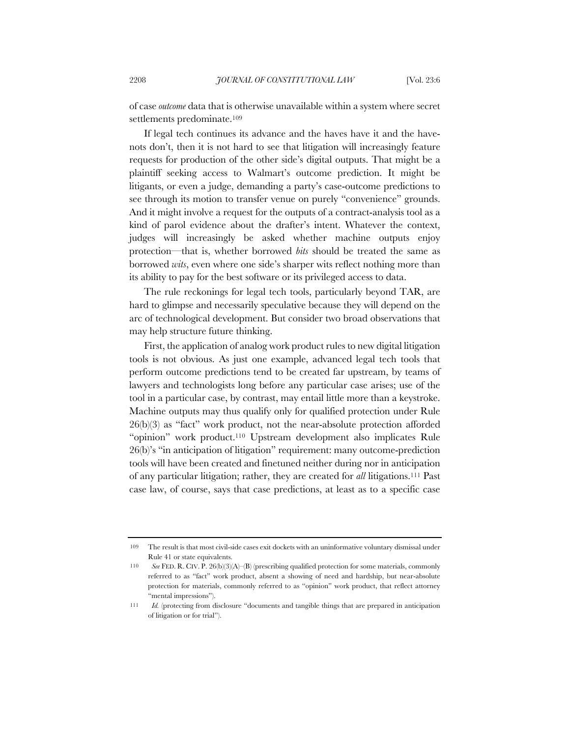of case *outcome* data that is otherwise unavailable within a system where secret settlements predominate.[109]

If legal tech continues its advance and the haves have it and the have-nots don't, then it is not hard to see that litigation will increasingly feature requests for production of the other side's digital outputs. That might be a plaintiff seeking access to Walmart's outcome prediction. It might be litigants, or even a judge, demanding a party's case-outcome predictions to see through its motion to transfer venue on purely "convenience" grounds. And it might involve a request for the outputs of a contract-analysis tool as a kind of parol evidence about the drafter's intent. Whatever the context, judges will increasingly be asked whether machine outputs enjoy protection—that is, whether borrowed *bits* should be treated the same as borrowed *wits*, even where one side's sharper wits reflect nothing more than its ability to pay for the best software or its privileged access to data.

The rule reckonings for legal tech tools, particularly beyond TAR, are hard to glimpse and necessarily speculative because they will depend on the arc of technological development. But consider two broad observations that may help structure future thinking.

First, the application of analog work product rules to new digital litigation tools is not obvious. As just one example, advanced legal tech tools that perform outcome predictions tend to be created far upstream, by teams of lawyers and technologists long before any particular case arises; use of the tool in a particular case, by contrast, may entail little more than a keystroke. Machine outputs may thus qualify only for qualified protection under Rule 26(b)(3) as "fact" work product, not the near-absolute protection afforded "opinion" work product.[110] Upstream development also implicates Rule 26(b)'s "in anticipation of litigation" requirement: many outcome-prediction tools will have been created and finetuned neither during nor in anticipation of any particular litigation; rather, they are created for *all* litigations.[111] Past case law, of course, says that case predictions, at least as to a specific case

---

109 The result is that most civil-side cases exit dockets with an uninformative voluntary dismissal under Rule 41 or state equivalents.

110 *See* FED. R. CIV. P. 26(b)(3)(A)–(B) (prescribing qualified protection for some materials, commonly referred to as "fact" work product, absent a showing of need and hardship, but near-absolute protection for materials, commonly referred to as "opinion" work product, that reflect attorney "mental impressions").

111 *Id.* (protecting from disclosure "documents and tangible things that are prepared in anticipation of litigation or for trial").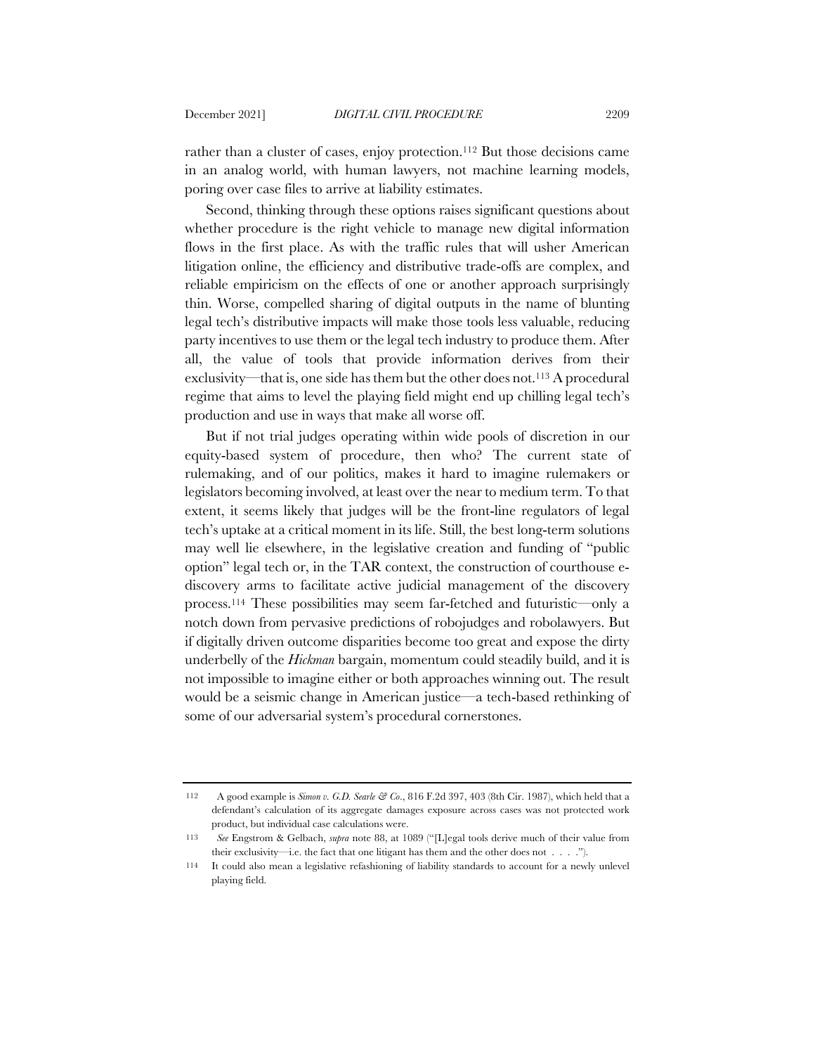rather than a cluster of cases, enjoy protection.[112] But those decisions came in an analog world, with human lawyers, not machine learning models, poring over case files to arrive at liability estimates.

Second, thinking through these options raises significant questions about whether procedure is the right vehicle to manage new digital information flows in the first place. As with the traffic rules that will usher American litigation online, the efficiency and distributive trade-offs are complex, and reliable empiricism on the effects of one or another approach surprisingly thin. Worse, compelled sharing of digital outputs in the name of blunting legal tech's distributive impacts will make those tools less valuable, reducing party incentives to use them or the legal tech industry to produce them. After all, the value of tools that provide information derives from their exclusivity—that is, one side has them but the other does not.[113] A procedural regime that aims to level the playing field might end up chilling legal tech's production and use in ways that make all worse off.

But if not trial judges operating within wide pools of discretion in our equity-based system of procedure, then who? The current state of rulemaking, and of our politics, makes it hard to imagine rulemakers or legislators becoming involved, at least over the near to medium term. To that extent, it seems likely that judges will be the front-line regulators of legal tech's uptake at a critical moment in its life. Still, the best long-term solutions may well lie elsewhere, in the legislative creation and funding of "public option" legal tech or, in the TAR context, the construction of courthouse e-discovery arms to facilitate active judicial management of the discovery process.[114] These possibilities may seem far-fetched and futuristic—only a notch down from pervasive predictions of robojudges and robolawyers. But if digitally driven outcome disparities become too great and expose the dirty underbelly of the *Hickman* bargain, momentum could steadily build, and it is not impossible to imagine either or both approaches winning out. The result would be a seismic change in American justice—a tech-based rethinking of some of our adversarial system's procedural cornerstones.

---

112 A good example is *Simon v. G.D. Searle & Co*., 816 F.2d 397, 403 (8th Cir. 1987), which held that a defendant's calculation of its aggregate damages exposure across cases was not protected work product, but individual case calculations were.

113 *See* Engstrom & Gelbach, *supra* note 88, at 1089 ("[L]egal tools derive much of their value from their exclusivity—i.e. the fact that one litigant has them and the other does not . . . .").

114 It could also mean a legislative refashioning of liability standards to account for a newly unlevel playing field.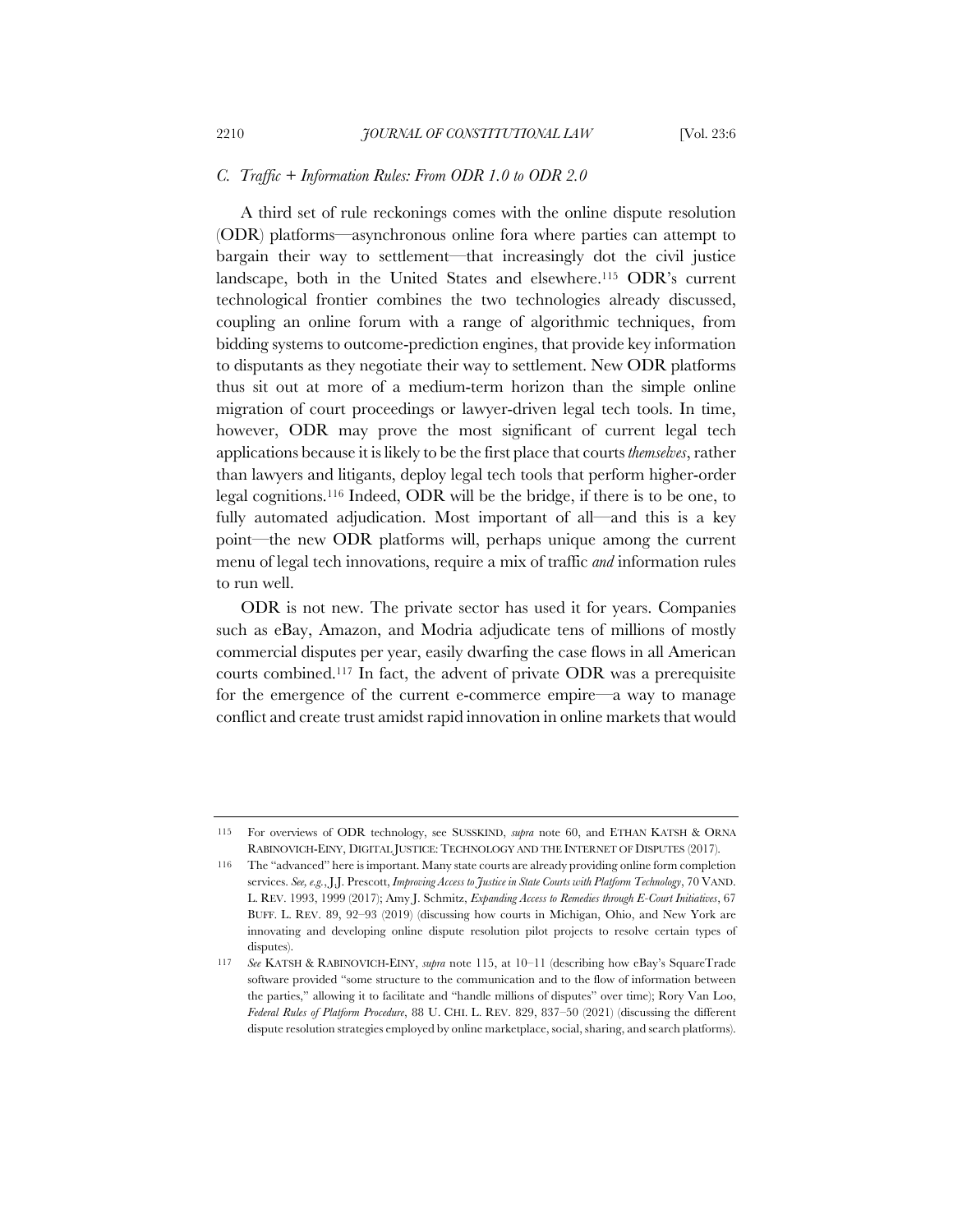### *C. Traffic + Information Rules: From ODR 1.0 to ODR 2.0*

A third set of rule reckonings comes with the online dispute resolution (ODR) platforms—asynchronous online fora where parties can attempt to bargain their way to settlement—that increasingly dot the civil justice landscape, both in the United States and elsewhere.[115] ODR's current technological frontier combines the two technologies already discussed, coupling an online forum with a range of algorithmic techniques, from bidding systems to outcome-prediction engines, that provide key information to disputants as they negotiate their way to settlement. New ODR platforms thus sit out at more of a medium-term horizon than the simple online migration of court proceedings or lawyer-driven legal tech tools. In time, however, ODR may prove the most significant of current legal tech applications because it is likely to be the first place that courts *themselves*, rather than lawyers and litigants, deploy legal tech tools that perform higher-order legal cognitions.[116] Indeed, ODR will be the bridge, if there is to be one, to fully automated adjudication. Most important of all—and this is a key point—the new ODR platforms will, perhaps unique among the current menu of legal tech innovations, require a mix of traffic *and* information rules to run well.

ODR is not new. The private sector has used it for years. Companies such as eBay, Amazon, and Modria adjudicate tens of millions of mostly commercial disputes per year, easily dwarfing the case flows in all American courts combined.[117] In fact, the advent of private ODR was a prerequisite for the emergence of the current e-commerce empire—a way to manage conflict and create trust amidst rapid innovation in online markets that would

---

115 For overviews of ODR technology, see SUSSKIND, *supra* note 60, and ETHAN KATSH & ORNA RABINOVICH-EINY, DIGITAL JUSTICE: TECHNOLOGY AND THE INTERNET OF DISPUTES (2017).

116 The "advanced" here is important. Many state courts are already providing online form completion services. *See, e.g.*, J.J. Prescott, *Improving Access to Justice in State Courts with Platform Technology*, 70 VAND. L. REV. 1993, 1999 (2017); Amy J. Schmitz, *Expanding Access to Remedies through E-Court Initiatives*, 67 BUFF. L. REV. 89, 92–93 (2019) (discussing how courts in Michigan, Ohio, and New York are innovating and developing online dispute resolution pilot projects to resolve certain types of disputes).

117 *See* KATSH & RABINOVICH-EINY, *supra* note 115, at 10–11 (describing how eBay's SquareTrade software provided "some structure to the communication and to the flow of information between the parties," allowing it to facilitate and "handle millions of disputes" over time); Rory Van Loo, *Federal Rules of Platform Procedure*, 88 U. CHI. L. REV. 829, 837–50 (2021) (discussing the different dispute resolution strategies employed by online marketplace, social, sharing, and search platforms).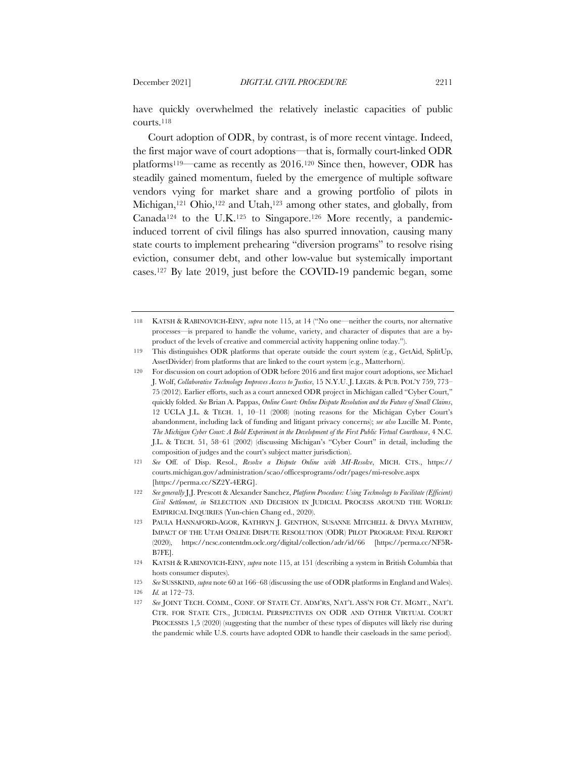have quickly overwhelmed the relatively inelastic capacities of public courts.[118]

Court adoption of ODR, by contrast, is of more recent vintage. Indeed, the first major wave of court adoptions—that is, formally court-linked ODR platforms[119]—came as recently as 2016.[120] Since then, however, ODR has steadily gained momentum, fueled by the emergence of multiple software vendors vying for market share and a growing portfolio of pilots in Michigan,[121] Ohio,[122] and Utah,[123] among other states, and globally, from Canada[124] to the U.K.[125] to Singapore.[126] More recently, a pandemic-induced torrent of civil filings has also spurred innovation, causing many state courts to implement prehearing "diversion programs" to resolve rising eviction, consumer debt, and other low-value but systemically important cases.[127] By late 2019, just before the COVID-19 pandemic began, some

---

118 KATSH & RABINOVICH-EINY, *supra* note 115, at 14 ("No one—neither the courts, nor alternative processes—is prepared to handle the volume, variety, and character of disputes that are a by-product of the levels of creative and commercial activity happening online today.").

119 This distinguishes ODR platforms that operate outside the court system (e.g., GetAid, SplitUp, AssetDivider) from platforms that are linked to the court system (e.g., Matterhorn).

120 For discussion on court adoption of ODR before 2016 and first major court adoptions, see Michael J. Wolf, *Collaborative Technology Improves Access to Justice*, 15 N.Y.U. J. LEGIS. & PUB. POL'Y 759, 773–75 (2012). Earlier efforts, such as a court annexed ODR project in Michigan called "Cyber Court," quickly folded. *See* Brian A. Pappas, *Online Court: Online Dispute Resolution and the Future of Small Claims*, 12 UCLA J.L. & TECH. 1, 10–11 (2008) (noting reasons for the Michigan Cyber Court's abandonment, including lack of funding and litigant privacy concerns); *see also* Lucille M. Ponte, *The Michigan Cyber Court: A Bold Experiment in the Development of the First Public Virtual Courthouse*, 4 N.C. J.L. & TECH. 51, 58–61 (2002) (discussing Michigan's "Cyber Court" in detail, including the composition of judges and the court's subject matter jurisdiction).

121 *See* Off. of Disp. Resol., *Resolve a Dispute Online with MI-Resolve*, MICH. CTS., https://courts.michigan.gov/administration/scao/officesprograms/odr/pages/mi-resolve.aspx [https://perma.cc/SZ2Y-4ERG].

122 *See generally* J.J. Prescott & Alexander Sanchez, *Platform Procedure: Using Technology to Facilitate (Efficient) Civil Settlement*, *in* SELECTION AND DECISION IN JUDICIAL PROCESS AROUND THE WORLD: EMPIRICAL INQUIRIES (Yun-chien Chang ed., 2020).

123 PAULA HANNAFORD-AGOR, KATHRYN J. GENTHON, SUSANNE MITCHELL & DIVYA MATHEW, IMPACT OF THE UTAH ONLINE DISPUTE RESOLUTION (ODR) PILOT PROGRAM: FINAL REPORT (2020), https://ncsc.contentdm.oclc.org/digital/collection/adr/id/66 [https://perma.cc/NF5R-B7FE].

124 KATSH & RABINOVICH-EINY, *supra* note 115, at 151 (describing a system in British Columbia that hosts consumer disputes).

125 *See* SUSSKIND, *supra* note 60 at 166–68 (discussing the use of ODR platforms in England and Wales).

126 *Id.* at 172–73.

127 *See* JOINT TECH. COMM., CONF. OF STATE CT. ADM'RS, NAT'L ASS'N FOR CT. MGMT., NAT'L CTR. FOR STATE CTS., JUDICIAL PERSPECTIVES ON ODR AND OTHER VIRTUAL COURT PROCESSES 1,5 (2020) (suggesting that the number of these types of disputes will likely rise during the pandemic while U.S. courts have adopted ODR to handle their caseloads in the same period).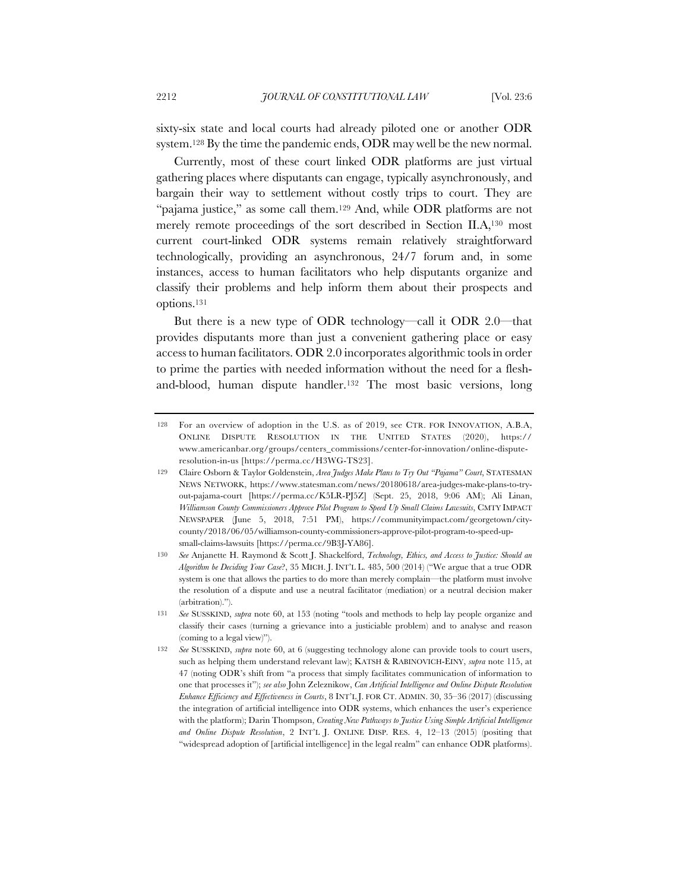sixty-six state and local courts had already piloted one or another ODR system.[128] By the time the pandemic ends, ODR may well be the new normal.

Currently, most of these court linked ODR platforms are just virtual gathering places where disputants can engage, typically asynchronously, and bargain their way to settlement without costly trips to court. They are "pajama justice," as some call them.[129] And, while ODR platforms are not merely remote proceedings of the sort described in Section II.A,[130] most current court-linked ODR systems remain relatively straightforward technologically, providing an asynchronous, 24/7 forum and, in some instances, access to human facilitators who help disputants organize and classify their problems and help inform them about their prospects and options.[131]

But there is a new type of ODR technology—call it ODR 2.0—that provides disputants more than just a convenient gathering place or easy access to human facilitators. ODR 2.0 incorporates algorithmic tools in order to prime the parties with needed information without the need for a flesh-and-blood, human dispute handler.[132] The most basic versions, long

---

128 For an overview of adoption in the U.S. as of 2019, see CTR. FOR INNOVATION, A.B.A, ONLINE DISPUTE RESOLUTION IN THE UNITED STATES (2020), https://www.americanbar.org/groups/centers_commissions/center-for-innovation/online-dispute-resolution-in-us [https://perma.cc/H3WG-TS23].

129 Claire Osborn & Taylor Goldenstein, *Area Judges Make Plans to Try Out "Pajama" Court*, STATESMAN NEWS NETWORK, https://www.statesman.com/news/20180618/area-judges-make-plans-to-try-out-pajama-court [https://perma.cc/K5LR-PJ5Z] (Sept. 25, 2018, 9:06 AM); Ali Linan, *Williamson County Commissioners Approve Pilot Program to Speed Up Small Claims Lawsuits*, CMTY IMPACT NEWSPAPER (June 5, 2018, 7:51 PM), https://communityimpact.com/georgetown/city-county/2018/06/05/williamson-county-commissioners-approve-pilot-program-to-speed-up-small-claims-lawsuits [https://perma.cc/9B3J-YA86].

130 *See* Anjanette H. Raymond & Scott J. Shackelford, *Technology, Ethics, and Access to Justice: Should an Algorithm be Deciding Your Case?*, 35 MICH. J. INT'L L. 485, 500 (2014) ("We argue that a true ODR system is one that allows the parties to do more than merely complain—the platform must involve the resolution of a dispute and use a neutral facilitator (mediation) or a neutral decision maker (arbitration).").

131 *See* SUSSKIND, *supra* note 60, at 153 (noting "tools and methods to help lay people organize and classify their cases (turning a grievance into a justiciable problem) and to analyse and reason (coming to a legal view)").

132 *See* SUSSKIND, *supra* note 60, at 6 (suggesting technology alone can provide tools to court users, such as helping them understand relevant law); KATSH & RABINOVICH-EINY, *supra* note 115, at 47 (noting ODR's shift from "a process that simply facilitates communication of information to one that processes it"); *see also* John Zeleznikow, *Can Artificial Intelligence and Online Dispute Resolution Enhance Efficiency and Effectiveness in Courts*, 8 INT'L J. FOR CT. ADMIN. 30, 35–36 (2017) (discussing the integration of artificial intelligence into ODR systems, which enhances the user's experience with the platform); Darin Thompson, *Creating New Pathways to Justice Using Simple Artificial Intelligence and Online Dispute Resolution*, 2 INT'L J. ONLINE DISP. RES. 4, 12–13 (2015) (positing that "widespread adoption of [artificial intelligence] in the legal realm" can enhance ODR platforms).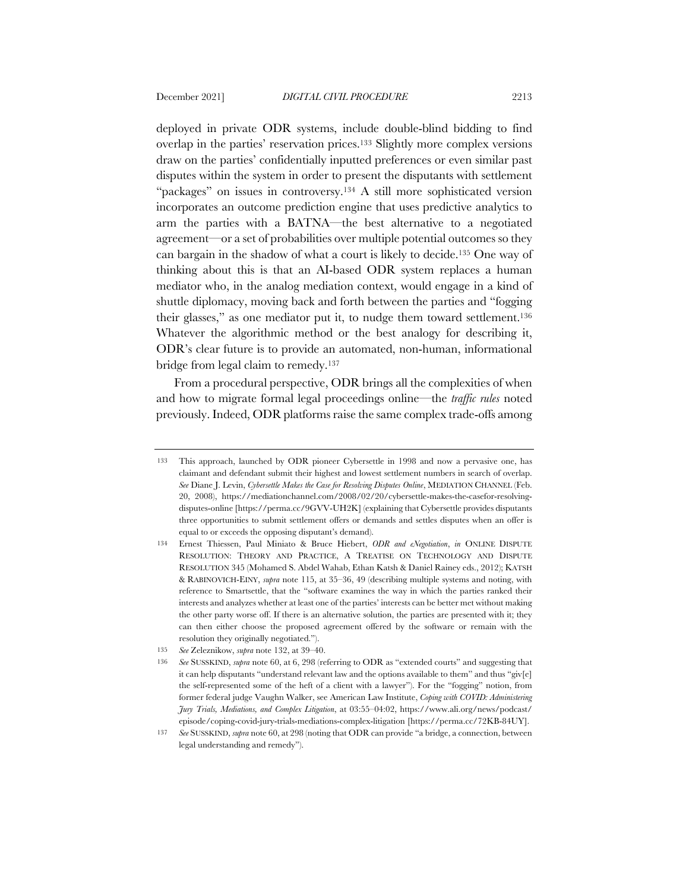deployed in private ODR systems, include double-blind bidding to find overlap in the parties' reservation prices.[133] Slightly more complex versions draw on the parties' confidentially inputted preferences or even similar past disputes within the system in order to present the disputants with settlement "packages" on issues in controversy.[134] A still more sophisticated version incorporates an outcome prediction engine that uses predictive analytics to arm the parties with a BATNA—the best alternative to a negotiated agreement—or a set of probabilities over multiple potential outcomes so they can bargain in the shadow of what a court is likely to decide.[135] One way of thinking about this is that an AI-based ODR system replaces a human mediator who, in the analog mediation context, would engage in a kind of shuttle diplomacy, moving back and forth between the parties and "fogging their glasses," as one mediator put it, to nudge them toward settlement.[136] Whatever the algorithmic method or the best analogy for describing it, ODR's clear future is to provide an automated, non-human, informational bridge from legal claim to remedy.[137]

From a procedural perspective, ODR brings all the complexities of when and how to migrate formal legal proceedings online—the *traffic rules* noted previously. Indeed, ODR platforms raise the same complex trade-offs among

---

133 This approach, launched by ODR pioneer Cybersettle in 1998 and now a pervasive one, has claimant and defendant submit their highest and lowest settlement numbers in search of overlap. *See* Diane J. Levin, *Cybersettle Makes the Case for Resolving Disputes Online*, MEDIATION CHANNEL (Feb. 20, 2008), https://mediationchannel.com/2008/02/20/cybersettle-makes-the-casefor-resolving-disputes-online [https://perma.cc/9GVV-UH2K] (explaining that Cybersettle provides disputants three opportunities to submit settlement offers or demands and settles disputes when an offer is equal to or exceeds the opposing disputant's demand).

134 Ernest Thiessen, Paul Miniato & Bruce Hiebert, *ODR and eNegotiation*, *in* ONLINE DISPUTE RESOLUTION: THEORY AND PRACTICE, A TREATISE ON TECHNOLOGY AND DISPUTE RESOLUTION 345 (Mohamed S. Abdel Wahab, Ethan Katsh & Daniel Rainey eds., 2012); KATSH & RABINOVICH-EINY, *supra* note 115, at 35–36, 49 (describing multiple systems and noting, with reference to Smartsettle, that the "software examines the way in which the parties ranked their interests and analyzes whether at least one of the parties' interests can be better met without making the other party worse off. If there is an alternative solution, the parties are presented with it; they can then either choose the proposed agreement offered by the software or remain with the resolution they originally negotiated.").

135 *See* Zeleznikow, *supra* note 132, at 39–40.

136 *See* SUSSKIND, *supra* note 60, at 6, 298 (referring to ODR as "extended courts" and suggesting that it can help disputants "understand relevant law and the options available to them" and thus "giv[e] the self-represented some of the heft of a client with a lawyer"). For the "fogging" notion, from former federal judge Vaughn Walker, see American Law Institute, *Coping with COVID: Administering Jury Trials, Mediations, and Complex Litigation*, at 03:55–04:02, https://www.ali.org/news/podcast/episode/coping-covid-jury-trials-mediations-complex-litigation [https://perma.cc/72KB-84UY].

137 *See* SUSSKIND, *supra* note 60, at 298 (noting that ODR can provide "a bridge, a connection, between legal understanding and remedy").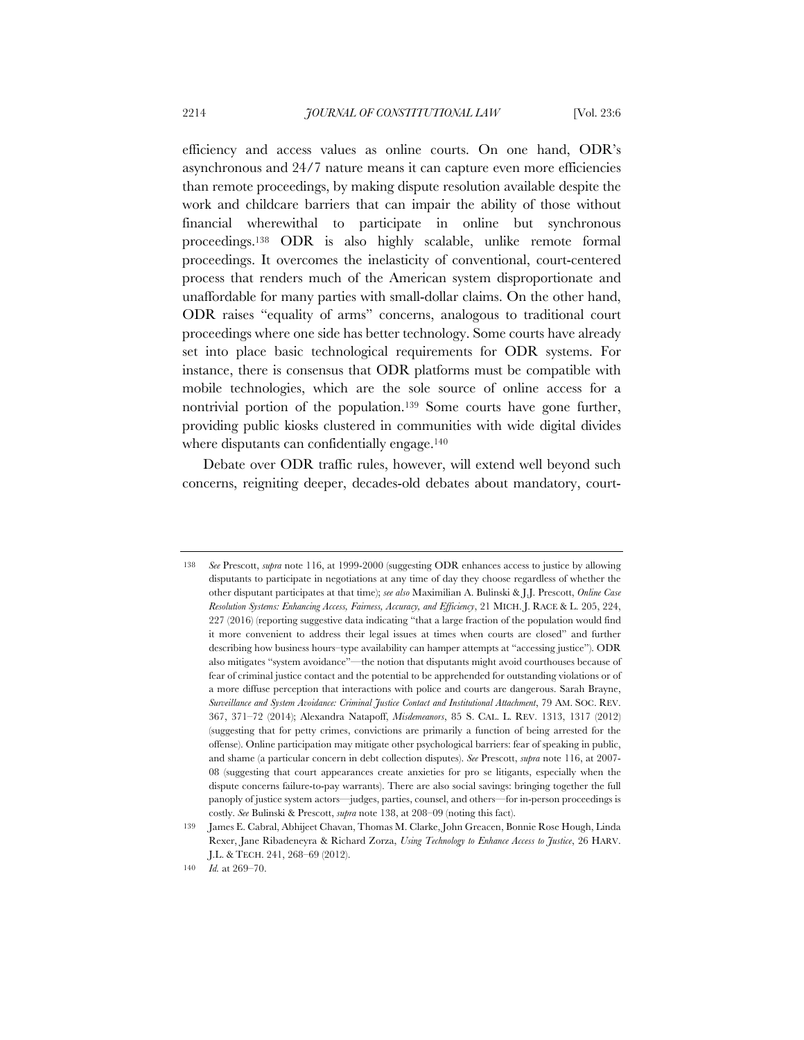efficiency and access values as online courts. On one hand, ODR's asynchronous and 24/7 nature means it can capture even more efficiencies than remote proceedings, by making dispute resolution available despite the work and childcare barriers that can impair the ability of those without financial wherewithal to participate in online but synchronous proceedings.[138] ODR is also highly scalable, unlike remote formal proceedings. It overcomes the inelasticity of conventional, court-centered process that renders much of the American system disproportionate and unaffordable for many parties with small-dollar claims. On the other hand, ODR raises "equality of arms" concerns, analogous to traditional court proceedings where one side has better technology. Some courts have already set into place basic technological requirements for ODR systems. For instance, there is consensus that ODR platforms must be compatible with mobile technologies, which are the sole source of online access for a nontrivial portion of the population.[139] Some courts have gone further, providing public kiosks clustered in communities with wide digital divides where disputants can confidentially engage.[140]

Debate over ODR traffic rules, however, will extend well beyond such concerns, reigniting deeper, decades-old debates about mandatory, court-

---

138 *See* Prescott, *supra* note 116, at 1999-2000 (suggesting ODR enhances access to justice by allowing disputants to participate in negotiations at any time of day they choose regardless of whether the other disputant participates at that time); *see also* Maximilian A. Bulinski & J.J. Prescott, *Online Case Resolution Systems: Enhancing Access, Fairness, Accuracy, and Efficiency*, 21 MICH. J. RACE & L. 205, 224, 227 (2016) (reporting suggestive data indicating "that a large fraction of the population would find it more convenient to address their legal issues at times when courts are closed" and further describing how business hours–type availability can hamper attempts at "accessing justice"). ODR also mitigates "system avoidance"—the notion that disputants might avoid courthouses because of fear of criminal justice contact and the potential to be apprehended for outstanding violations or of a more diffuse perception that interactions with police and courts are dangerous. Sarah Brayne, *Surveillance and System Avoidance: Criminal Justice Contact and Institutional Attachment*, 79 AM. SOC. REV. 367, 371–72 (2014); Alexandra Natapoff, *Misdemeanors*, 85 S. CAL. L. REV. 1313, 1317 (2012) (suggesting that for petty crimes, convictions are primarily a function of being arrested for the offense). Online participation may mitigate other psychological barriers: fear of speaking in public, and shame (a particular concern in debt collection disputes). *See* Prescott, *supra* note 116, at 2007-08 (suggesting that court appearances create anxieties for pro se litigants, especially when the dispute concerns failure-to-pay warrants). There are also social savings: bringing together the full panoply of justice system actors—judges, parties, counsel, and others—for in-person proceedings is costly. *See* Bulinski & Prescott, *supra* note 138, at 208–09 (noting this fact).

139 James E. Cabral, Abhijeet Chavan, Thomas M. Clarke, John Greacen, Bonnie Rose Hough, Linda Rexer, Jane Ribadeneyra & Richard Zorza, *Using Technology to Enhance Access to Justice*, 26 HARV. J.L. & TECH. 241, 268–69 (2012).

140 *Id.* at 269–70.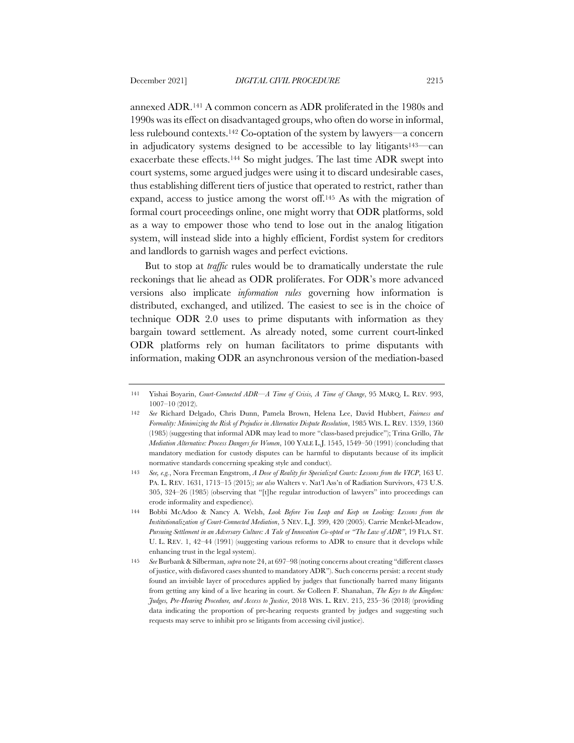annexed ADR.[141] A common concern as ADR proliferated in the 1980s and 1990s was its effect on disadvantaged groups, who often do worse in informal, less rulebound contexts.[142] Co-optation of the system by lawyers—a concern in adjudicatory systems designed to be accessible to lay litigants[143]—can exacerbate these effects.[144] So might judges. The last time ADR swept into court systems, some argued judges were using it to discard undesirable cases, thus establishing different tiers of justice that operated to restrict, rather than expand, access to justice among the worst off.[145] As with the migration of formal court proceedings online, one might worry that ODR platforms, sold as a way to empower those who tend to lose out in the analog litigation system, will instead slide into a highly efficient, Fordist system for creditors and landlords to garnish wages and perfect evictions.

But to stop at *traffic* rules would be to dramatically understate the rule reckonings that lie ahead as ODR proliferates. For ODR's more advanced versions also implicate *information rules* governing how information is distributed, exchanged, and utilized. The easiest to see is in the choice of technique ODR 2.0 uses to prime disputants with information as they bargain toward settlement. As already noted, some current court-linked ODR platforms rely on human facilitators to prime disputants with information, making ODR an asynchronous version of the mediation-based

---

141 Yishai Boyarin, *Court-Connected ADR—A Time of Crisis, A Time of Change*, 95 MARQ. L. REV. 993, 1007–10 (2012).

142 *See* Richard Delgado, Chris Dunn, Pamela Brown, Helena Lee, David Hubbert, *Fairness and Formality: Minimizing the Risk of Prejudice in Alternative Dispute Resolution*, 1985 WIS. L. REV. 1359, 1360 (1985) (suggesting that informal ADR may lead to more "class-based prejudice"); Trina Grillo, *The Mediation Alternative: Process Dangers for Women*, 100 YALE L.J. 1545, 1549–50 (1991) (concluding that mandatory mediation for custody disputes can be harmful to disputants because of its implicit normative standards concerning speaking style and conduct).

143 *See, e.g.*, Nora Freeman Engstrom, *A Dose of Reality for Specialized Courts: Lessons from the VICP*, 163 U. PA. L. REV. 1631, 1713–15 (2015); *see also* Walters v. Nat'l Ass'n of Radiation Survivors, 473 U.S. 305, 324–26 (1985) (observing that "[t]he regular introduction of lawyers" into proceedings can erode informality and expedience).

144 Bobbi McAdoo & Nancy A. Welsh, *Look Before You Leap and Keep on Looking: Lessons from the Institutionalization of Court-Connected Mediation*, 5 NEV. L.J. 399, 420 (2005). Carrie Menkel-Meadow, *Pursuing Settlement in an Adversary Culture: A Tale of Innovation Co-opted or "The Law of ADR"*, 19 FLA. ST. U. L. REV. 1, 42–44 (1991) (suggesting various reforms to ADR to ensure that it develops while enhancing trust in the legal system).

145 *See* Burbank & Silberman, *supra* note 24, at 697–98 (noting concerns about creating "different classes of justice, with disfavored cases shunted to mandatory ADR"). Such concerns persist: a recent study found an invisible layer of procedures applied by judges that functionally barred many litigants from getting any kind of a live hearing in court. *See* Colleen F. Shanahan, *The Keys to the Kingdom: Judges, Pre-Hearing Procedure, and Access to Justice*, 2018 WIS. L. REV. 215, 235–36 (2018) (providing data indicating the proportion of pre-hearing requests granted by judges and suggesting such requests may serve to inhibit pro se litigants from accessing civil justice).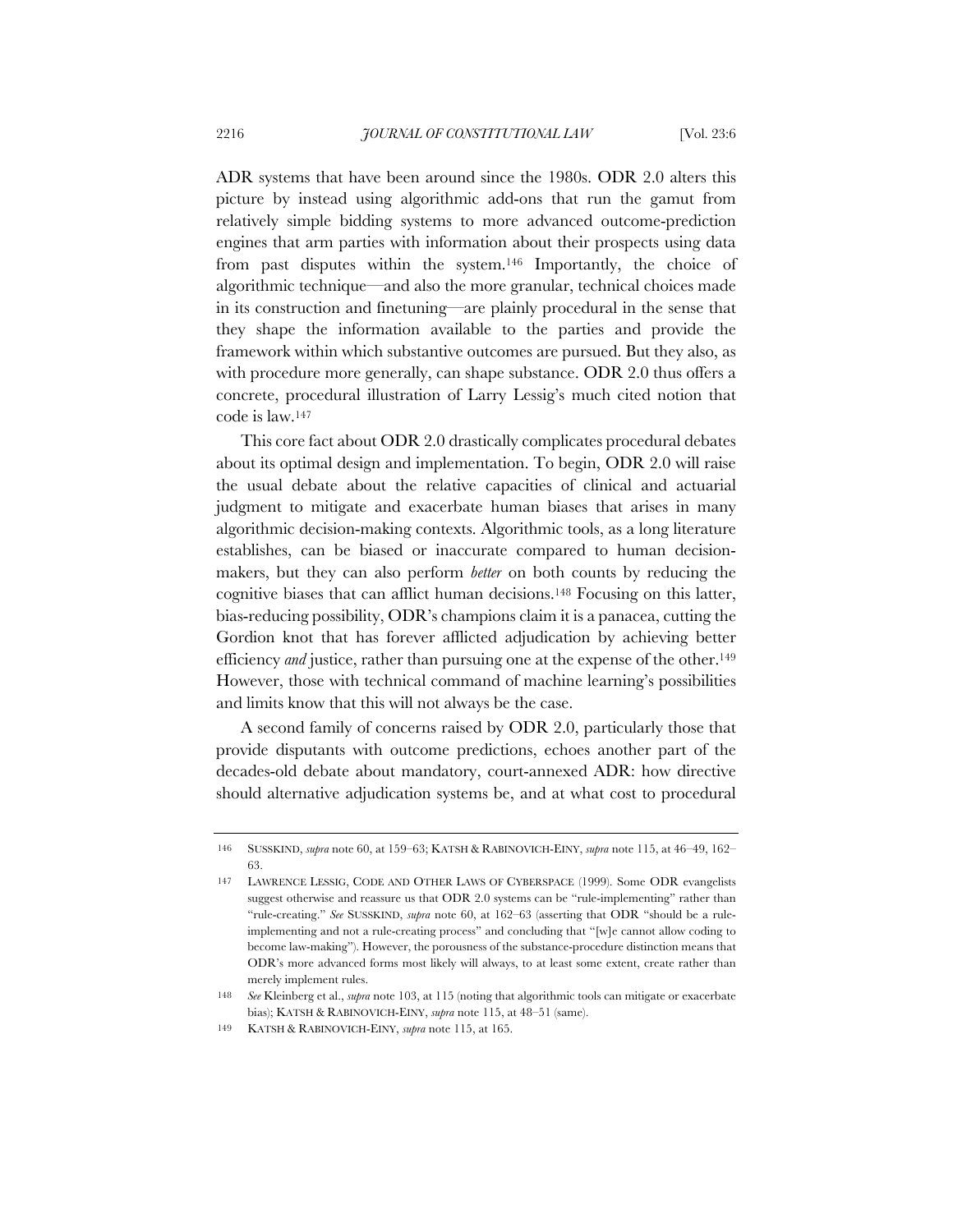ADR systems that have been around since the 1980s. ODR 2.0 alters this picture by instead using algorithmic add-ons that run the gamut from relatively simple bidding systems to more advanced outcome-prediction engines that arm parties with information about their prospects using data from past disputes within the system.[146] Importantly, the choice of algorithmic technique—and also the more granular, technical choices made in its construction and finetuning—are plainly procedural in the sense that they shape the information available to the parties and provide the framework within which substantive outcomes are pursued. But they also, as with procedure more generally, can shape substance. ODR 2.0 thus offers a concrete, procedural illustration of Larry Lessig's much cited notion that code is law.[147]

This core fact about ODR 2.0 drastically complicates procedural debates about its optimal design and implementation. To begin, ODR 2.0 will raise the usual debate about the relative capacities of clinical and actuarial judgment to mitigate and exacerbate human biases that arises in many algorithmic decision-making contexts. Algorithmic tools, as a long literature establishes, can be biased or inaccurate compared to human decision-makers, but they can also perform *better* on both counts by reducing the cognitive biases that can afflict human decisions.[148] Focusing on this latter, bias-reducing possibility, ODR's champions claim it is a panacea, cutting the Gordion knot that has forever afflicted adjudication by achieving better efficiency *and* justice, rather than pursuing one at the expense of the other.[149] However, those with technical command of machine learning's possibilities and limits know that this will not always be the case.

A second family of concerns raised by ODR 2.0, particularly those that provide disputants with outcome predictions, echoes another part of the decades-old debate about mandatory, court-annexed ADR: how directive should alternative adjudication systems be, and at what cost to procedural

---

146 SUSSKIND, *supra* note 60, at 159–63; KATSH & RABINOVICH-EINY, *supra* note 115, at 46–49, 162–63.

147 LAWRENCE LESSIG, CODE AND OTHER LAWS OF CYBERSPACE (1999). Some ODR evangelists suggest otherwise and reassure us that ODR 2.0 systems can be "rule-implementing" rather than "rule-creating." *See* SUSSKIND, *supra* note 60, at 162–63 (asserting that ODR "should be a rule-implementing and not a rule-creating process" and concluding that "[w]e cannot allow coding to become law-making"). However, the porousness of the substance-procedure distinction means that ODR's more advanced forms most likely will always, to at least some extent, create rather than merely implement rules.

148 *See* Kleinberg et al., *supra* note 103, at 115 (noting that algorithmic tools can mitigate or exacerbate bias); KATSH & RABINOVICH-EINY, *supra* note 115, at 48–51 (same).

149 KATSH & RABINOVICH-EINY, *supra* note 115, at 165.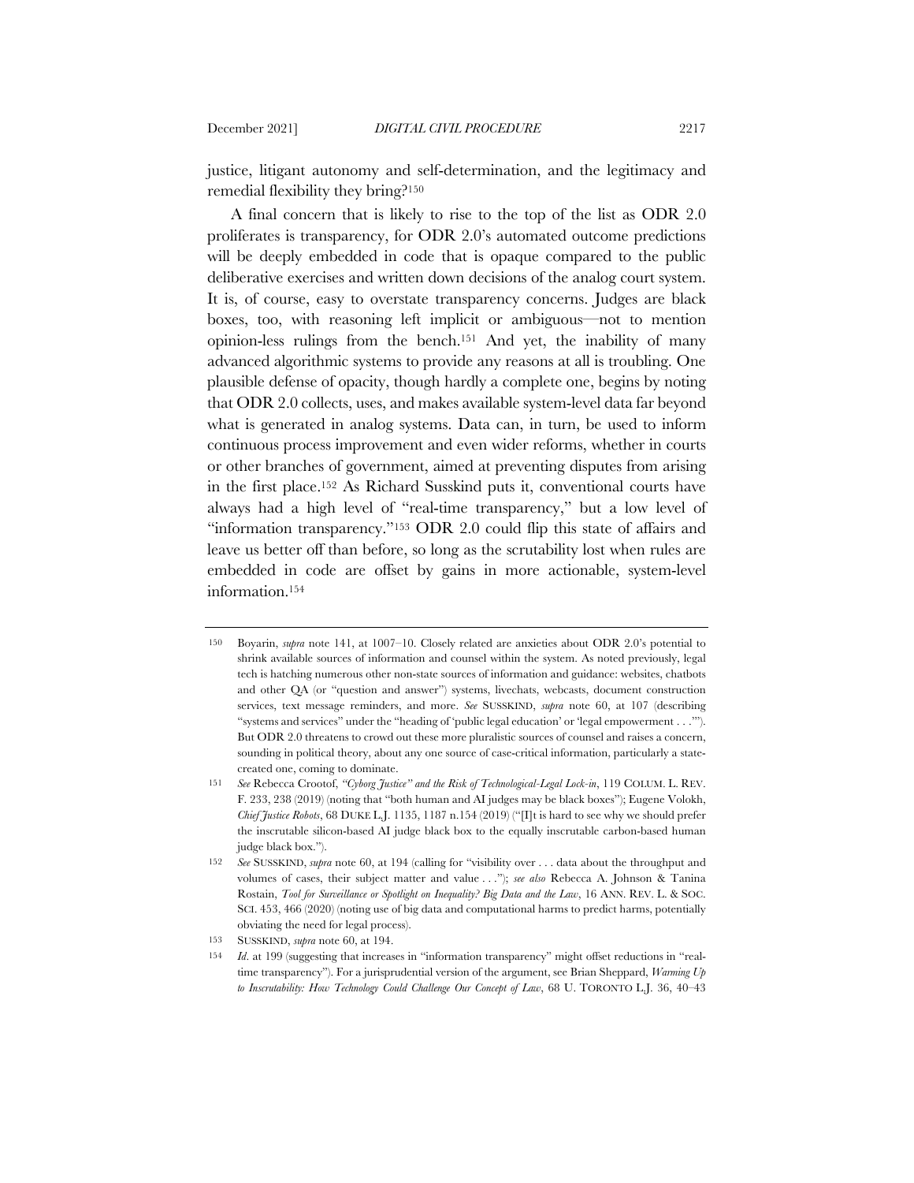justice, litigant autonomy and self-determination, and the legitimacy and remedial flexibility they bring?[150]

A final concern that is likely to rise to the top of the list as ODR 2.0 proliferates is transparency, for ODR 2.0's automated outcome predictions will be deeply embedded in code that is opaque compared to the public deliberative exercises and written down decisions of the analog court system. It is, of course, easy to overstate transparency concerns. Judges are black boxes, too, with reasoning left implicit or ambiguous—not to mention opinion-less rulings from the bench.[151] And yet, the inability of many advanced algorithmic systems to provide any reasons at all is troubling. One plausible defense of opacity, though hardly a complete one, begins by noting that ODR 2.0 collects, uses, and makes available system-level data far beyond what is generated in analog systems. Data can, in turn, be used to inform continuous process improvement and even wider reforms, whether in courts or other branches of government, aimed at preventing disputes from arising in the first place.[152] As Richard Susskind puts it, conventional courts have always had a high level of "real-time transparency," but a low level of "information transparency."[153] ODR 2.0 could flip this state of affairs and leave us better off than before, so long as the scrutability lost when rules are embedded in code are offset by gains in more actionable, system-level information.[154]

---

150 Boyarin, *supra* note 141, at 1007–10. Closely related are anxieties about ODR 2.0's potential to shrink available sources of information and counsel within the system. As noted previously, legal tech is hatching numerous other non-state sources of information and guidance: websites, chatbots and other QA (or "question and answer") systems, livechats, webcasts, document construction services, text message reminders, and more. *See* SUSSKIND, *supra* note 60, at 107 (describing "systems and services" under the "heading of 'public legal education' or 'legal empowerment . . .'"). But ODR 2.0 threatens to crowd out these more pluralistic sources of counsel and raises a concern, sounding in political theory, about any one source of case-critical information, particularly a state-created one, coming to dominate.

151 *See* Rebecca Crootof, *"Cyborg Justice" and the Risk of Technological-Legal Lock-in*, 119 COLUM. L. REV. F. 233, 238 (2019) (noting that "both human and AI judges may be black boxes"); Eugene Volokh, *Chief Justice Robots*, 68 DUKE L.J. 1135, 1187 n.154 (2019) ("[I]t is hard to see why we should prefer the inscrutable silicon-based AI judge black box to the equally inscrutable carbon-based human judge black box.").

152 *See* SUSSKIND, *supra* note 60, at 194 (calling for "visibility over . . . data about the throughput and volumes of cases, their subject matter and value . . ."); *see also* Rebecca A. Johnson & Tanina Rostain, *Tool for Surveillance or Spotlight on Inequality? Big Data and the Law*, 16 ANN. REV. L. & SOC. SCI. 453, 466 (2020) (noting use of big data and computational harms to predict harms, potentially obviating the need for legal process).

153 SUSSKIND, *supra* note 60, at 194.

154 *Id.* at 199 (suggesting that increases in "information transparency" might offset reductions in "real-time transparency"). For a jurisprudential version of the argument, see Brian Sheppard, *Warming Up to Inscrutability: How Technology Could Challenge Our Concept of Law*, 68 U. TORONTO L.J. 36, 40–43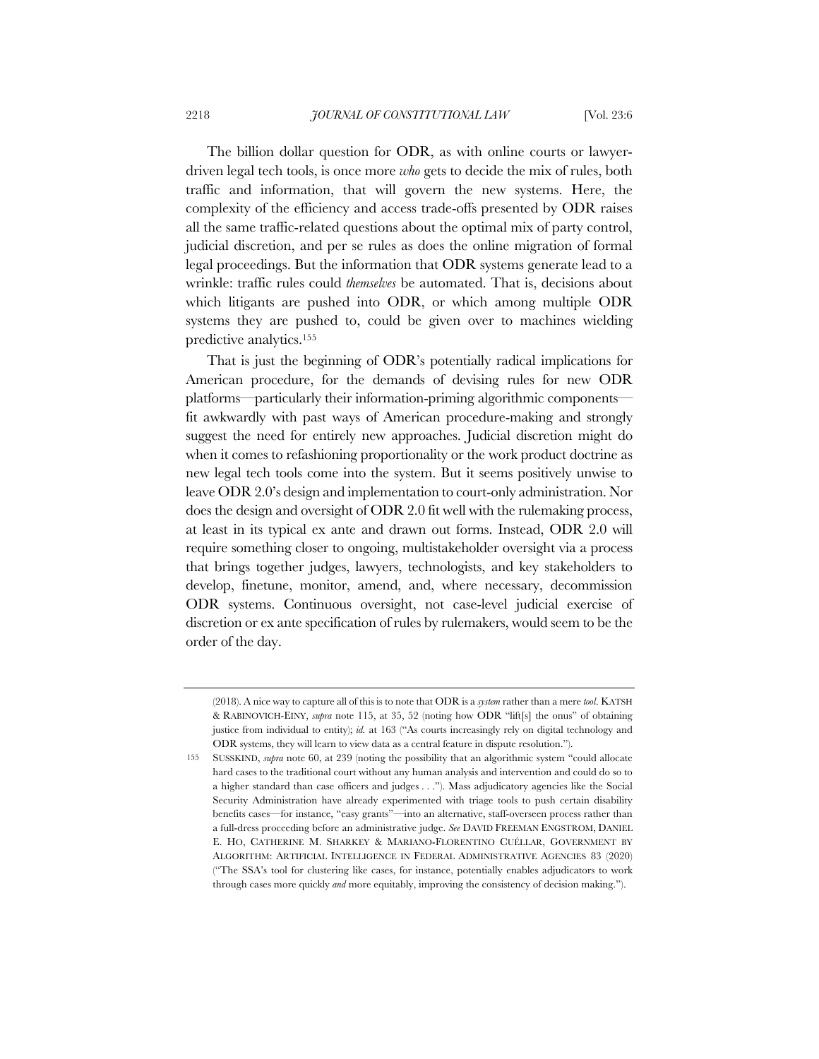The billion dollar question for ODR, as with online courts or lawyer-driven legal tech tools, is once more *who* gets to decide the mix of rules, both traffic and information, that will govern the new systems. Here, the complexity of the efficiency and access trade-offs presented by ODR raises all the same traffic-related questions about the optimal mix of party control, judicial discretion, and per se rules as does the online migration of formal legal proceedings. But the information that ODR systems generate lead to a wrinkle: traffic rules could *themselves* be automated. That is, decisions about which litigants are pushed into ODR, or which among multiple ODR systems they are pushed to, could be given over to machines wielding predictive analytics.[155]

That is just the beginning of ODR's potentially radical implications for American procedure, for the demands of devising rules for new ODR platforms—particularly their information-priming algorithmic components—fit awkwardly with past ways of American procedure-making and strongly suggest the need for entirely new approaches. Judicial discretion might do when it comes to refashioning proportionality or the work product doctrine as new legal tech tools come into the system. But it seems positively unwise to leave ODR 2.0's design and implementation to court-only administration. Nor does the design and oversight of ODR 2.0 fit well with the rulemaking process, at least in its typical ex ante and drawn out forms. Instead, ODR 2.0 will require something closer to ongoing, multistakeholder oversight via a process that brings together judges, lawyers, technologists, and key stakeholders to develop, finetune, monitor, amend, and, where necessary, decommission ODR systems. Continuous oversight, not case-level judicial exercise of discretion or ex ante specification of rules by rulemakers, would seem to be the order of the day.

---

(2018). A nice way to capture all of this is to note that ODR is a *system* rather than a mere *tool*. KATSH & RABINOVICH-EINY, *supra* note 115, at 35, 52 (noting how ODR "lift[s] the onus" of obtaining justice from individual to entity); *id.* at 163 ("As courts increasingly rely on digital technology and ODR systems, they will learn to view data as a central feature in dispute resolution.").

155 SUSSKIND, *supra* note 60, at 239 (noting the possibility that an algorithmic system "could allocate hard cases to the traditional court without any human analysis and intervention and could do so to a higher standard than case officers and judges . . ."). Mass adjudicatory agencies like the Social Security Administration have already experimented with triage tools to push certain disability benefits cases—for instance, "easy grants"—into an alternative, staff-overseen process rather than a full-dress proceeding before an administrative judge. *See* DAVID FREEMAN ENGSTROM, DANIEL E. HO, CATHERINE M. SHARKEY & MARIANO-FLORENTINO CUÉLLAR, GOVERNMENT BY ALGORITHM: ARTIFICIAL INTELLIGENCE IN FEDERAL ADMINISTRATIVE AGENCIES 83 (2020) ("The SSA's tool for clustering like cases, for instance, potentially enables adjudicators to work through cases more quickly *and* more equitably, improving the consistency of decision making.").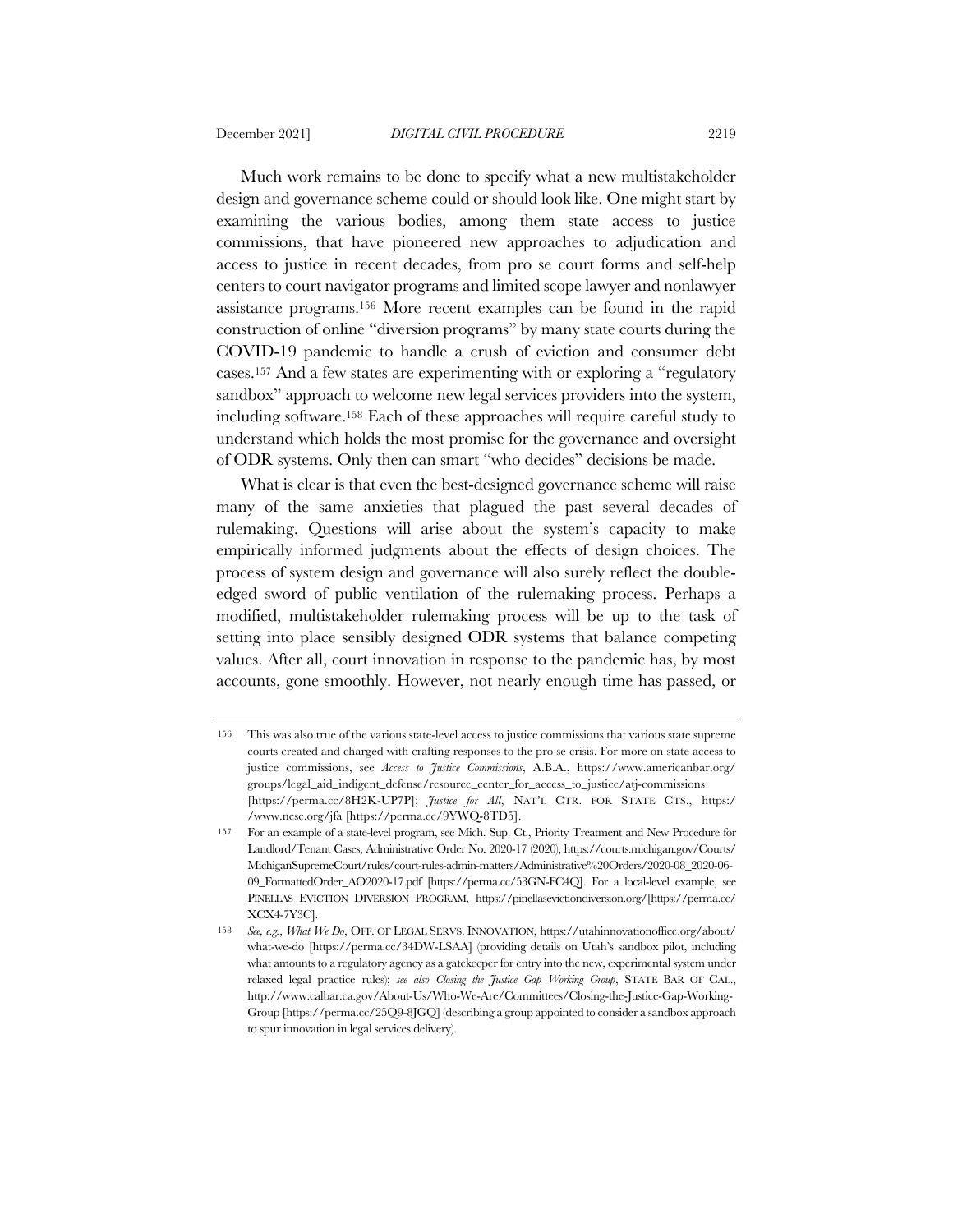Much work remains to be done to specify what a new multistakeholder design and governance scheme could or should look like. One might start by examining the various bodies, among them state access to justice commissions, that have pioneered new approaches to adjudication and access to justice in recent decades, from pro se court forms and self-help centers to court navigator programs and limited scope lawyer and nonlawyer assistance programs.[156] More recent examples can be found in the rapid construction of online "diversion programs" by many state courts during the COVID-19 pandemic to handle a crush of eviction and consumer debt cases.[157] And a few states are experimenting with or exploring a "regulatory sandbox" approach to welcome new legal services providers into the system, including software.[158] Each of these approaches will require careful study to understand which holds the most promise for the governance and oversight of ODR systems. Only then can smart "who decides" decisions be made.

What is clear is that even the best-designed governance scheme will raise many of the same anxieties that plagued the past several decades of rulemaking. Questions will arise about the system's capacity to make empirically informed judgments about the effects of design choices. The process of system design and governance will also surely reflect the double-edged sword of public ventilation of the rulemaking process. Perhaps a modified, multistakeholder rulemaking process will be up to the task of setting into place sensibly designed ODR systems that balance competing values. After all, court innovation in response to the pandemic has, by most accounts, gone smoothly. However, not nearly enough time has passed, or

---

156 This was also true of the various state-level access to justice commissions that various state supreme courts created and charged with crafting responses to the pro se crisis. For more on state access to justice commissions, see *Access to Justice Commissions*, A.B.A., https://www.americanbar.org/groups/legal_aid_indigent_defense/resource_center_for_access_to_justice/atj-commissions [https://perma.cc/8H2K-UP7P]; *Justice for All*, NAT'L CTR. FOR STATE CTS., https://www.ncsc.org/jfa [https://perma.cc/9YWQ-8TD5].

157 For an example of a state-level program, see Mich. Sup. Ct., Priority Treatment and New Procedure for Landlord/Tenant Cases, Administrative Order No. 2020-17 (2020), https://courts.michigan.gov/Courts/MichiganSupremeCourt/rules/court-rules-admin-matters/Administrative%20Orders/2020-08_2020-06-09_FormattedOrder_AO2020-17.pdf [https://perma.cc/53GN-FC4Q]. For a local-level example, see PINELLAS EVICTION DIVERSION PROGRAM, https://pinellasevictiondiversion.org/[https://perma.cc/XCX4-7Y3C].

158 *See, e.g.*, *What We Do*, OFF. OF LEGAL SERVS. INNOVATION, https://utahinnovationoffice.org/about/what-we-do [https://perma.cc/34DW-LSAA] (providing details on Utah's sandbox pilot, including what amounts to a regulatory agency as a gatekeeper for entry into the new, experimental system under relaxed legal practice rules); *see also Closing the Justice Gap Working Group*, STATE BAR OF CAL., http://www.calbar.ca.gov/About-Us/Who-We-Are/Committees/Closing-the-Justice-Gap-Working-Group [https://perma.cc/25Q9-8JGQ] (describing a group appointed to consider a sandbox approach to spur innovation in legal services delivery).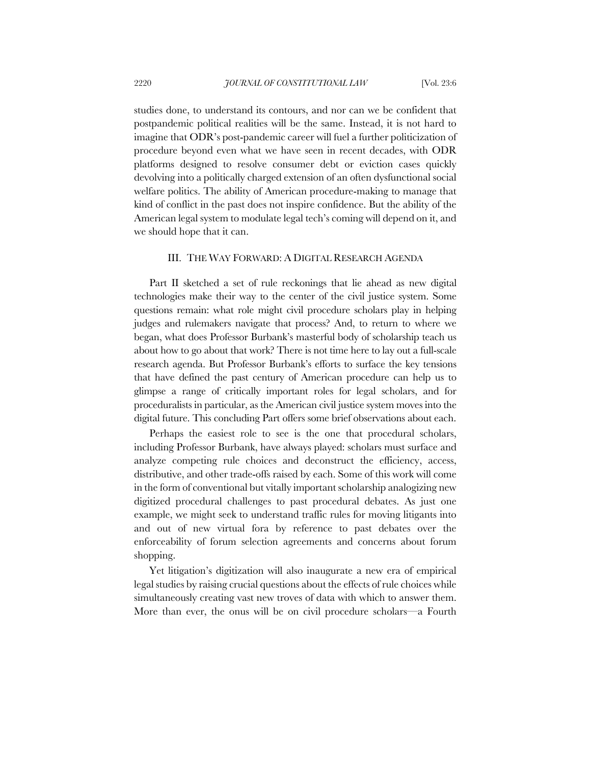studies done, to understand its contours, and nor can we be confident that postpandemic political realities will be the same. Instead, it is not hard to imagine that ODR's post-pandemic career will fuel a further politicization of procedure beyond even what we have seen in recent decades, with ODR platforms designed to resolve consumer debt or eviction cases quickly devolving into a politically charged extension of an often dysfunctional social welfare politics. The ability of American procedure-making to manage that kind of conflict in the past does not inspire confidence. But the ability of the American legal system to modulate legal tech's coming will depend on it, and we should hope that it can.

## III. THE WAY FORWARD: A DIGITAL RESEARCH AGENDA

Part II sketched a set of rule reckonings that lie ahead as new digital technologies make their way to the center of the civil justice system. Some questions remain: what role might civil procedure scholars play in helping judges and rulemakers navigate that process? And, to return to where we began, what does Professor Burbank's masterful body of scholarship teach us about how to go about that work? There is not time here to lay out a full-scale research agenda. But Professor Burbank's efforts to surface the key tensions that have defined the past century of American procedure can help us to glimpse a range of critically important roles for legal scholars, and for proceduralists in particular, as the American civil justice system moves into the digital future. This concluding Part offers some brief observations about each.

Perhaps the easiest role to see is the one that procedural scholars, including Professor Burbank, have always played: scholars must surface and analyze competing rule choices and deconstruct the efficiency, access, distributive, and other trade-offs raised by each. Some of this work will come in the form of conventional but vitally important scholarship analogizing new digitized procedural challenges to past procedural debates. As just one example, we might seek to understand traffic rules for moving litigants into and out of new virtual fora by reference to past debates over the enforceability of forum selection agreements and concerns about forum shopping.

Yet litigation's digitization will also inaugurate a new era of empirical legal studies by raising crucial questions about the effects of rule choices while simultaneously creating vast new troves of data with which to answer them. More than ever, the onus will be on civil procedure scholars—a Fourth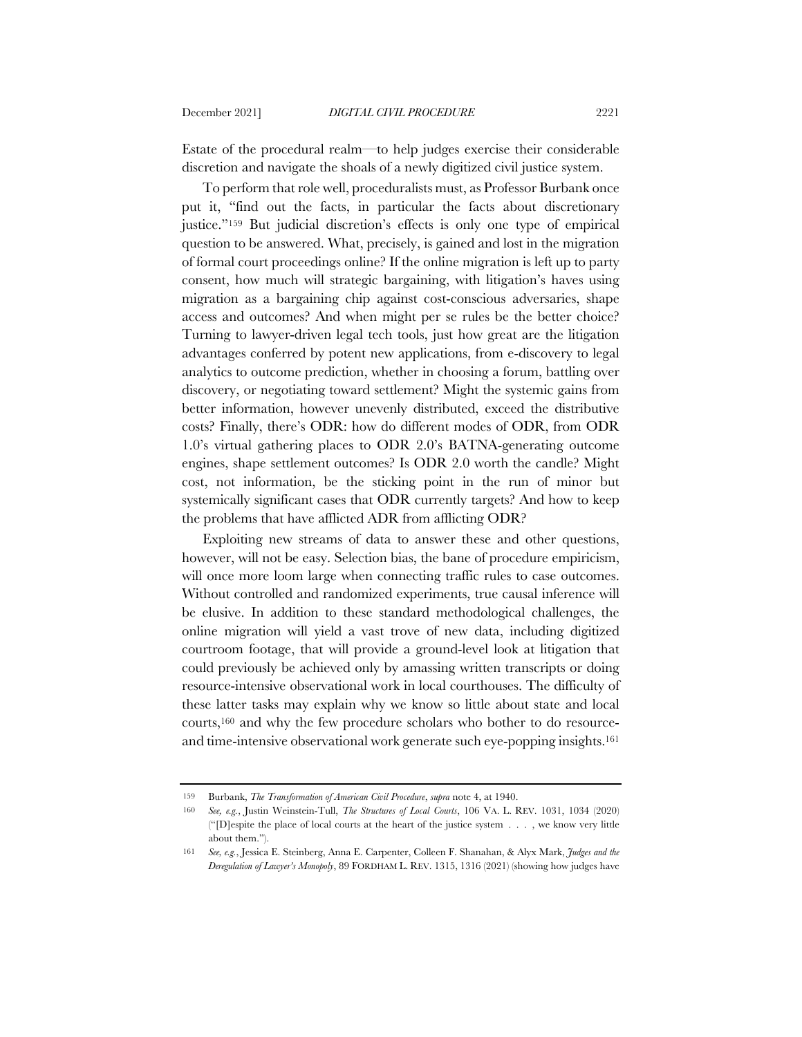Estate of the procedural realm—to help judges exercise their considerable discretion and navigate the shoals of a newly digitized civil justice system.

To perform that role well, proceduralists must, as Professor Burbank once put it, "find out the facts, in particular the facts about discretionary justice."[159] But judicial discretion's effects is only one type of empirical question to be answered. What, precisely, is gained and lost in the migration of formal court proceedings online? If the online migration is left up to party consent, how much will strategic bargaining, with litigation's haves using migration as a bargaining chip against cost-conscious adversaries, shape access and outcomes? And when might per se rules be the better choice? Turning to lawyer-driven legal tech tools, just how great are the litigation advantages conferred by potent new applications, from e-discovery to legal analytics to outcome prediction, whether in choosing a forum, battling over discovery, or negotiating toward settlement? Might the systemic gains from better information, however unevenly distributed, exceed the distributive costs? Finally, there's ODR: how do different modes of ODR, from ODR 1.0's virtual gathering places to ODR 2.0's BATNA-generating outcome engines, shape settlement outcomes? Is ODR 2.0 worth the candle? Might cost, not information, be the sticking point in the run of minor but systemically significant cases that ODR currently targets? And how to keep the problems that have afflicted ADR from afflicting ODR?

Exploiting new streams of data to answer these and other questions, however, will not be easy. Selection bias, the bane of procedure empiricism, will once more loom large when connecting traffic rules to case outcomes. Without controlled and randomized experiments, true causal inference will be elusive. In addition to these standard methodological challenges, the online migration will yield a vast trove of new data, including digitized courtroom footage, that will provide a ground-level look at litigation that could previously be achieved only by amassing written transcripts or doing resource-intensive observational work in local courthouses. The difficulty of these latter tasks may explain why we know so little about state and local courts,[160] and why the few procedure scholars who bother to do resource- and time-intensive observational work generate such eye-popping insights.[161]

---

159 Burbank, *The Transformation of American Civil Procedure*, *supra* note 4, at 1940.

160 *See, e.g.*, Justin Weinstein-Tull, *The Structures of Local Courts*, 106 VA. L. REV. 1031, 1034 (2020) ("[D]espite the place of local courts at the heart of the justice system . . . , we know very little about them.").

161 *See, e.g.*, Jessica E. Steinberg, Anna E. Carpenter, Colleen F. Shanahan, & Alyx Mark, *Judges and the Deregulation of Lawyer's Monopoly*, 89 FORDHAM L. REV. 1315, 1316 (2021) (showing how judges have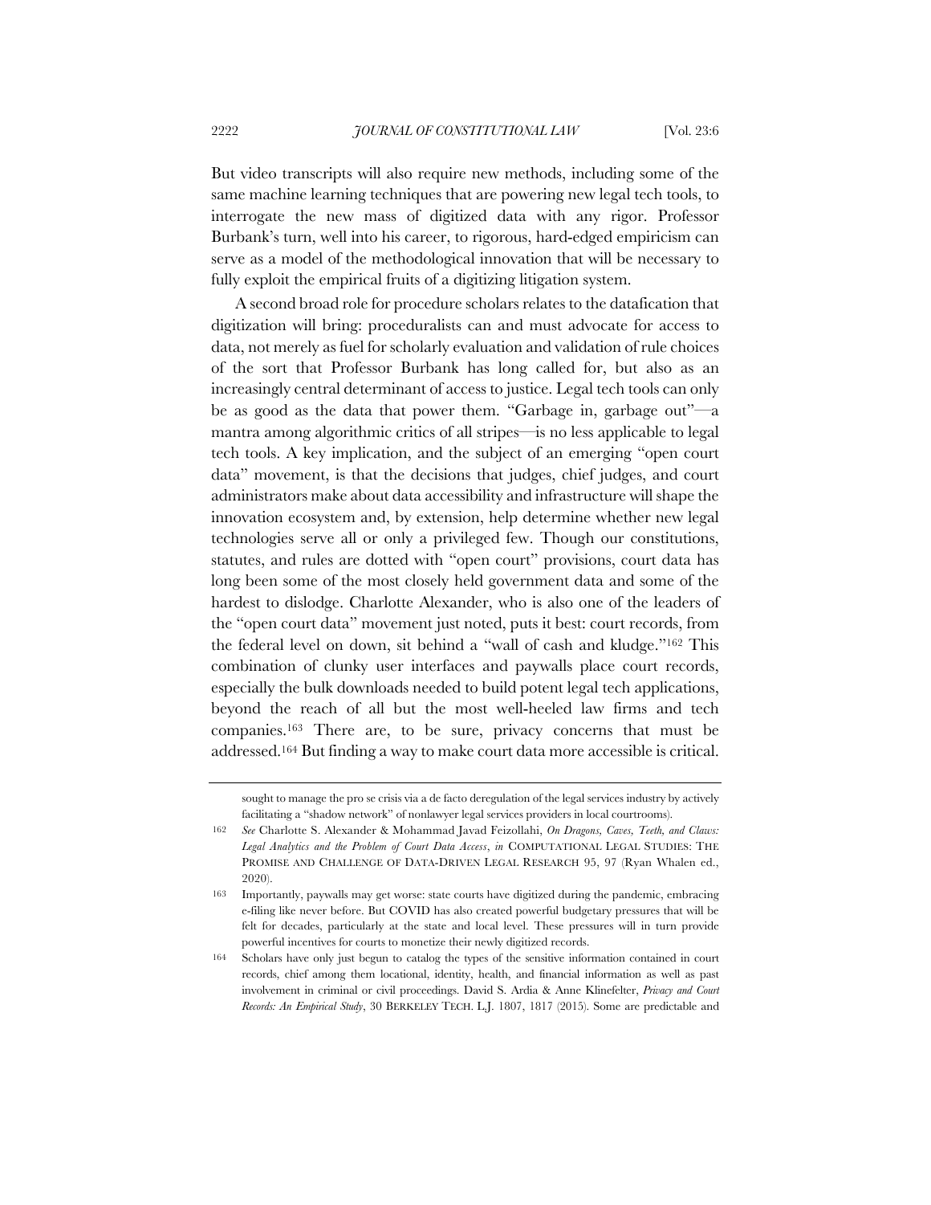But video transcripts will also require new methods, including some of the same machine learning techniques that are powering new legal tech tools, to interrogate the new mass of digitized data with any rigor. Professor Burbank's turn, well into his career, to rigorous, hard-edged empiricism can serve as a model of the methodological innovation that will be necessary to fully exploit the empirical fruits of a digitizing litigation system.

A second broad role for procedure scholars relates to the datafication that digitization will bring: proceduralists can and must advocate for access to data, not merely as fuel for scholarly evaluation and validation of rule choices of the sort that Professor Burbank has long called for, but also as an increasingly central determinant of access to justice. Legal tech tools can only be as good as the data that power them. "Garbage in, garbage out"—a mantra among algorithmic critics of all stripes—is no less applicable to legal tech tools. A key implication, and the subject of an emerging "open court data" movement, is that the decisions that judges, chief judges, and court administrators make about data accessibility and infrastructure will shape the innovation ecosystem and, by extension, help determine whether new legal technologies serve all or only a privileged few. Though our constitutions, statutes, and rules are dotted with "open court" provisions, court data has long been some of the most closely held government data and some of the hardest to dislodge. Charlotte Alexander, who is also one of the leaders of the "open court data" movement just noted, puts it best: court records, from the federal level on down, sit behind a "wall of cash and kludge."[162] This combination of clunky user interfaces and paywalls place court records, especially the bulk downloads needed to build potent legal tech applications, beyond the reach of all but the most well-heeled law firms and tech companies.[163] There are, to be sure, privacy concerns that must be addressed.[164] But finding a way to make court data more accessible is critical.

---

sought to manage the pro se crisis via a de facto deregulation of the legal services industry by actively facilitating a "shadow network" of nonlawyer legal services providers in local courtrooms).

162 *See* Charlotte S. Alexander & Mohammad Javad Feizollahi, *On Dragons, Caves, Teeth, and Claws: Legal Analytics and the Problem of Court Data Access*, *in* COMPUTATIONAL LEGAL STUDIES: THE PROMISE AND CHALLENGE OF DATA-DRIVEN LEGAL RESEARCH 95, 97 (Ryan Whalen ed., 2020).

163 Importantly, paywalls may get worse: state courts have digitized during the pandemic, embracing e-filing like never before. But COVID has also created powerful budgetary pressures that will be felt for decades, particularly at the state and local level. These pressures will in turn provide powerful incentives for courts to monetize their newly digitized records.

164 Scholars have only just begun to catalog the types of the sensitive information contained in court records, chief among them locational, identity, health, and financial information as well as past involvement in criminal or civil proceedings. David S. Ardia & Anne Klinefelter, *Privacy and Court Records: An Empirical Study*, 30 BERKELEY TECH. L.J. 1807, 1817 (2015). Some are predictable and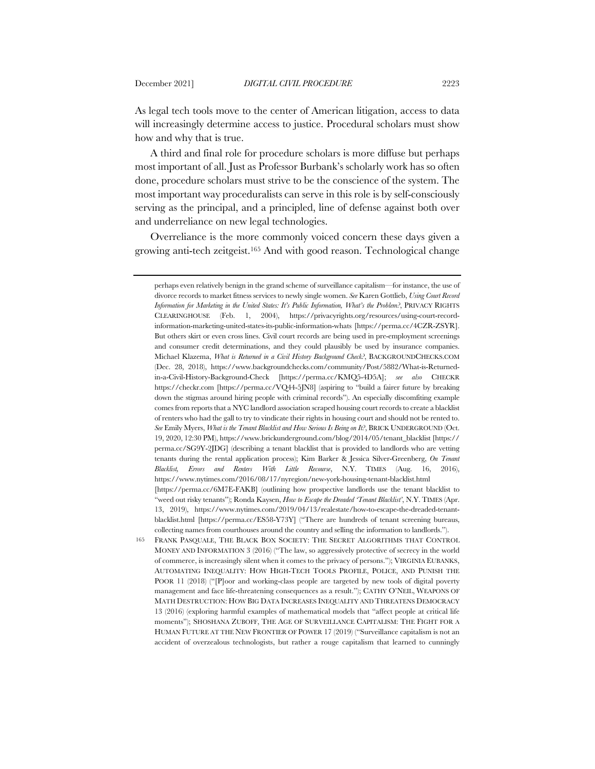As legal tech tools move to the center of American litigation, access to data will increasingly determine access to justice. Procedural scholars must show how and why that is true.

A third and final role for procedure scholars is more diffuse but perhaps most important of all. Just as Professor Burbank's scholarly work has so often done, procedure scholars must strive to be the conscience of the system. The most important way proceduralists can serve in this role is by self-consciously serving as the principal, and a principled, line of defense against both over and underreliance on new legal technologies.

Overreliance is the more commonly voiced concern these days given a growing anti-tech zeitgeist.[165] And with good reason. Technological change

---

perhaps even relatively benign in the grand scheme of surveillance capitalism—for instance, the use of divorce records to market fitness services to newly single women. *See* Karen Gottlieb, *Using Court Record Information for Marketing in the United States: It's Public Information, What's the Problem?*, PRIVACY RIGHTS CLEARINGHOUSE (Feb. 1, 2004), https://privacyrights.org/resources/using-court-record-information-marketing-united-states-its-public-information-whats [https://perma.cc/4CZR-ZSYR]. But others skirt or even cross lines. Civil court records are being used in pre-employment screenings and consumer credit determinations, and they could plausibly be used by insurance companies. Michael Klazema, *What is Returned in a Civil History Background Check?*, BACKGROUNDCHECKS.COM (Dec. 28, 2018), https://www.backgroundchecks.com/community/Post/5882/What-is-Returned-in-a-Civil-History-Background-Check [https://perma.cc/KMQ5-4D5A]; *see also* CHECKR https://checkr.com [https://perma.cc/VQ44-5JN8] (aspiring to "build a fairer future by breaking down the stigmas around hiring people with criminal records"). An especially discomfiting example comes from reports that a NYC landlord association scraped housing court records to create a blacklist of renters who had the gall to try to vindicate their rights in housing court and should not be rented to. *See* Emily Myers, *What is the Tenant Blacklist and How Serious Is Being on It?*, BRICK UNDERGROUND (Oct. 19, 2020, 12:30 PM), https://www.brickunderground.com/blog/2014/05/tenant_blacklist [https://perma.cc/SG9Y-2JDG] (describing a tenant blacklist that is provided to landlords who are vetting tenants during the rental application process); Kim Barker & Jessica Silver-Greenberg, *On Tenant Blacklist, Errors and Renters With Little Recourse*, N.Y. TIMES (Aug. 16, 2016), https://www.nytimes.com/2016/08/17/nyregion/new-york-housing-tenant-blacklist.html [https://perma.cc/6M7E-FAKB] (outlining how prospective landlords use the tenant blacklist to "weed out risky tenants"); Ronda Kaysen, *How to Escape the Dreaded 'Tenant Blacklist'*, N.Y. TIMES (Apr. 13, 2019), https://www.nytimes.com/2019/04/13/realestate/how-to-escape-the-dreaded-tenant-blacklist.html [https://perma.cc/ES58-Y73Y] ("There are hundreds of tenant screening bureaus, collecting names from courthouses around the country and selling the information to landlords.").

165 FRANK PASQUALE, THE BLACK BOX SOCIETY: THE SECRET ALGORITHMS THAT CONTROL MONEY AND INFORMATION 3 (2016) ("The law, so aggressively protective of secrecy in the world of commerce, is increasingly silent when it comes to the privacy of persons."); VIRGINIA EUBANKS, AUTOMATING INEQUALITY: HOW HIGH-TECH TOOLS PROFILE, POLICE, AND PUNISH THE POOR 11 (2018) ("[P]oor and working-class people are targeted by new tools of digital poverty management and face life-threatening consequences as a result."); CATHY O'NEIL, WEAPONS OF MATH DESTRUCTION: HOW BIG DATA INCREASES INEQUALITY AND THREATENS DEMOCRACY 13 (2016) (exploring harmful examples of mathematical models that "affect people at critical life moments"); SHOSHANA ZUBOFF, THE AGE OF SURVEILLANCE CAPITALISM: THE FIGHT FOR A HUMAN FUTURE AT THE NEW FRONTIER OF POWER 17 (2019) ("Surveillance capitalism is not an accident of overzealous technologists, but rather a rouge capitalism that learned to cunningly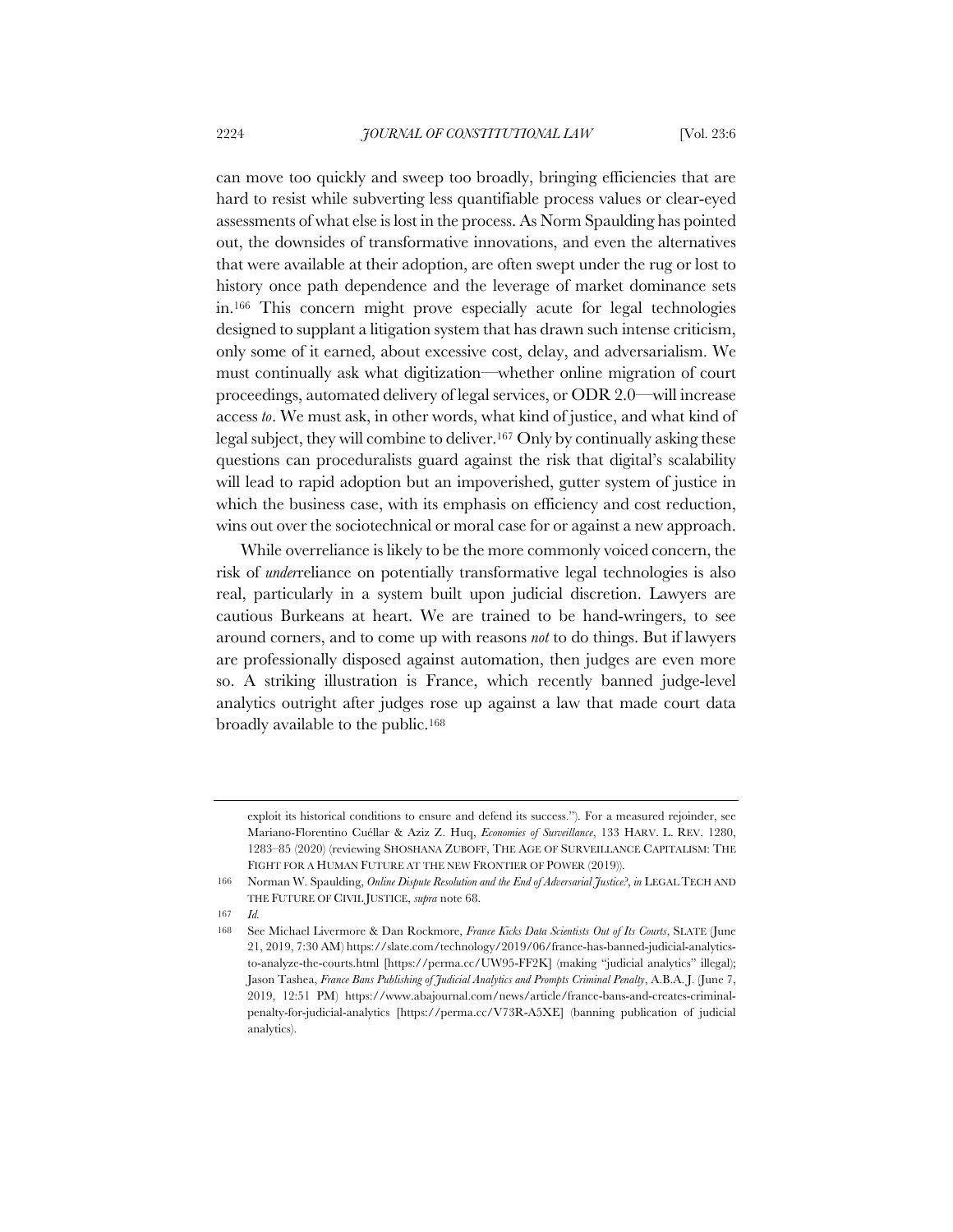can move too quickly and sweep too broadly, bringing efficiencies that are hard to resist while subverting less quantifiable process values or clear-eyed assessments of what else is lost in the process. As Norm Spaulding has pointed out, the downsides of transformative innovations, and even the alternatives that were available at their adoption, are often swept under the rug or lost to history once path dependence and the leverage of market dominance sets in.[166] This concern might prove especially acute for legal technologies designed to supplant a litigation system that has drawn such intense criticism, only some of it earned, about excessive cost, delay, and adversarialism. We must continually ask what digitization—whether online migration of court proceedings, automated delivery of legal services, or ODR 2.0—will increase access *to*. We must ask, in other words, what kind of justice, and what kind of legal subject, they will combine to deliver.[167] Only by continually asking these questions can proceduralists guard against the risk that digital's scalability will lead to rapid adoption but an impoverished, gutter system of justice in which the business case, with its emphasis on efficiency and cost reduction, wins out over the sociotechnical or moral case for or against a new approach.

While overreliance is likely to be the more commonly voiced concern, the risk of *under*reliance on potentially transformative legal technologies is also real, particularly in a system built upon judicial discretion. Lawyers are cautious Burkeans at heart. We are trained to be hand-wringers, to see around corners, and to come up with reasons *not* to do things. But if lawyers are professionally disposed against automation, then judges are even more so. A striking illustration is France, which recently banned judge-level analytics outright after judges rose up against a law that made court data broadly available to the public.[168]

---

exploit its historical conditions to ensure and defend its success."). For a measured rejoinder, see Mariano-Florentino Cuéllar & Aziz Z. Huq, *Economies of Surveillance*, 133 HARV. L. REV. 1280, 1283–85 (2020) (reviewing SHOSHANA ZUBOFF, THE AGE OF SURVEILLANCE CAPITALISM: THE FIGHT FOR A HUMAN FUTURE AT THE NEW FRONTIER OF POWER (2019)).

166 Norman W. Spaulding, *Online Dispute Resolution and the End of Adversarial Justice?*, *in* LEGAL TECH AND THE FUTURE OF CIVIL JUSTICE, *supra* note 68.

167 *Id.*

168 See Michael Livermore & Dan Rockmore, *France Kicks Data Scientists Out of Its Courts*, SLATE (June 21, 2019, 7:30 AM) https://slate.com/technology/2019/06/france-has-banned-judicial-analytics-to-analyze-the-courts.html [https://perma.cc/UW95-FF2K] (making "judicial analytics" illegal); Jason Tashea, *France Bans Publishing of Judicial Analytics and Prompts Criminal Penalty*, A.B.A. J. (June 7, 2019, 12:51 PM) https://www.abajournal.com/news/article/france-bans-and-creates-criminal-penalty-for-judicial-analytics [https://perma.cc/V73R-A5XE] (banning publication of judicial analytics).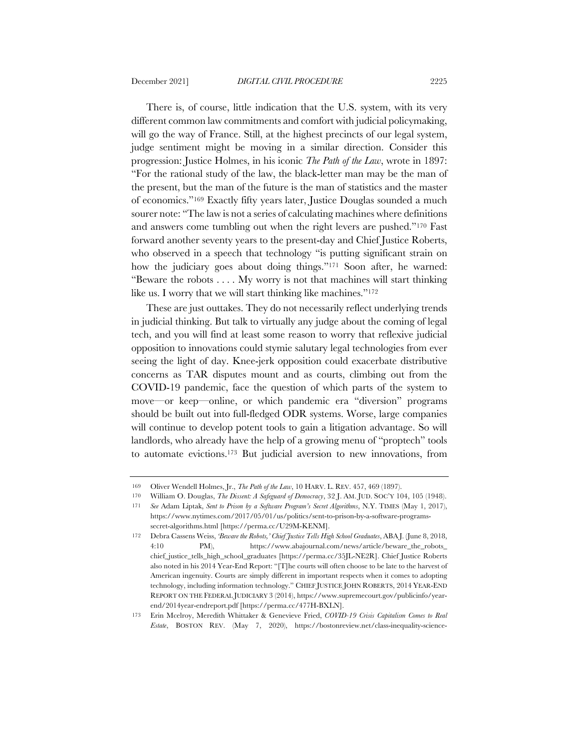There is, of course, little indication that the U.S. system, with its very different common law commitments and comfort with judicial policymaking, will go the way of France. Still, at the highest precincts of our legal system, judge sentiment might be moving in a similar direction. Consider this progression: Justice Holmes, in his iconic *The Path of the Law*, wrote in 1897: "For the rational study of the law, the black-letter man may be the man of the present, but the man of the future is the man of statistics and the master of economics."[169] Exactly fifty years later, Justice Douglas sounded a much sourer note: "The law is not a series of calculating machines where definitions and answers come tumbling out when the right levers are pushed."[170] Fast forward another seventy years to the present-day and Chief Justice Roberts, who observed in a speech that technology "is putting significant strain on how the judiciary goes about doing things."[171] Soon after, he warned: "Beware the robots . . . . My worry is not that machines will start thinking like us. I worry that we will start thinking like machines."[172]

These are just outtakes. They do not necessarily reflect underlying trends in judicial thinking. But talk to virtually any judge about the coming of legal tech, and you will find at least some reason to worry that reflexive judicial opposition to innovations could stymie salutary legal technologies from ever seeing the light of day. Knee-jerk opposition could exacerbate distributive concerns as TAR disputes mount and as courts, climbing out from the COVID-19 pandemic, face the question of which parts of the system to move—or keep—online, or which pandemic era "diversion" programs should be built out into full-fledged ODR systems. Worse, large companies will continue to develop potent tools to gain a litigation advantage. So will landlords, who already have the help of a growing menu of "proptech" tools to automate evictions.[173] But judicial aversion to new innovations, from

---

169 Oliver Wendell Holmes, Jr., *The Path of the Law*, 10 HARV. L. REV. 457, 469 (1897).

170 William O. Douglas, *The Dissent: A Safeguard of Democracy*, 32 J. AM. JUD. SOC'Y 104, 105 (1948).

171 *See* Adam Liptak, *Sent to Prison by a Software Program's Secret Algorithms*, N.Y. TIMES (May 1, 2017), https://www.nytimes.com/2017/05/01/us/politics/sent-to-prison-by-a-software-programs-secret-algorithms.html [https://perma.cc/U29M-KENM].

172 Debra Cassens Weiss, *'Beware the Robots,' Chief Justice Tells High School Graduates*, ABA J. (June 8, 2018, 4:10 PM), https://www.abajournal.com/news/article/beware_the_robots_chief_justice_tells_high_school_graduates [https://perma.cc/35JL-NE2R]. Chief Justice Roberts also noted in his 2014 Year-End Report: "[T]he courts will often choose to be late to the harvest of American ingenuity. Courts are simply different in important respects when it comes to adopting technology, including information technology." CHIEF JUSTICE JOHN ROBERTS, 2014 YEAR-END REPORT ON THE FEDERAL JUDICIARY 3 (2014), https://www.supremecourt.gov/publicinfo/year-end/2014year-endreport.pdf [https://perma.cc/477H-BXLN].

173 Erin Mcelroy, Meredith Whittaker & Genevieve Fried, *COVID-19 Crisis Capitalism Comes to Real Estate*, BOSTON REV. (May 7, 2020), https://bostonreview.net/class-inequality-science-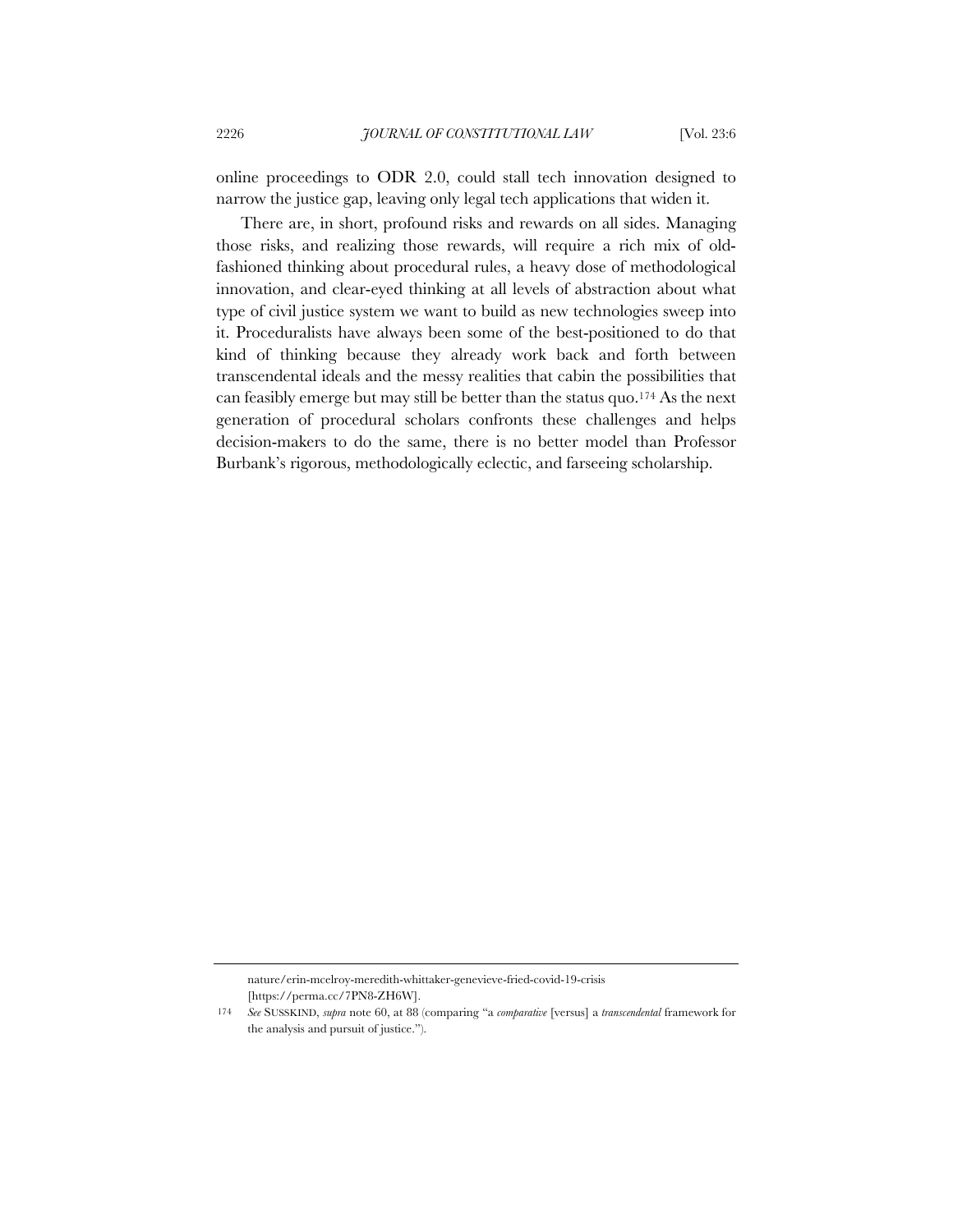online proceedings to ODR 2.0, could stall tech innovation designed to narrow the justice gap, leaving only legal tech applications that widen it.

There are, in short, profound risks and rewards on all sides. Managing those risks, and realizing those rewards, will require a rich mix of old-fashioned thinking about procedural rules, a heavy dose of methodological innovation, and clear-eyed thinking at all levels of abstraction about what type of civil justice system we want to build as new technologies sweep into it. Proceduralists have always been some of the best-positioned to do that kind of thinking because they already work back and forth between transcendental ideals and the messy realities that cabin the possibilities that can feasibly emerge but may still be better than the status quo.[174] As the next generation of procedural scholars confronts these challenges and helps decision-makers to do the same, there is no better model than Professor Burbank's rigorous, methodologically eclectic, and farseeing scholarship.

---

nature/erin-mcelroy-meredith-whittaker-genevieve-fried-covid-19-crisis [https://perma.cc/7PN8-ZH6W].

174 *See* SUSSKIND, *supra* note 60, at 88 (comparing "a *comparative* [versus] a *transcendental* framework for the analysis and pursuit of justice.").